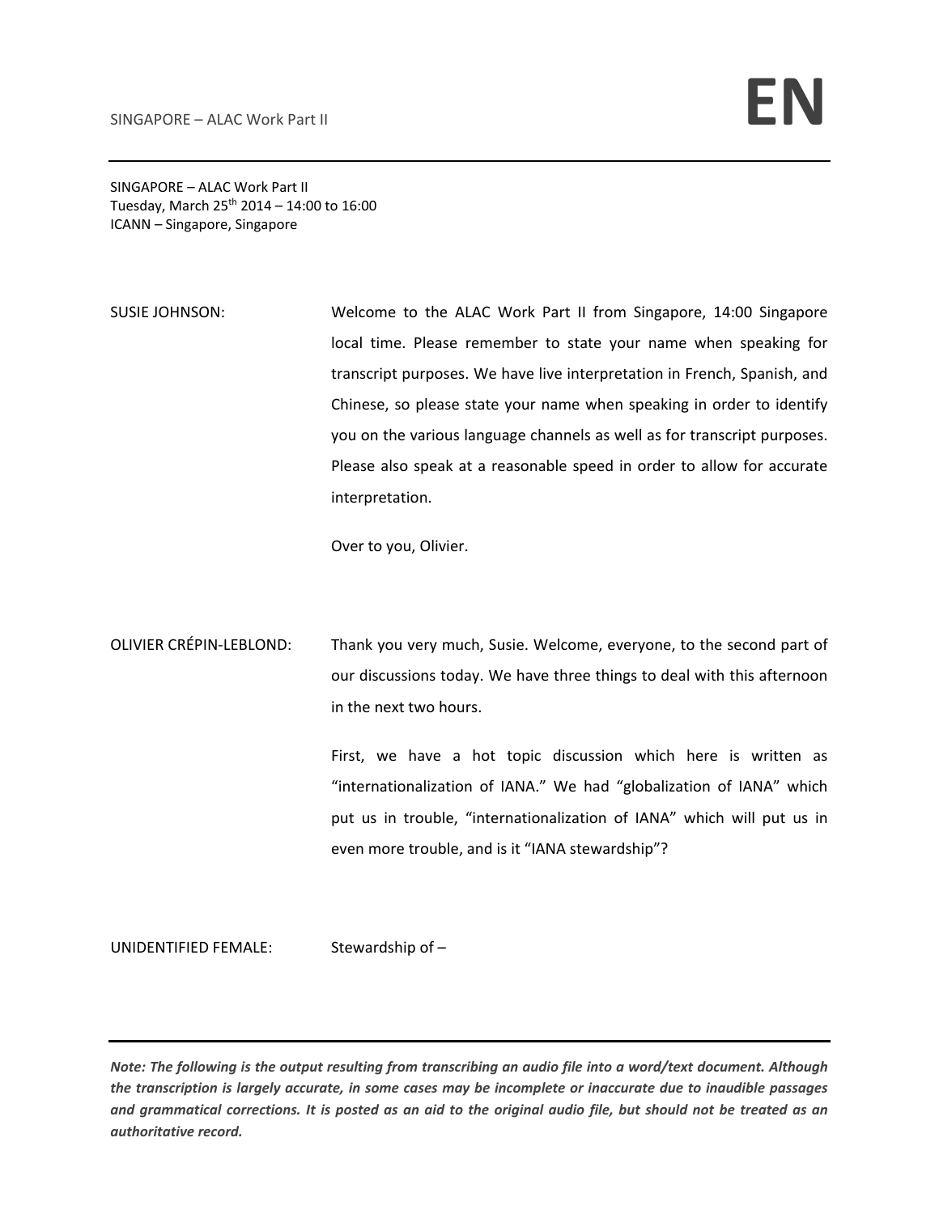SINGAPORE – ALAC Work Part II
Tuesday, March 25th 2014 – 14:00 to 16:00
ICANN – Singapore, Singapore

SUSIE JOHNSON: Welcome to the ALAC Work Part II from Singapore, 14:00 Singapore local time. Please remember to state your name when speaking for transcript purposes. We have live interpretation in French, Spanish, and Chinese, so please state your name when speaking in order to identify you on the various language channels as well as for transcript purposes. Please also speak at a reasonable speed in order to allow for accurate interpretation.

Over to you, Olivier.

OLIVIER CRÉPIN-LEBLOND: Thank you very much, Susie. Welcome, everyone, to the second part of our discussions today. We have three things to deal with this afternoon in the next two hours.

First, we have a hot topic discussion which here is written as "internationalization of IANA." We had "globalization of IANA" which put us in trouble, "internationalization of IANA" which will put us in even more trouble, and is it "IANA stewardship"?

UNIDENTIFIED FEMALE: Stewardship of –

***Note: The following is the output resulting from transcribing an audio file into a word/text document. Although the transcription is largely accurate, in some cases may be incomplete or inaccurate due to inaudible passages and grammatical corrections. It is posted as an aid to the original audio file, but should not be treated as an authoritative record.***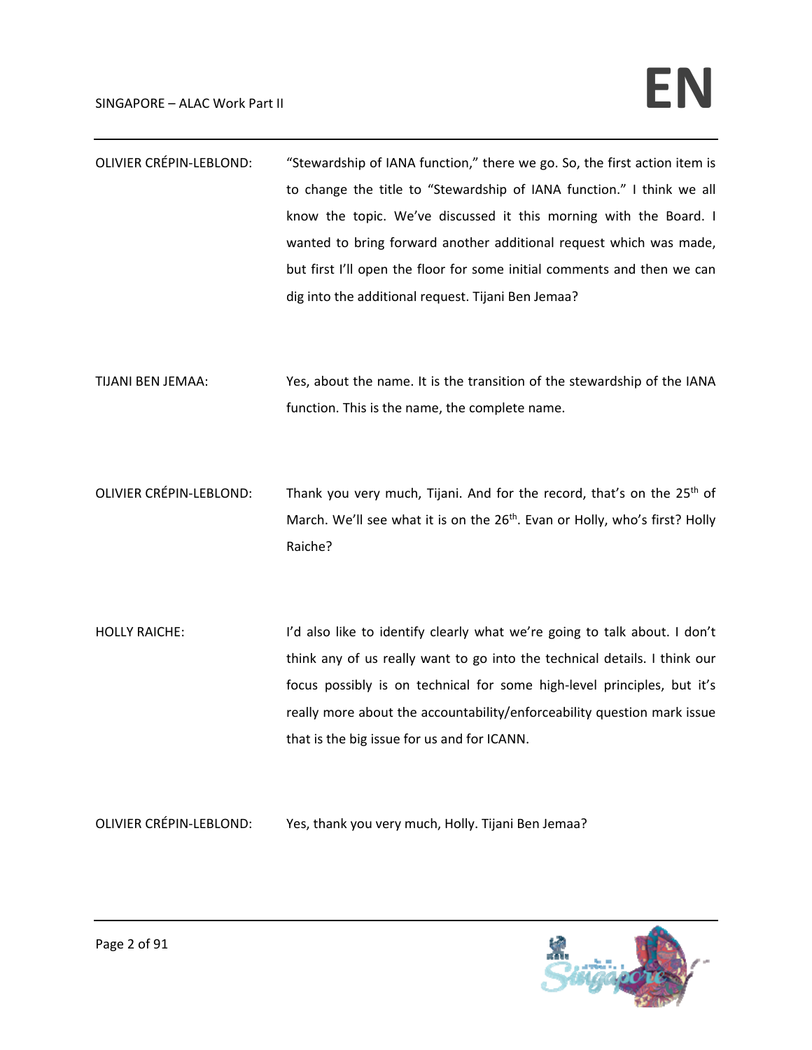OLIVIER CRÉPIN-LEBLOND: "Stewardship of IANA function," there we go. So, the first action item is to change the title to "Stewardship of IANA function." I think we all know the topic. We've discussed it this morning with the Board. I wanted to bring forward another additional request which was made, but first I'll open the floor for some initial comments and then we can dig into the additional request. Tijani Ben Jemaa?

TIJANI BEN JEMAA: Yes, about the name. It is the transition of the stewardship of the IANA function. This is the name, the complete name.

OLIVIER CRÉPIN-LEBLOND: Thank you very much, Tijani. And for the record, that's on the 25th of March. We'll see what it is on the 26th. Evan or Holly, who's first? Holly Raiche?

HOLLY RAICHE: I'd also like to identify clearly what we're going to talk about. I don't think any of us really want to go into the technical details. I think our focus possibly is on technical for some high-level principles, but it's really more about the accountability/enforceability question mark issue that is the big issue for us and for ICANN.

OLIVIER CRÉPIN-LEBLOND: Yes, thank you very much, Holly. Tijani Ben Jemaa?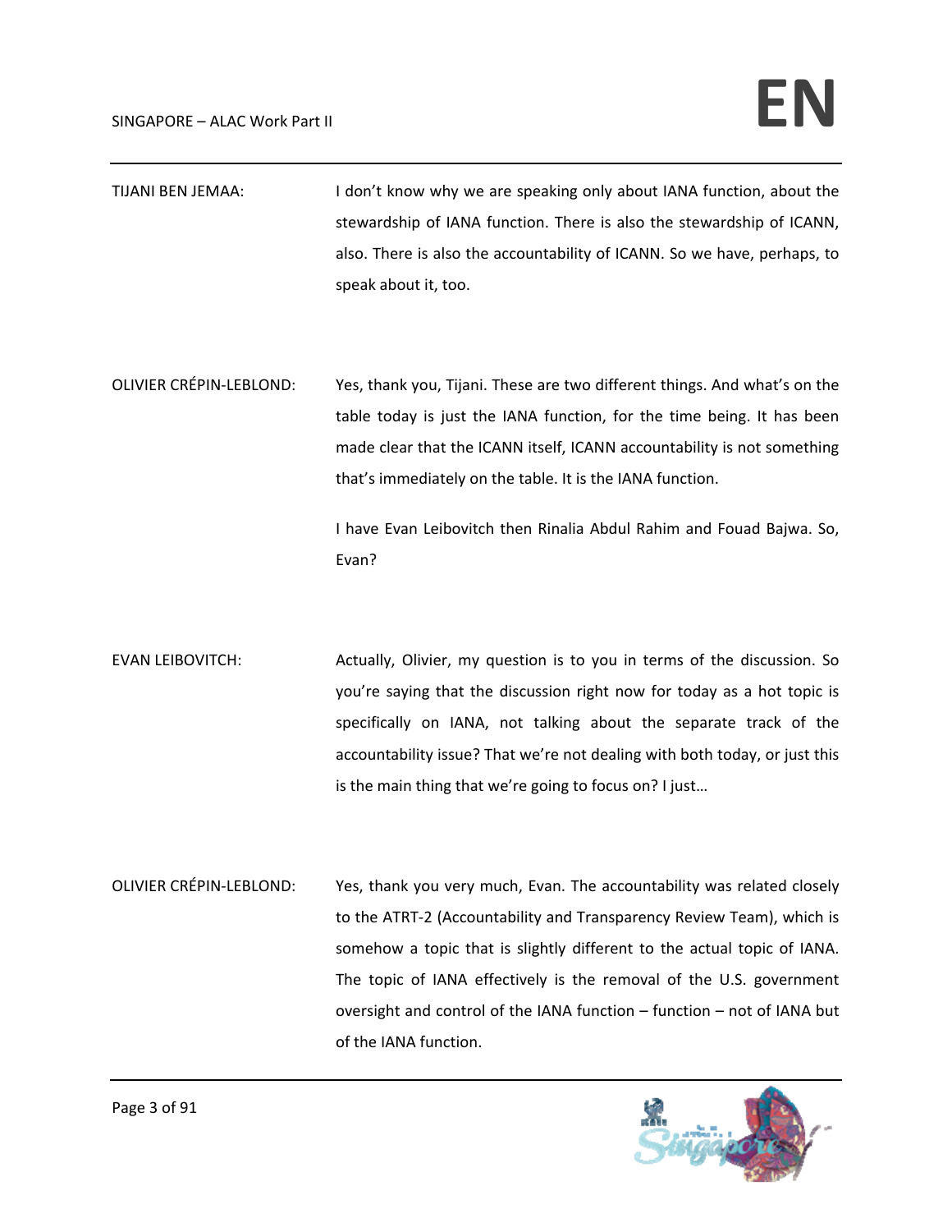TIJANI BEN JEMAA: I don't know why we are speaking only about IANA function, about the stewardship of IANA function. There is also the stewardship of ICANN, also. There is also the accountability of ICANN. So we have, perhaps, to speak about it, too.

OLIVIER CRÉPIN-LEBLOND: Yes, thank you, Tijani. These are two different things. And what's on the table today is just the IANA function, for the time being. It has been made clear that the ICANN itself, ICANN accountability is not something that's immediately on the table. It is the IANA function.

I have Evan Leibovitch then Rinalia Abdul Rahim and Fouad Bajwa. So, Evan?

EVAN LEIBOVITCH: Actually, Olivier, my question is to you in terms of the discussion. So you're saying that the discussion right now for today as a hot topic is specifically on IANA, not talking about the separate track of the accountability issue? That we're not dealing with both today, or just this is the main thing that we're going to focus on? I just…

OLIVIER CRÉPIN-LEBLOND: Yes, thank you very much, Evan. The accountability was related closely to the ATRT-2 (Accountability and Transparency Review Team), which is somehow a topic that is slightly different to the actual topic of IANA. The topic of IANA effectively is the removal of the U.S. government oversight and control of the IANA function – function – not of IANA but of the IANA function.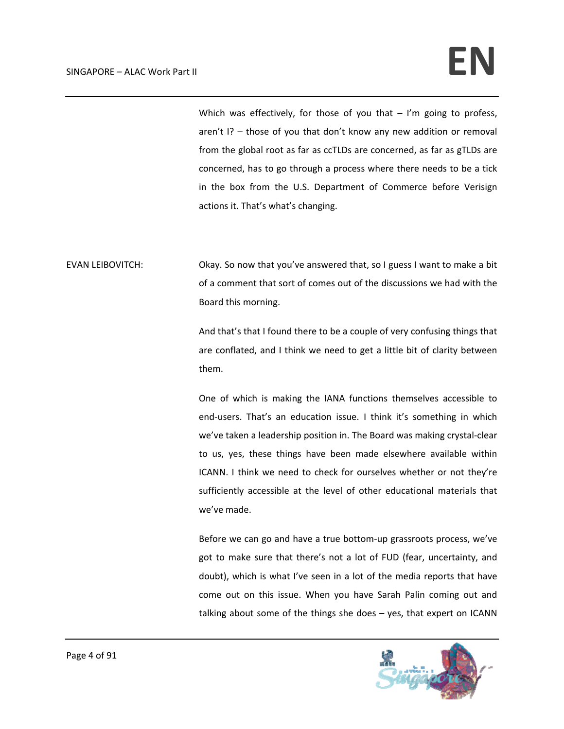Which was effectively, for those of you that – I'm going to profess, aren't I? – those of you that don't know any new addition or removal from the global root as far as ccTLDs are concerned, as far as gTLDs are concerned, has to go through a process where there needs to be a tick in the box from the U.S. Department of Commerce before Verisign actions it. That's what's changing.

EVAN LEIBOVITCH: Okay. So now that you've answered that, so I guess I want to make a bit of a comment that sort of comes out of the discussions we had with the Board this morning.

And that's that I found there to be a couple of very confusing things that are conflated, and I think we need to get a little bit of clarity between them.

One of which is making the IANA functions themselves accessible to end-users. That's an education issue. I think it's something in which we've taken a leadership position in. The Board was making crystal-clear to us, yes, these things have been made elsewhere available within ICANN. I think we need to check for ourselves whether or not they're sufficiently accessible at the level of other educational materials that we've made.

Before we can go and have a true bottom-up grassroots process, we've got to make sure that there's not a lot of FUD (fear, uncertainty, and doubt), which is what I've seen in a lot of the media reports that have come out on this issue. When you have Sarah Palin coming out and talking about some of the things she does – yes, that expert on ICANN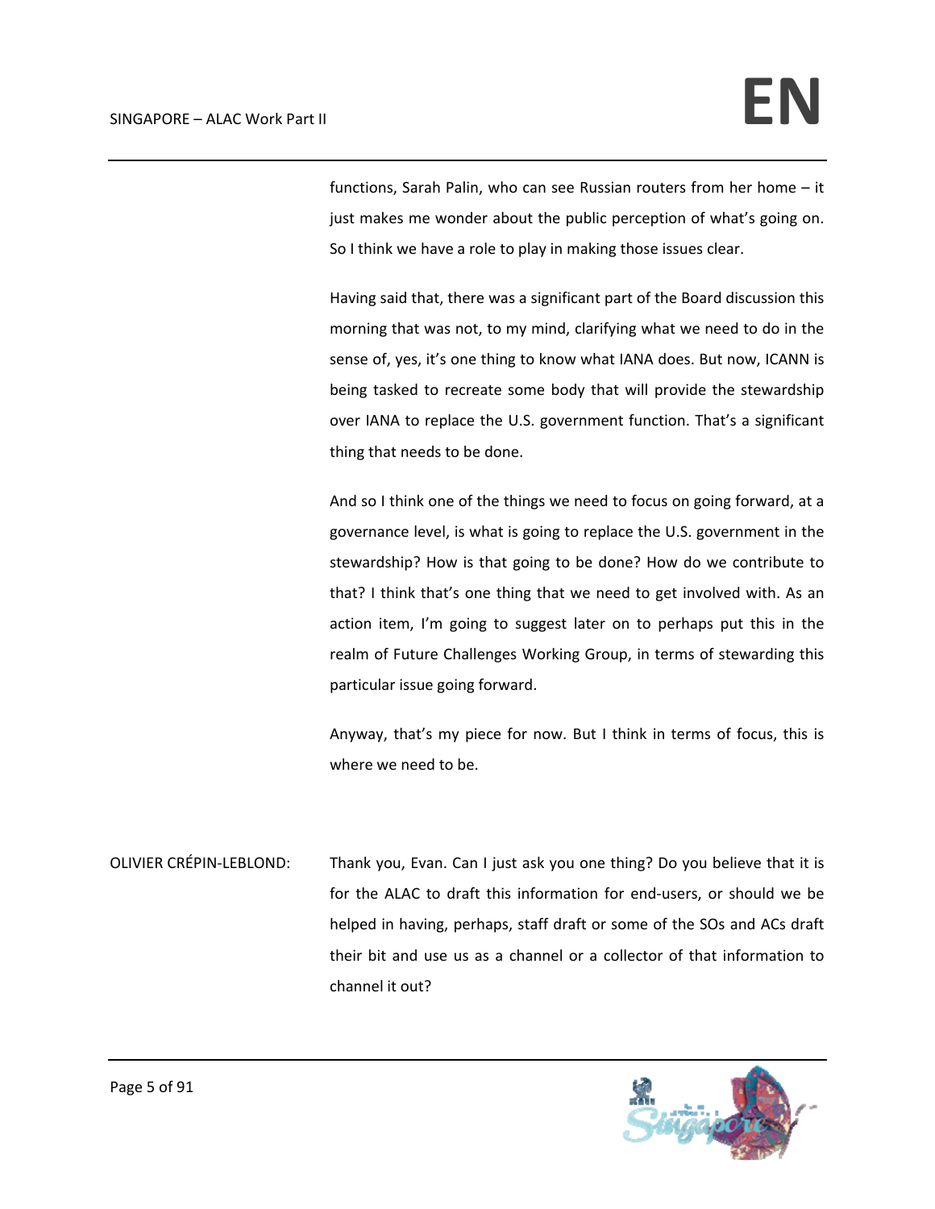functions, Sarah Palin, who can see Russian routers from her home – it just makes me wonder about the public perception of what's going on. So I think we have a role to play in making those issues clear.

Having said that, there was a significant part of the Board discussion this morning that was not, to my mind, clarifying what we need to do in the sense of, yes, it's one thing to know what IANA does. But now, ICANN is being tasked to recreate some body that will provide the stewardship over IANA to replace the U.S. government function. That's a significant thing that needs to be done.

And so I think one of the things we need to focus on going forward, at a governance level, is what is going to replace the U.S. government in the stewardship? How is that going to be done? How do we contribute to that? I think that's one thing that we need to get involved with. As an action item, I'm going to suggest later on to perhaps put this in the realm of Future Challenges Working Group, in terms of stewarding this particular issue going forward.

Anyway, that's my piece for now. But I think in terms of focus, this is where we need to be.

OLIVIER CRÉPIN-LEBLOND: Thank you, Evan. Can I just ask you one thing? Do you believe that it is for the ALAC to draft this information for end-users, or should we be helped in having, perhaps, staff draft or some of the SOs and ACs draft their bit and use us as a channel or a collector of that information to channel it out?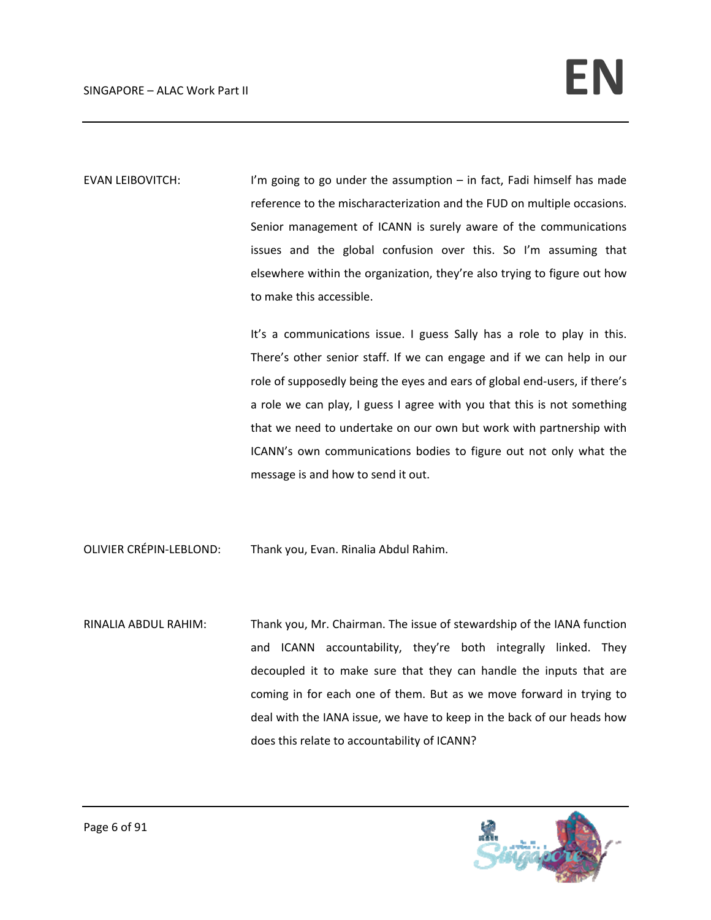EVAN LEIBOVITCH: I'm going to go under the assumption – in fact, Fadi himself has made reference to the mischaracterization and the FUD on multiple occasions. Senior management of ICANN is surely aware of the communications issues and the global confusion over this. So I'm assuming that elsewhere within the organization, they're also trying to figure out how to make this accessible.

It's a communications issue. I guess Sally has a role to play in this. There's other senior staff. If we can engage and if we can help in our role of supposedly being the eyes and ears of global end-users, if there's a role we can play, I guess I agree with you that this is not something that we need to undertake on our own but work with partnership with ICANN's own communications bodies to figure out not only what the message is and how to send it out.

OLIVIER CRÉPIN-LEBLOND: Thank you, Evan. Rinalia Abdul Rahim.

RINALIA ABDUL RAHIM: Thank you, Mr. Chairman. The issue of stewardship of the IANA function and ICANN accountability, they're both integrally linked. They decoupled it to make sure that they can handle the inputs that are coming in for each one of them. But as we move forward in trying to deal with the IANA issue, we have to keep in the back of our heads how does this relate to accountability of ICANN?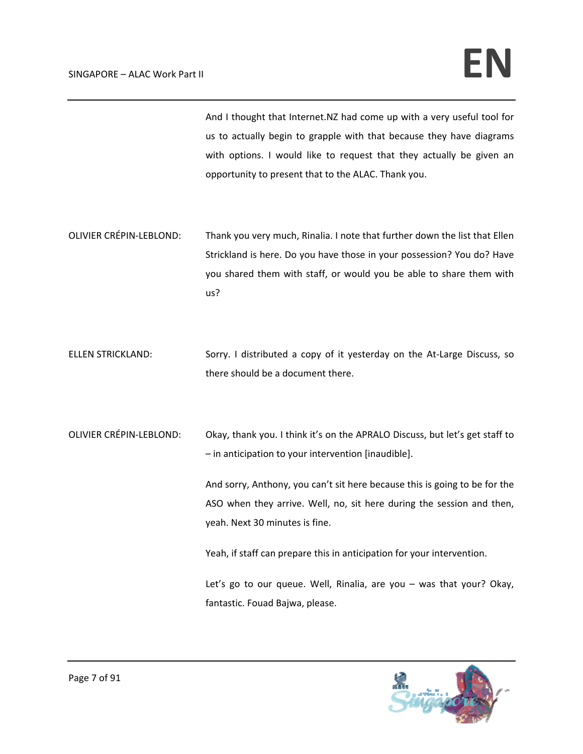And I thought that Internet.NZ had come up with a very useful tool for us to actually begin to grapple with that because they have diagrams with options. I would like to request that they actually be given an opportunity to present that to the ALAC. Thank you.

OLIVIER CRÉPIN-LEBLOND: Thank you very much, Rinalia. I note that further down the list that Ellen Strickland is here. Do you have those in your possession? You do? Have you shared them with staff, or would you be able to share them with us?

ELLEN STRICKLAND: Sorry. I distributed a copy of it yesterday on the At-Large Discuss, so there should be a document there.

OLIVIER CRÉPIN-LEBLOND: Okay, thank you. I think it's on the APRALO Discuss, but let's get staff to – in anticipation to your intervention [inaudible].

And sorry, Anthony, you can't sit here because this is going to be for the ASO when they arrive. Well, no, sit here during the session and then, yeah. Next 30 minutes is fine.

Yeah, if staff can prepare this in anticipation for your intervention.

Let's go to our queue. Well, Rinalia, are you – was that your? Okay, fantastic. Fouad Bajwa, please.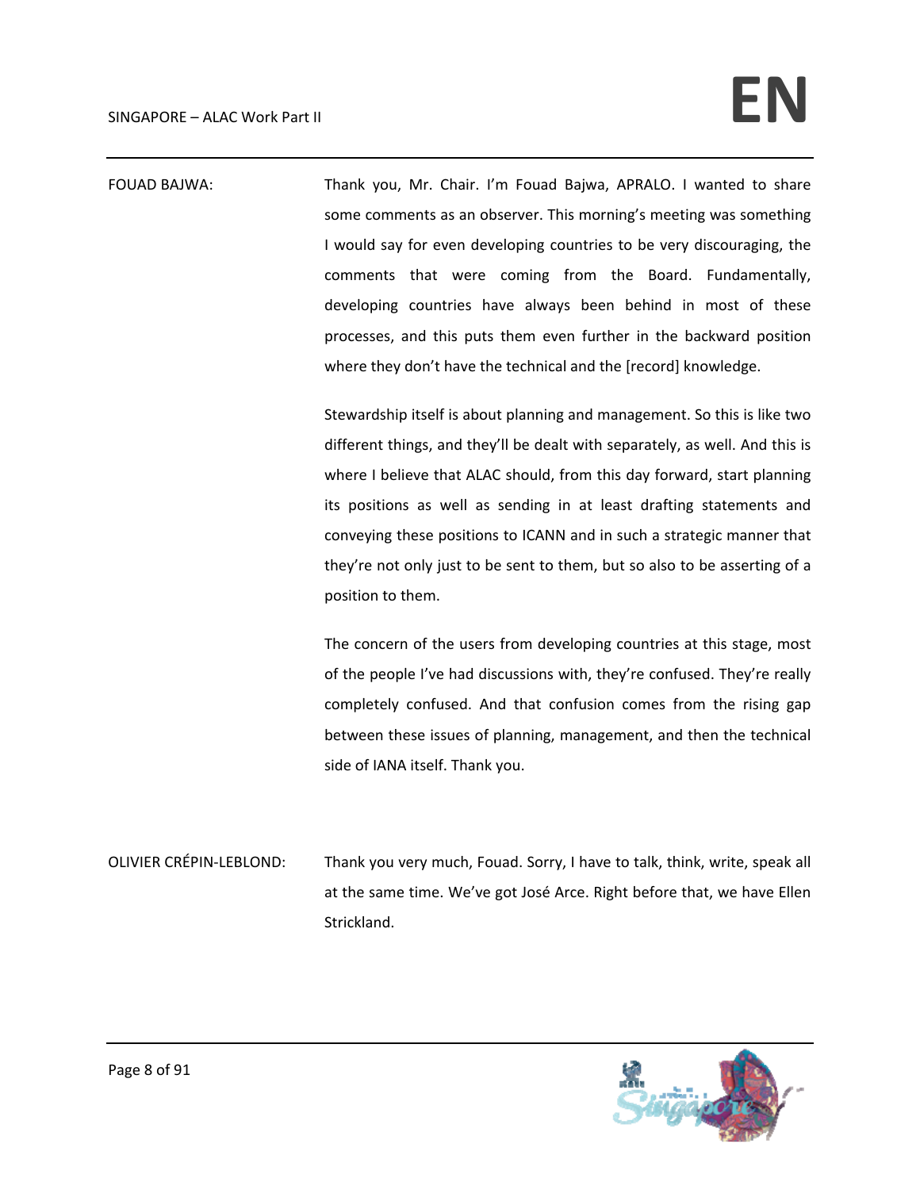FOUAD BAJWA: Thank you, Mr. Chair. I'm Fouad Bajwa, APRALO. I wanted to share some comments as an observer. This morning's meeting was something I would say for even developing countries to be very discouraging, the comments that were coming from the Board. Fundamentally, developing countries have always been behind in most of these processes, and this puts them even further in the backward position where they don't have the technical and the [record] knowledge.

Stewardship itself is about planning and management. So this is like two different things, and they'll be dealt with separately, as well. And this is where I believe that ALAC should, from this day forward, start planning its positions as well as sending in at least drafting statements and conveying these positions to ICANN and in such a strategic manner that they're not only just to be sent to them, but so also to be asserting of a position to them.

The concern of the users from developing countries at this stage, most of the people I've had discussions with, they're confused. They're really completely confused. And that confusion comes from the rising gap between these issues of planning, management, and then the technical side of IANA itself. Thank you.

OLIVIER CRÉPIN-LEBLOND: Thank you very much, Fouad. Sorry, I have to talk, think, write, speak all at the same time. We've got José Arce. Right before that, we have Ellen Strickland.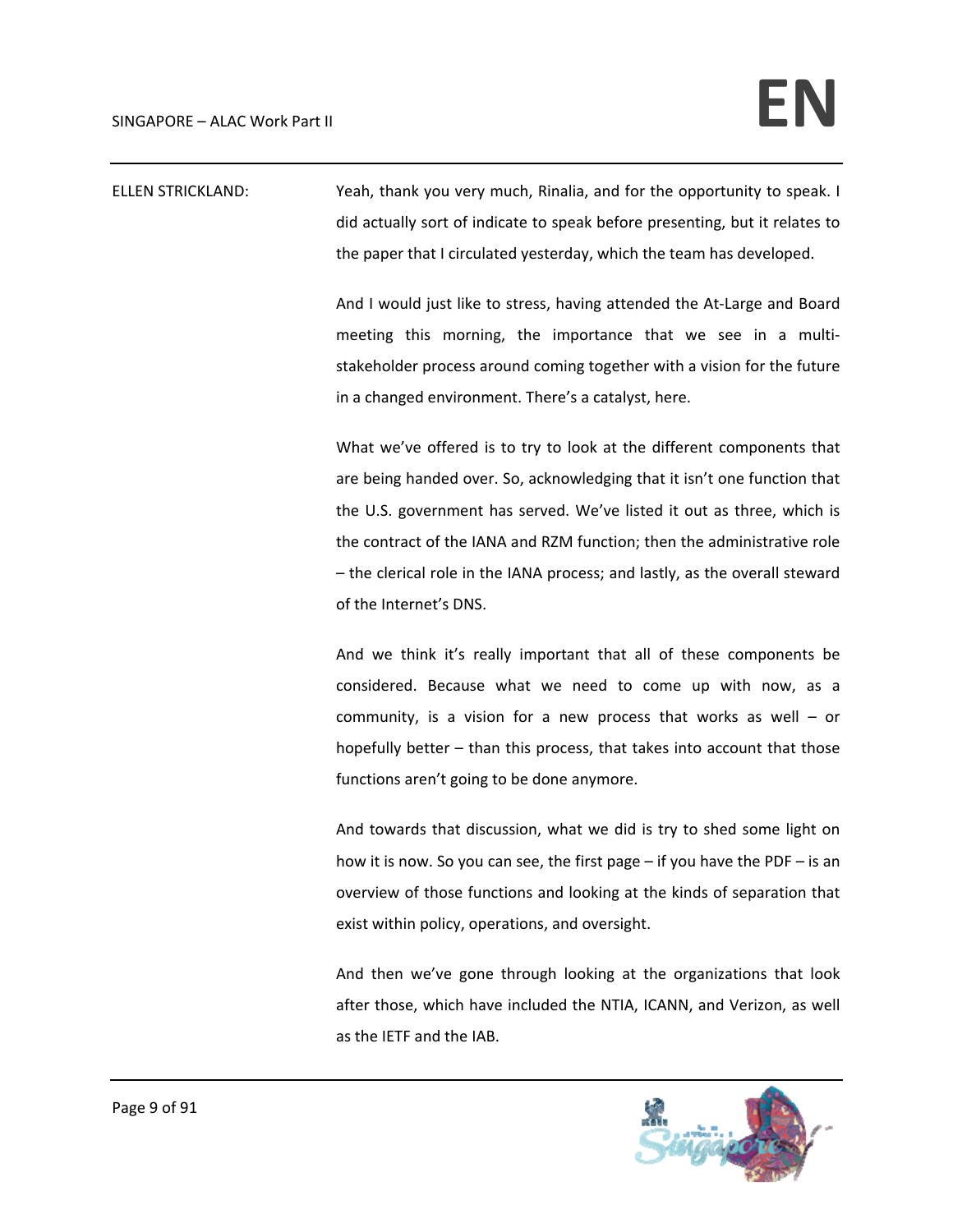ELLEN STRICKLAND: Yeah, thank you very much, Rinalia, and for the opportunity to speak. I did actually sort of indicate to speak before presenting, but it relates to the paper that I circulated yesterday, which the team has developed.

And I would just like to stress, having attended the At-Large and Board meeting this morning, the importance that we see in a multi-stakeholder process around coming together with a vision for the future in a changed environment. There's a catalyst, here.

What we've offered is to try to look at the different components that are being handed over. So, acknowledging that it isn't one function that the U.S. government has served. We've listed it out as three, which is the contract of the IANA and RZM function; then the administrative role – the clerical role in the IANA process; and lastly, as the overall steward of the Internet's DNS.

And we think it's really important that all of these components be considered. Because what we need to come up with now, as a community, is a vision for a new process that works as well – or hopefully better – than this process, that takes into account that those functions aren't going to be done anymore.

And towards that discussion, what we did is try to shed some light on how it is now. So you can see, the first page – if you have the PDF – is an overview of those functions and looking at the kinds of separation that exist within policy, operations, and oversight.

And then we've gone through looking at the organizations that look after those, which have included the NTIA, ICANN, and Verizon, as well as the IETF and the IAB.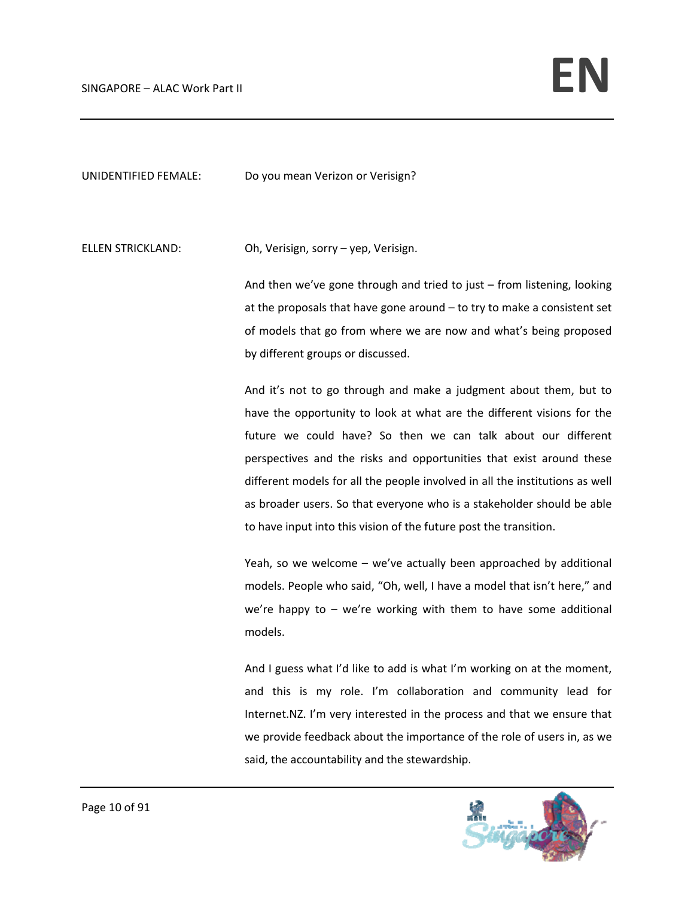UNIDENTIFIED FEMALE: Do you mean Verizon or Verisign?

ELLEN STRICKLAND: Oh, Verisign, sorry – yep, Verisign.

And then we've gone through and tried to just – from listening, looking at the proposals that have gone around – to try to make a consistent set of models that go from where we are now and what's being proposed by different groups or discussed.

And it's not to go through and make a judgment about them, but to have the opportunity to look at what are the different visions for the future we could have? So then we can talk about our different perspectives and the risks and opportunities that exist around these different models for all the people involved in all the institutions as well as broader users. So that everyone who is a stakeholder should be able to have input into this vision of the future post the transition.

Yeah, so we welcome – we've actually been approached by additional models. People who said, "Oh, well, I have a model that isn't here," and we're happy to – we're working with them to have some additional models.

And I guess what I'd like to add is what I'm working on at the moment, and this is my role. I'm collaboration and community lead for Internet.NZ. I'm very interested in the process and that we ensure that we provide feedback about the importance of the role of users in, as we said, the accountability and the stewardship.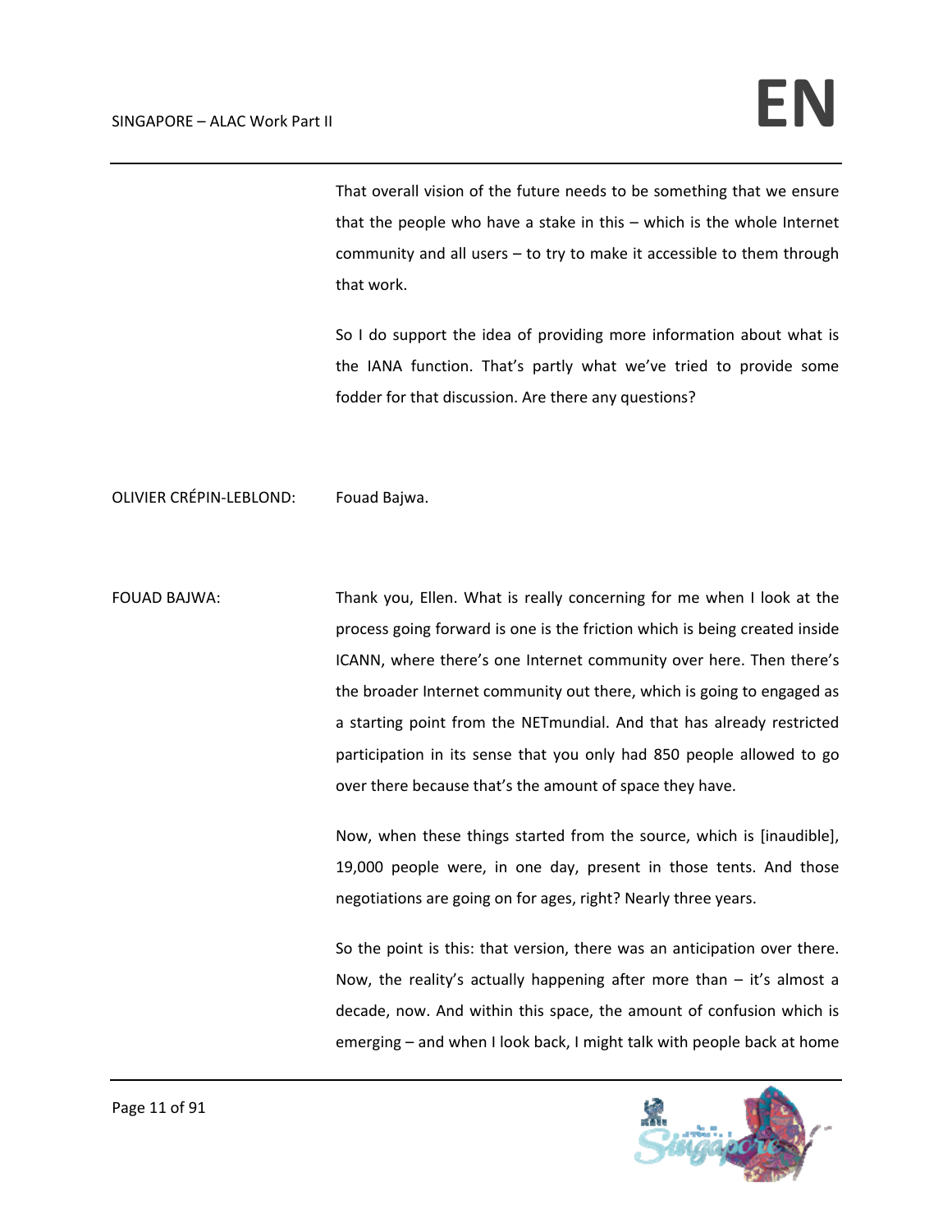That overall vision of the future needs to be something that we ensure that the people who have a stake in this – which is the whole Internet community and all users – to try to make it accessible to them through that work.

So I do support the idea of providing more information about what is the IANA function. That's partly what we've tried to provide some fodder for that discussion. Are there any questions?

OLIVIER CRÉPIN-LEBLOND: Fouad Bajwa.

FOUAD BAJWA: Thank you, Ellen. What is really concerning for me when I look at the process going forward is one is the friction which is being created inside ICANN, where there's one Internet community over here. Then there's the broader Internet community out there, which is going to engaged as a starting point from the NETmundial. And that has already restricted participation in its sense that you only had 850 people allowed to go over there because that's the amount of space they have.

Now, when these things started from the source, which is [inaudible], 19,000 people were, in one day, present in those tents. And those negotiations are going on for ages, right? Nearly three years.

So the point is this: that version, there was an anticipation over there. Now, the reality's actually happening after more than – it's almost a decade, now. And within this space, the amount of confusion which is emerging – and when I look back, I might talk with people back at home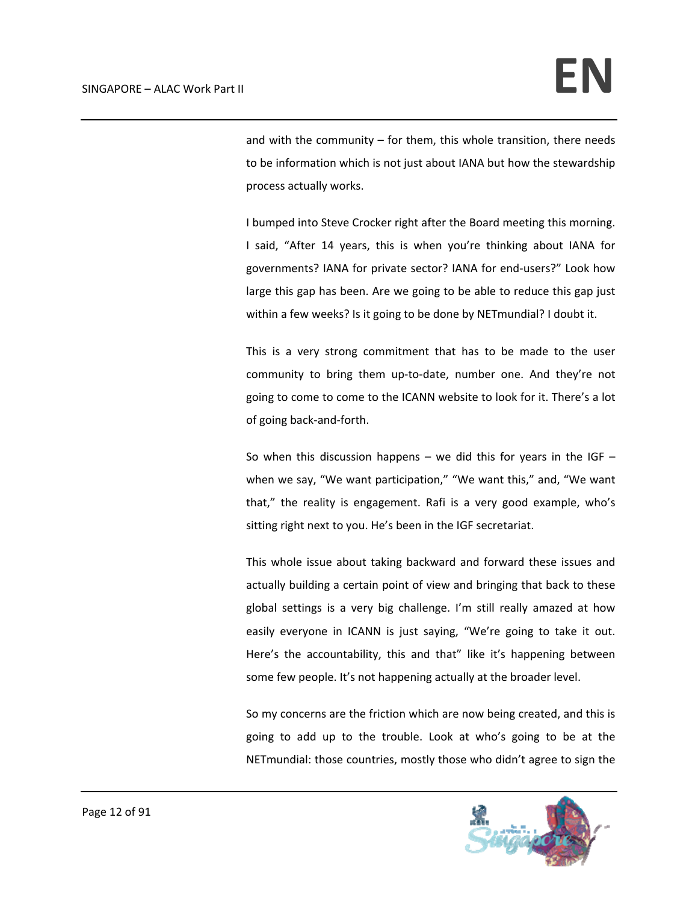and with the community – for them, this whole transition, there needs to be information which is not just about IANA but how the stewardship process actually works.

I bumped into Steve Crocker right after the Board meeting this morning. I said, "After 14 years, this is when you're thinking about IANA for governments? IANA for private sector? IANA for end-users?" Look how large this gap has been. Are we going to be able to reduce this gap just within a few weeks? Is it going to be done by NETmundial? I doubt it.

This is a very strong commitment that has to be made to the user community to bring them up-to-date, number one. And they're not going to come to come to the ICANN website to look for it. There's a lot of going back-and-forth.

So when this discussion happens – we did this for years in the IGF – when we say, "We want participation," "We want this," and, "We want that," the reality is engagement. Rafi is a very good example, who's sitting right next to you. He's been in the IGF secretariat.

This whole issue about taking backward and forward these issues and actually building a certain point of view and bringing that back to these global settings is a very big challenge. I'm still really amazed at how easily everyone in ICANN is just saying, "We're going to take it out. Here's the accountability, this and that" like it's happening between some few people. It's not happening actually at the broader level.

So my concerns are the friction which are now being created, and this is going to add up to the trouble. Look at who's going to be at the NETmundial: those countries, mostly those who didn't agree to sign the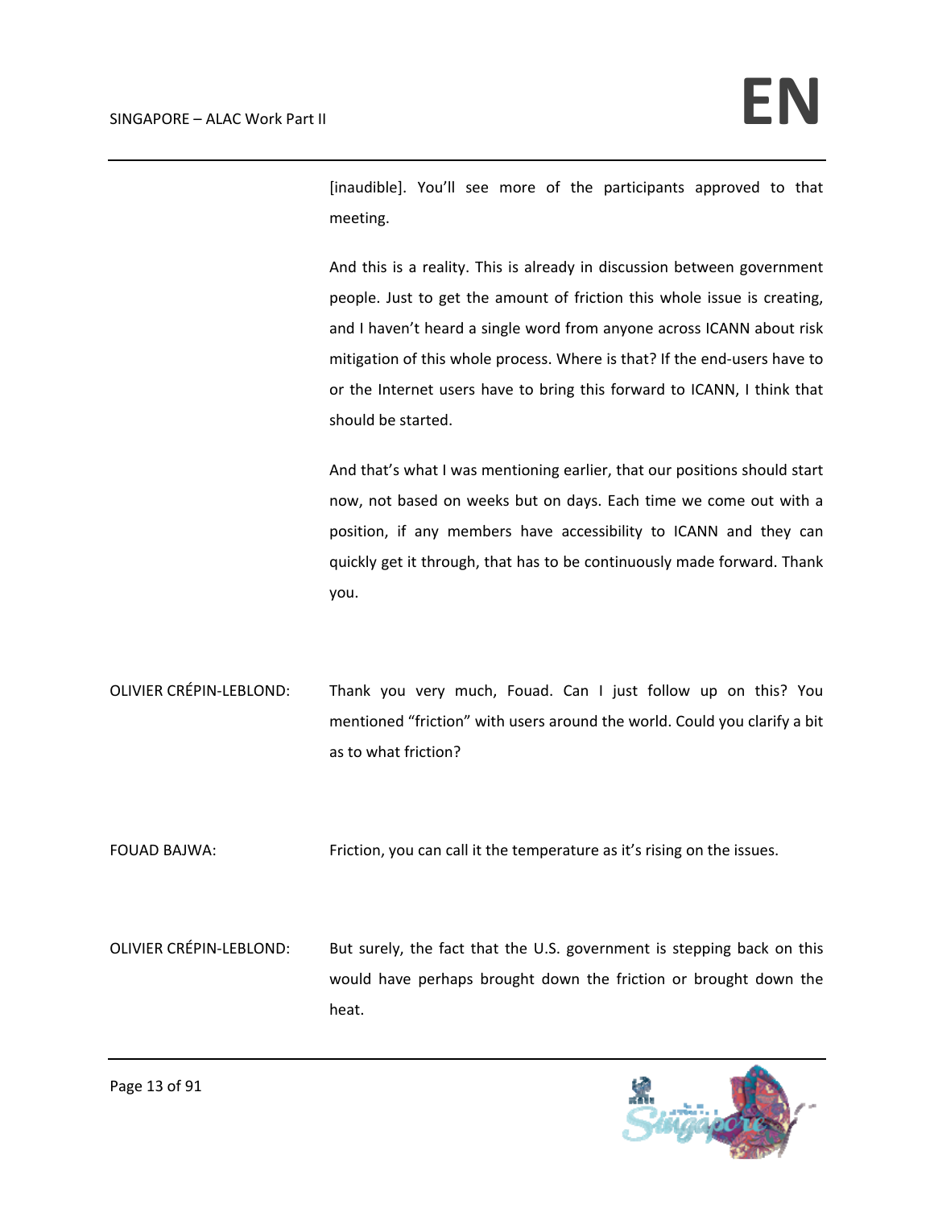[inaudible]. You'll see more of the participants approved to that meeting.

And this is a reality. This is already in discussion between government people. Just to get the amount of friction this whole issue is creating, and I haven't heard a single word from anyone across ICANN about risk mitigation of this whole process. Where is that? If the end-users have to or the Internet users have to bring this forward to ICANN, I think that should be started.

And that's what I was mentioning earlier, that our positions should start now, not based on weeks but on days. Each time we come out with a position, if any members have accessibility to ICANN and they can quickly get it through, that has to be continuously made forward. Thank you.

OLIVIER CRÉPIN-LEBLOND: Thank you very much, Fouad. Can I just follow up on this? You mentioned "friction" with users around the world. Could you clarify a bit as to what friction?

FOUAD BAJWA: Friction, you can call it the temperature as it's rising on the issues.

OLIVIER CRÉPIN-LEBLOND: But surely, the fact that the U.S. government is stepping back on this would have perhaps brought down the friction or brought down the heat.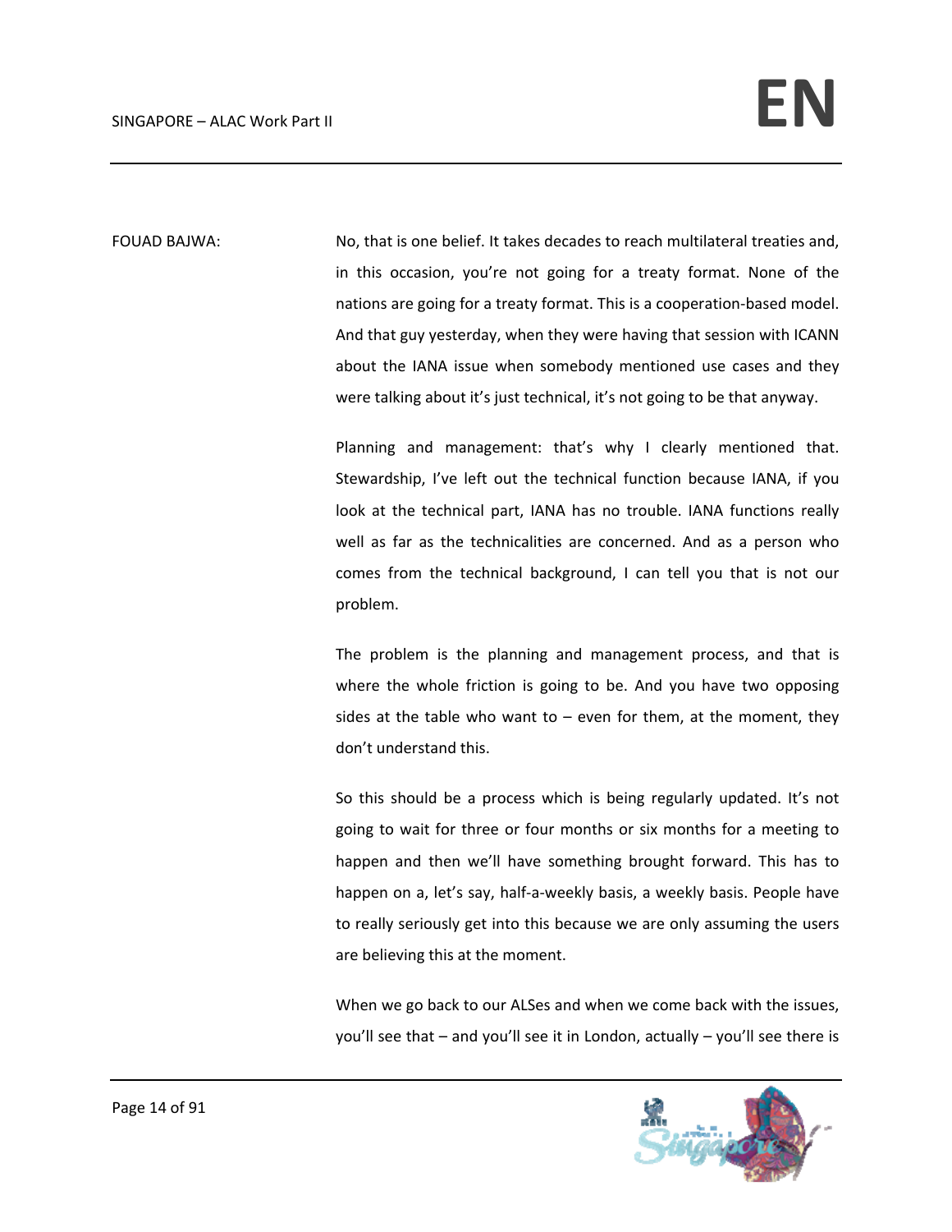FOUAD BAJWA: No, that is one belief. It takes decades to reach multilateral treaties and, in this occasion, you're not going for a treaty format. None of the nations are going for a treaty format. This is a cooperation-based model. And that guy yesterday, when they were having that session with ICANN about the IANA issue when somebody mentioned use cases and they were talking about it's just technical, it's not going to be that anyway.

Planning and management: that's why I clearly mentioned that. Stewardship, I've left out the technical function because IANA, if you look at the technical part, IANA has no trouble. IANA functions really well as far as the technicalities are concerned. And as a person who comes from the technical background, I can tell you that is not our problem.

The problem is the planning and management process, and that is where the whole friction is going to be. And you have two opposing sides at the table who want to – even for them, at the moment, they don't understand this.

So this should be a process which is being regularly updated. It's not going to wait for three or four months or six months for a meeting to happen and then we'll have something brought forward. This has to happen on a, let's say, half-a-weekly basis, a weekly basis. People have to really seriously get into this because we are only assuming the users are believing this at the moment.

When we go back to our ALSes and when we come back with the issues, you'll see that – and you'll see it in London, actually – you'll see there is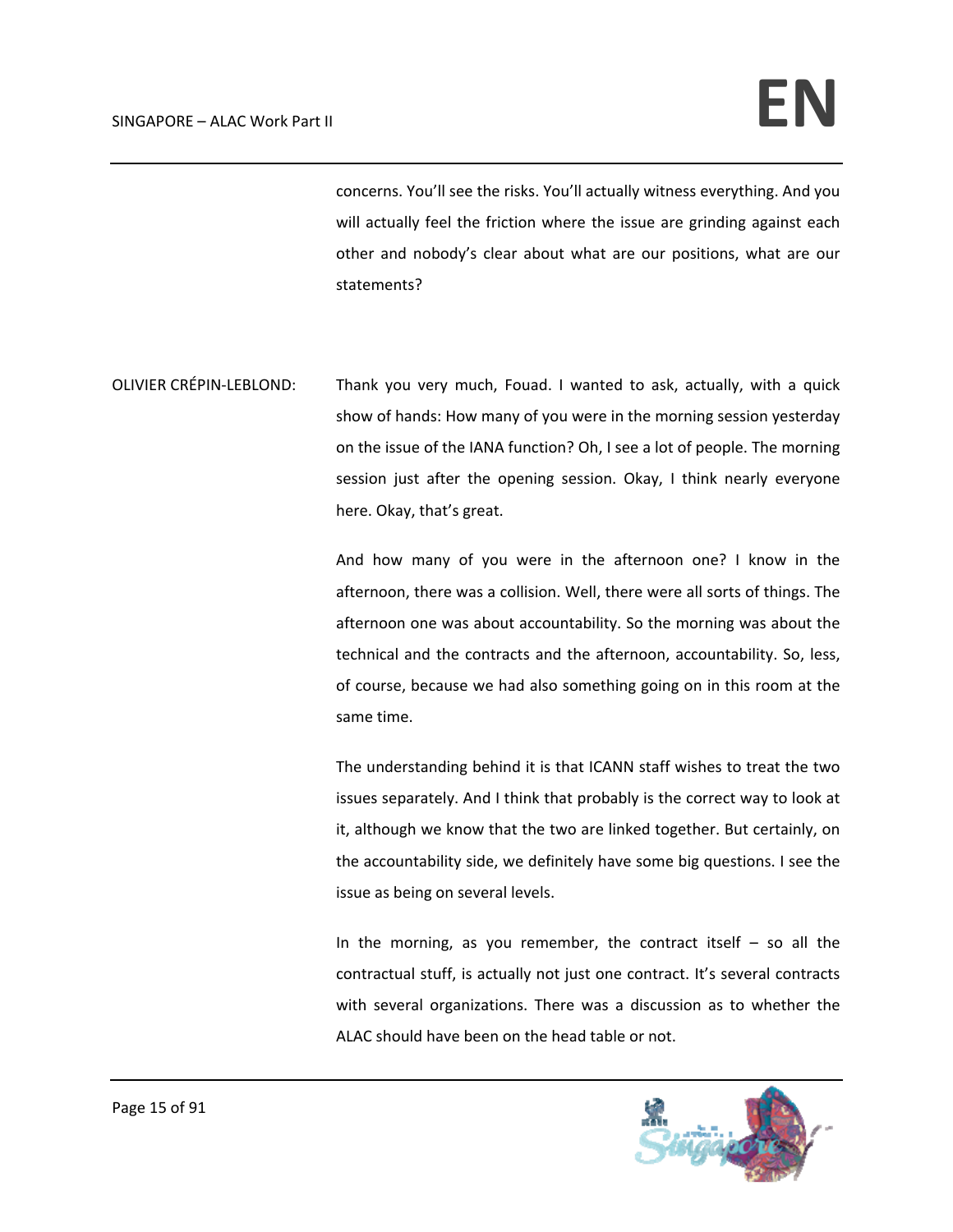concerns. You'll see the risks. You'll actually witness everything. And you will actually feel the friction where the issue are grinding against each other and nobody's clear about what are our positions, what are our statements?

OLIVIER CRÉPIN-LEBLOND: Thank you very much, Fouad. I wanted to ask, actually, with a quick show of hands: How many of you were in the morning session yesterday on the issue of the IANA function? Oh, I see a lot of people. The morning session just after the opening session. Okay, I think nearly everyone here. Okay, that's great.

And how many of you were in the afternoon one? I know in the afternoon, there was a collision. Well, there were all sorts of things. The afternoon one was about accountability. So the morning was about the technical and the contracts and the afternoon, accountability. So, less, of course, because we had also something going on in this room at the same time.

The understanding behind it is that ICANN staff wishes to treat the two issues separately. And I think that probably is the correct way to look at it, although we know that the two are linked together. But certainly, on the accountability side, we definitely have some big questions. I see the issue as being on several levels.

In the morning, as you remember, the contract itself – so all the contractual stuff, is actually not just one contract. It's several contracts with several organizations. There was a discussion as to whether the ALAC should have been on the head table or not.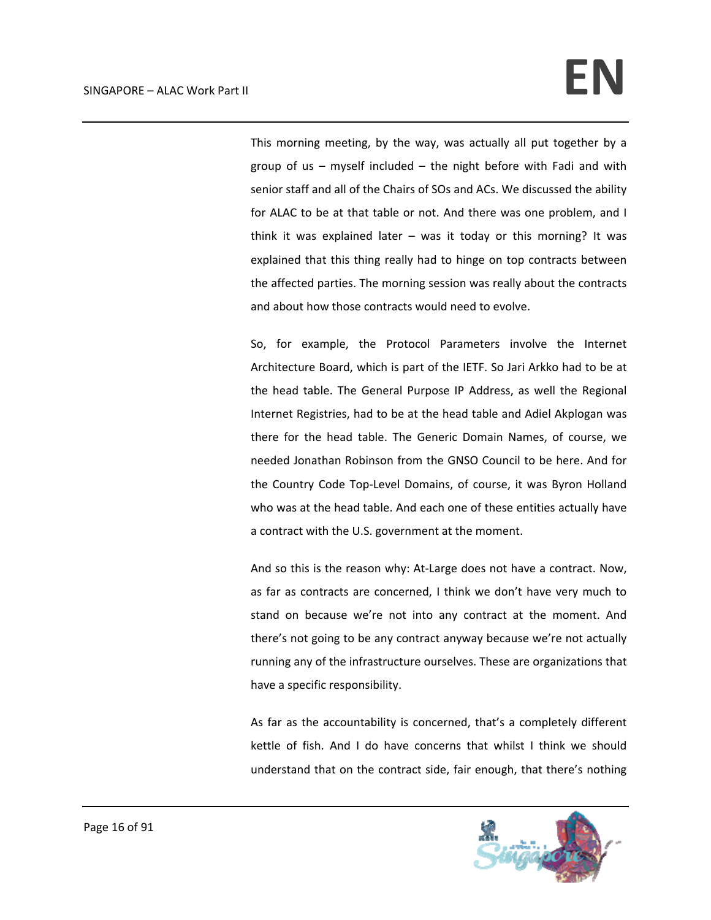This morning meeting, by the way, was actually all put together by a group of us – myself included – the night before with Fadi and with senior staff and all of the Chairs of SOs and ACs. We discussed the ability for ALAC to be at that table or not. And there was one problem, and I think it was explained later – was it today or this morning? It was explained that this thing really had to hinge on top contracts between the affected parties. The morning session was really about the contracts and about how those contracts would need to evolve.

So, for example, the Protocol Parameters involve the Internet Architecture Board, which is part of the IETF. So Jari Arkko had to be at the head table. The General Purpose IP Address, as well the Regional Internet Registries, had to be at the head table and Adiel Akplogan was there for the head table. The Generic Domain Names, of course, we needed Jonathan Robinson from the GNSO Council to be here. And for the Country Code Top-Level Domains, of course, it was Byron Holland who was at the head table. And each one of these entities actually have a contract with the U.S. government at the moment.

And so this is the reason why: At-Large does not have a contract. Now, as far as contracts are concerned, I think we don't have very much to stand on because we're not into any contract at the moment. And there's not going to be any contract anyway because we're not actually running any of the infrastructure ourselves. These are organizations that have a specific responsibility.

As far as the accountability is concerned, that's a completely different kettle of fish. And I do have concerns that whilst I think we should understand that on the contract side, fair enough, that there's nothing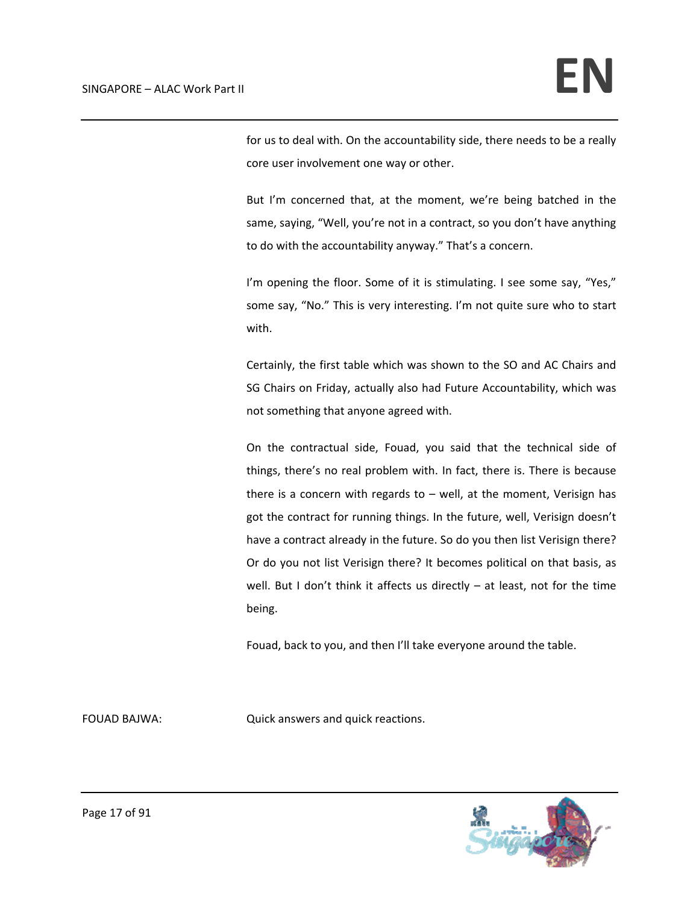for us to deal with. On the accountability side, there needs to be a really core user involvement one way or other.

But I'm concerned that, at the moment, we're being batched in the same, saying, "Well, you're not in a contract, so you don't have anything to do with the accountability anyway." That's a concern.

I'm opening the floor. Some of it is stimulating. I see some say, "Yes," some say, "No." This is very interesting. I'm not quite sure who to start with.

Certainly, the first table which was shown to the SO and AC Chairs and SG Chairs on Friday, actually also had Future Accountability, which was not something that anyone agreed with.

On the contractual side, Fouad, you said that the technical side of things, there's no real problem with. In fact, there is. There is because there is a concern with regards to – well, at the moment, Verisign has got the contract for running things. In the future, well, Verisign doesn't have a contract already in the future. So do you then list Verisign there? Or do you not list Verisign there? It becomes political on that basis, as well. But I don't think it affects us directly – at least, not for the time being.

Fouad, back to you, and then I'll take everyone around the table.

FOUAD BAJWA: Quick answers and quick reactions.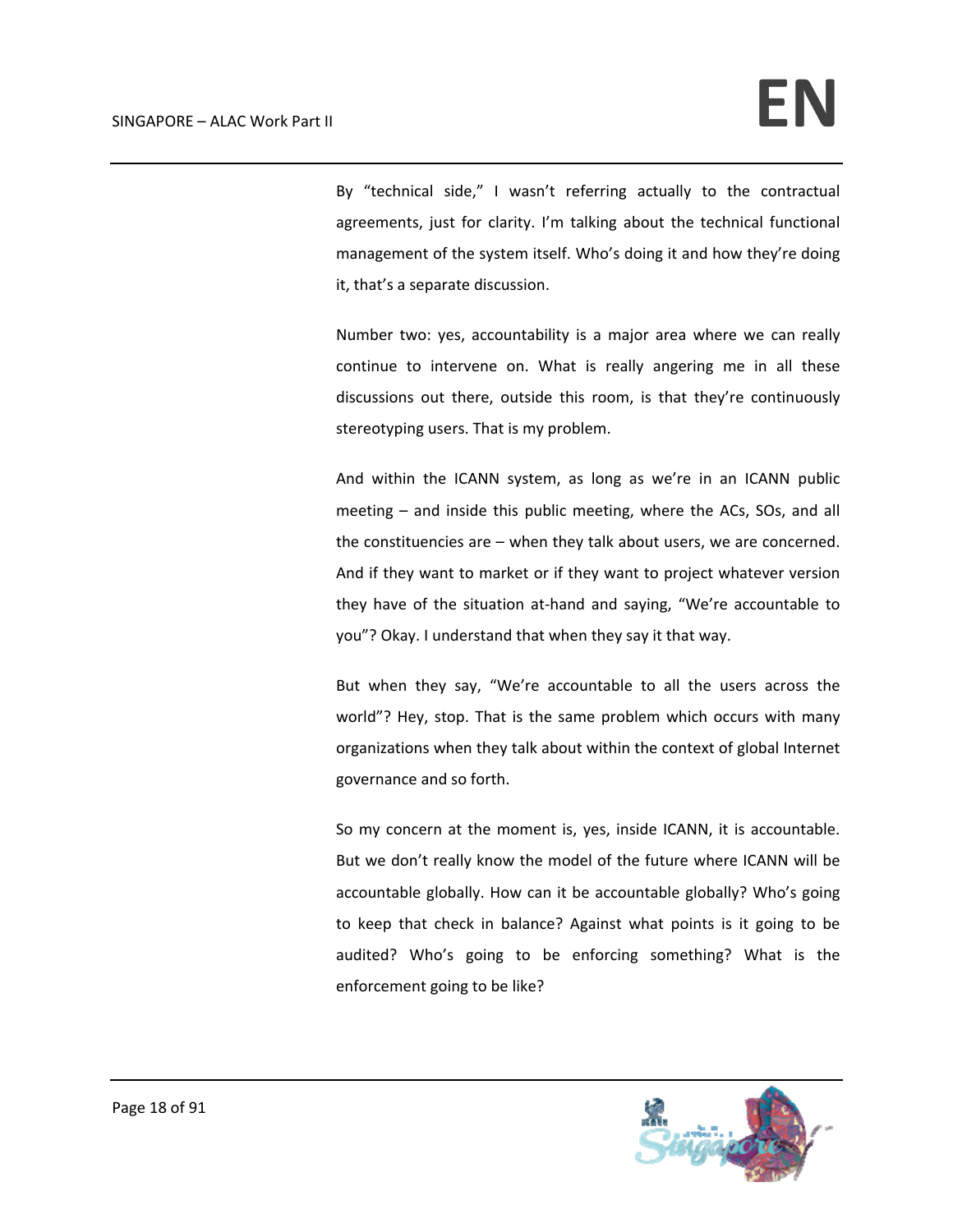By "technical side," I wasn't referring actually to the contractual agreements, just for clarity. I'm talking about the technical functional management of the system itself. Who's doing it and how they're doing it, that's a separate discussion.

Number two: yes, accountability is a major area where we can really continue to intervene on. What is really angering me in all these discussions out there, outside this room, is that they're continuously stereotyping users. That is my problem.

And within the ICANN system, as long as we're in an ICANN public meeting – and inside this public meeting, where the ACs, SOs, and all the constituencies are – when they talk about users, we are concerned. And if they want to market or if they want to project whatever version they have of the situation at-hand and saying, "We're accountable to you"? Okay. I understand that when they say it that way.

But when they say, "We're accountable to all the users across the world"? Hey, stop. That is the same problem which occurs with many organizations when they talk about within the context of global Internet governance and so forth.

So my concern at the moment is, yes, inside ICANN, it is accountable. But we don't really know the model of the future where ICANN will be accountable globally. How can it be accountable globally? Who's going to keep that check in balance? Against what points is it going to be audited? Who's going to be enforcing something? What is the enforcement going to be like?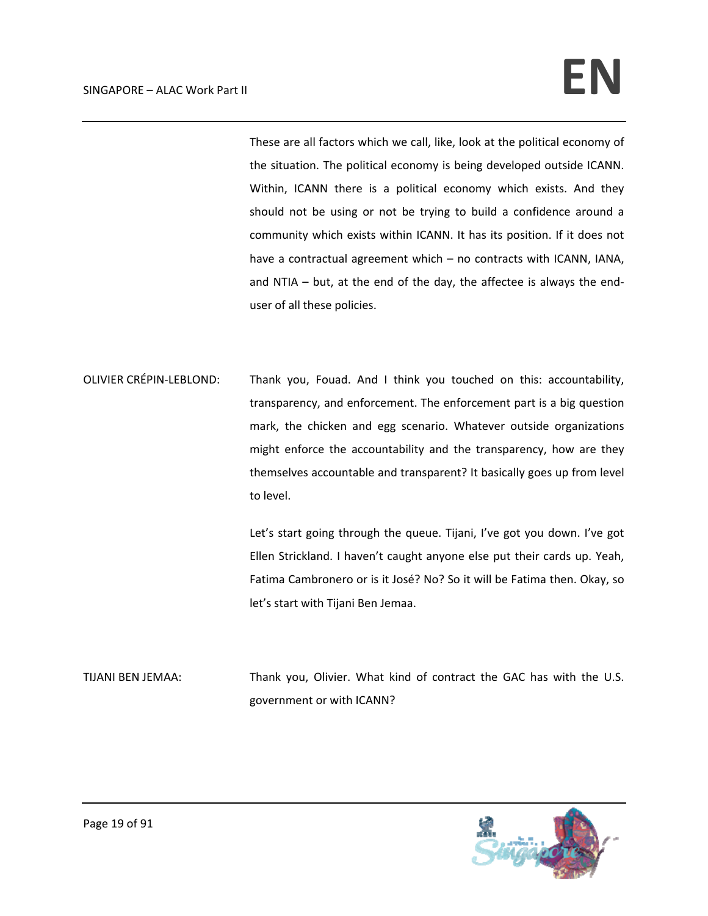These are all factors which we call, like, look at the political economy of the situation. The political economy is being developed outside ICANN. Within, ICANN there is a political economy which exists. And they should not be using or not be trying to build a confidence around a community which exists within ICANN. It has its position. If it does not have a contractual agreement which – no contracts with ICANN, IANA, and NTIA – but, at the end of the day, the affectee is always the end-user of all these policies.

OLIVIER CRÉPIN-LEBLOND: Thank you, Fouad. And I think you touched on this: accountability, transparency, and enforcement. The enforcement part is a big question mark, the chicken and egg scenario. Whatever outside organizations might enforce the accountability and the transparency, how are they themselves accountable and transparent? It basically goes up from level to level.

Let's start going through the queue. Tijani, I've got you down. I've got Ellen Strickland. I haven't caught anyone else put their cards up. Yeah, Fatima Cambronero or is it José? No? So it will be Fatima then. Okay, so let's start with Tijani Ben Jemaa.

TIJANI BEN JEMAA: Thank you, Olivier. What kind of contract the GAC has with the U.S. government or with ICANN?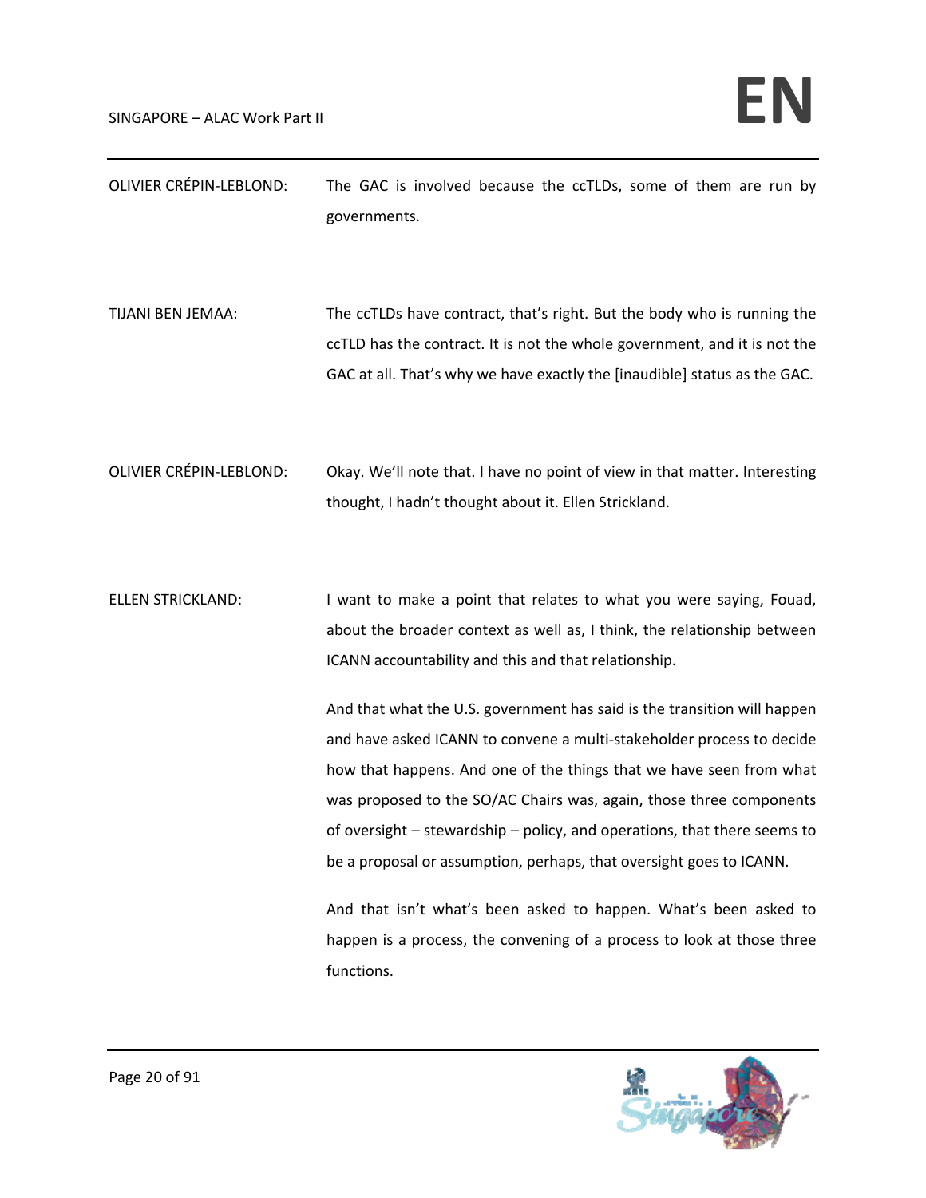OLIVIER CRÉPIN-LEBLOND: The GAC is involved because the ccTLDs, some of them are run by governments.

TIJANI BEN JEMAA: The ccTLDs have contract, that's right. But the body who is running the ccTLD has the contract. It is not the whole government, and it is not the GAC at all. That's why we have exactly the [inaudible] status as the GAC.

OLIVIER CRÉPIN-LEBLOND: Okay. We'll note that. I have no point of view in that matter. Interesting thought, I hadn't thought about it. Ellen Strickland.

ELLEN STRICKLAND: I want to make a point that relates to what you were saying, Fouad, about the broader context as well as, I think, the relationship between ICANN accountability and this and that relationship.

And that what the U.S. government has said is the transition will happen and have asked ICANN to convene a multi-stakeholder process to decide how that happens. And one of the things that we have seen from what was proposed to the SO/AC Chairs was, again, those three components of oversight – stewardship – policy, and operations, that there seems to be a proposal or assumption, perhaps, that oversight goes to ICANN.

And that isn't what's been asked to happen. What's been asked to happen is a process, the convening of a process to look at those three functions.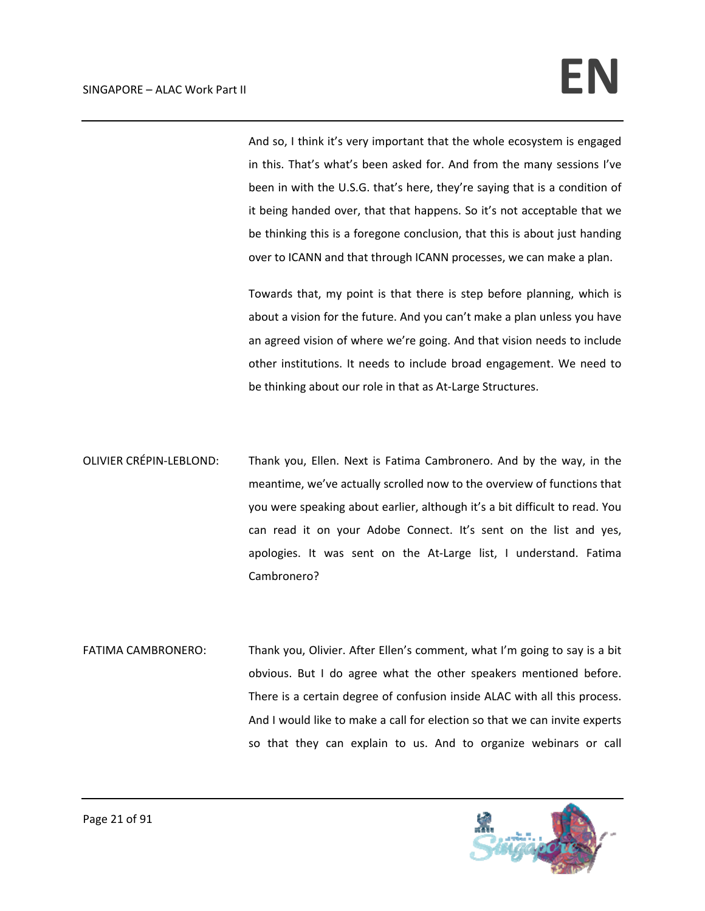And so, I think it's very important that the whole ecosystem is engaged in this. That's what's been asked for. And from the many sessions I've been in with the U.S.G. that's here, they're saying that is a condition of it being handed over, that that happens. So it's not acceptable that we be thinking this is a foregone conclusion, that this is about just handing over to ICANN and that through ICANN processes, we can make a plan.

Towards that, my point is that there is step before planning, which is about a vision for the future. And you can't make a plan unless you have an agreed vision of where we're going. And that vision needs to include other institutions. It needs to include broad engagement. We need to be thinking about our role in that as At-Large Structures.

OLIVIER CRÉPIN-LEBLOND: Thank you, Ellen. Next is Fatima Cambronero. And by the way, in the meantime, we've actually scrolled now to the overview of functions that you were speaking about earlier, although it's a bit difficult to read. You can read it on your Adobe Connect. It's sent on the list and yes, apologies. It was sent on the At-Large list, I understand. Fatima Cambronero?

FATIMA CAMBRONERO: Thank you, Olivier. After Ellen's comment, what I'm going to say is a bit obvious. But I do agree what the other speakers mentioned before. There is a certain degree of confusion inside ALAC with all this process. And I would like to make a call for election so that we can invite experts so that they can explain to us. And to organize webinars or call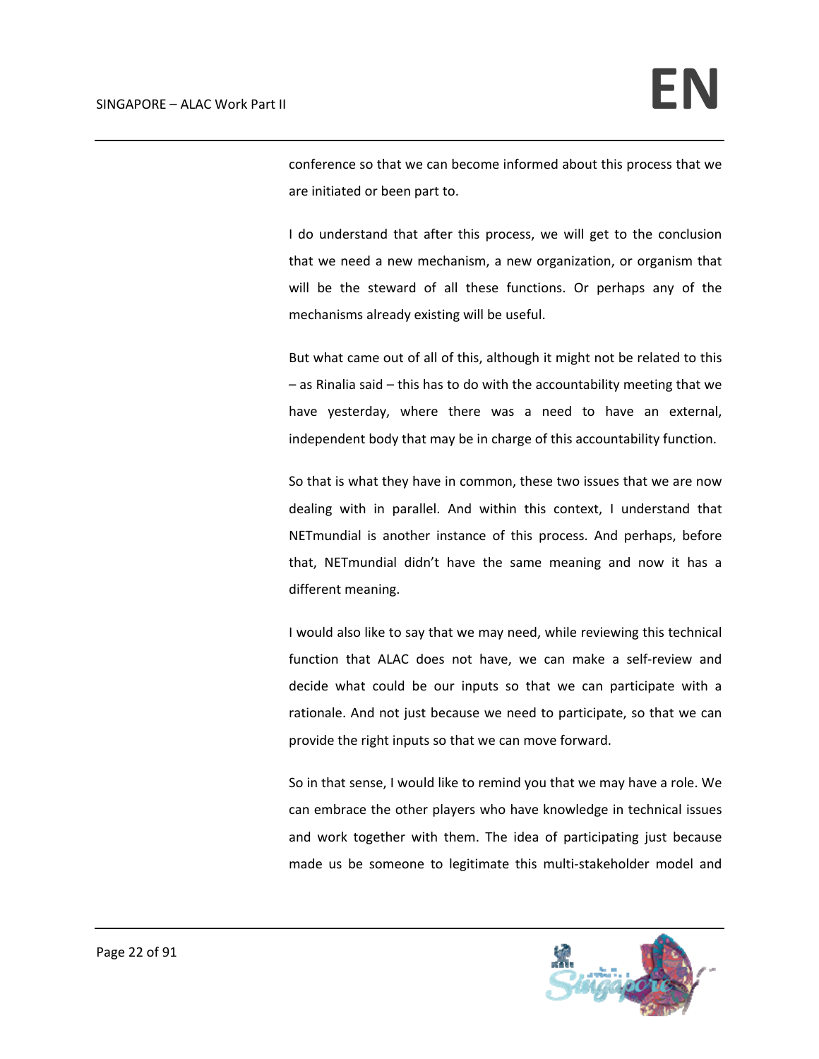conference so that we can become informed about this process that we are initiated or been part to.

I do understand that after this process, we will get to the conclusion that we need a new mechanism, a new organization, or organism that will be the steward of all these functions. Or perhaps any of the mechanisms already existing will be useful.

But what came out of all of this, although it might not be related to this – as Rinalia said – this has to do with the accountability meeting that we have yesterday, where there was a need to have an external, independent body that may be in charge of this accountability function.

So that is what they have in common, these two issues that we are now dealing with in parallel. And within this context, I understand that NETmundial is another instance of this process. And perhaps, before that, NETmundial didn't have the same meaning and now it has a different meaning.

I would also like to say that we may need, while reviewing this technical function that ALAC does not have, we can make a self-review and decide what could be our inputs so that we can participate with a rationale. And not just because we need to participate, so that we can provide the right inputs so that we can move forward.

So in that sense, I would like to remind you that we may have a role. We can embrace the other players who have knowledge in technical issues and work together with them. The idea of participating just because made us be someone to legitimate this multi-stakeholder model and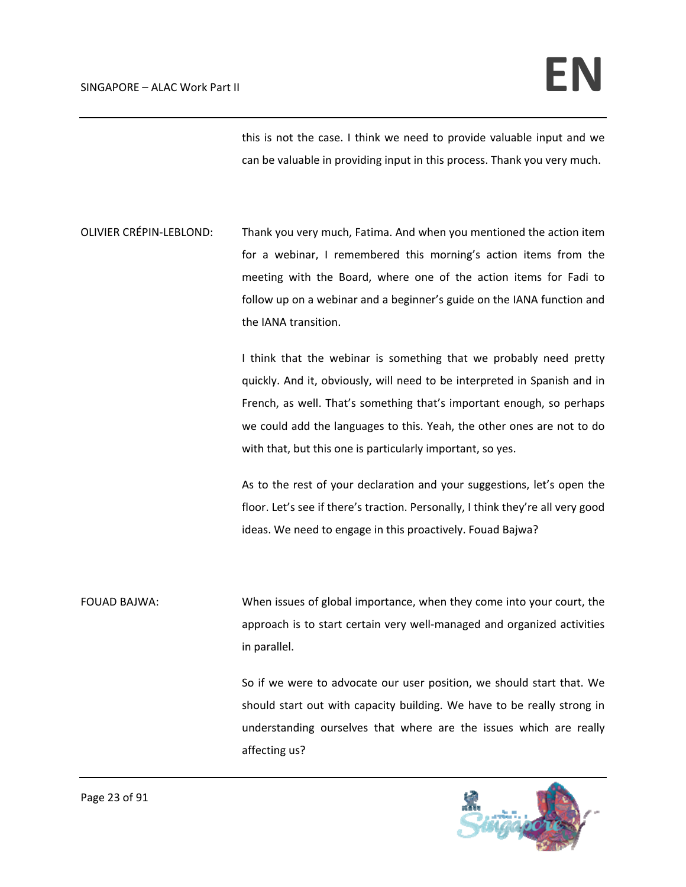this is not the case. I think we need to provide valuable input and we can be valuable in providing input in this process. Thank you very much.

OLIVIER CRÉPIN-LEBLOND: Thank you very much, Fatima. And when you mentioned the action item for a webinar, I remembered this morning's action items from the meeting with the Board, where one of the action items for Fadi to follow up on a webinar and a beginner's guide on the IANA function and the IANA transition.

I think that the webinar is something that we probably need pretty quickly. And it, obviously, will need to be interpreted in Spanish and in French, as well. That's something that's important enough, so perhaps we could add the languages to this. Yeah, the other ones are not to do with that, but this one is particularly important, so yes.

As to the rest of your declaration and your suggestions, let's open the floor. Let's see if there's traction. Personally, I think they're all very good ideas. We need to engage in this proactively. Fouad Bajwa?

FOUAD BAJWA: When issues of global importance, when they come into your court, the approach is to start certain very well-managed and organized activities in parallel.

So if we were to advocate our user position, we should start that. We should start out with capacity building. We have to be really strong in understanding ourselves that where are the issues which are really affecting us?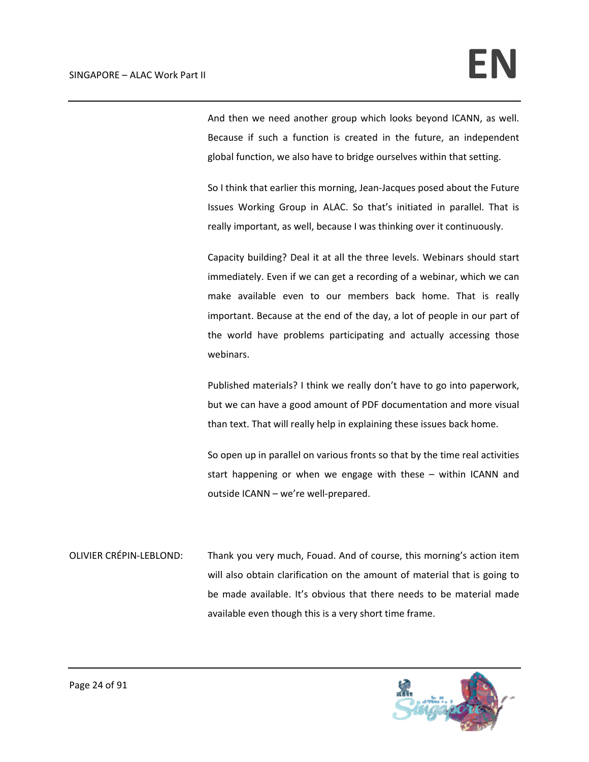And then we need another group which looks beyond ICANN, as well. Because if such a function is created in the future, an independent global function, we also have to bridge ourselves within that setting.

So I think that earlier this morning, Jean-Jacques posed about the Future Issues Working Group in ALAC. So that's initiated in parallel. That is really important, as well, because I was thinking over it continuously.

Capacity building? Deal it at all the three levels. Webinars should start immediately. Even if we can get a recording of a webinar, which we can make available even to our members back home. That is really important. Because at the end of the day, a lot of people in our part of the world have problems participating and actually accessing those webinars.

Published materials? I think we really don't have to go into paperwork, but we can have a good amount of PDF documentation and more visual than text. That will really help in explaining these issues back home.

So open up in parallel on various fronts so that by the time real activities start happening or when we engage with these – within ICANN and outside ICANN – we're well-prepared.

OLIVIER CRÉPIN-LEBLOND: Thank you very much, Fouad. And of course, this morning's action item will also obtain clarification on the amount of material that is going to be made available. It's obvious that there needs to be material made available even though this is a very short time frame.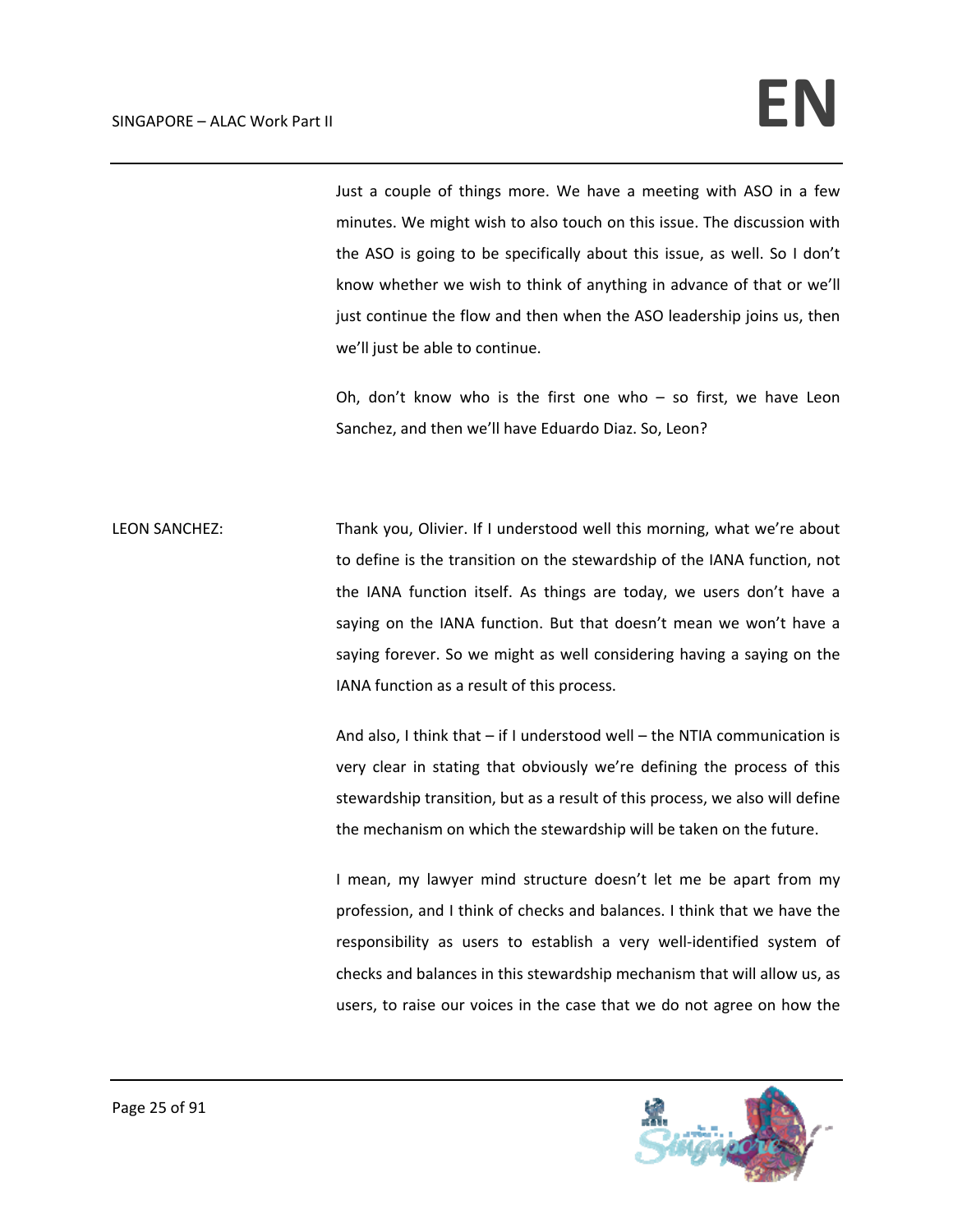Just a couple of things more. We have a meeting with ASO in a few minutes. We might wish to also touch on this issue. The discussion with the ASO is going to be specifically about this issue, as well. So I don't know whether we wish to think of anything in advance of that or we'll just continue the flow and then when the ASO leadership joins us, then we'll just be able to continue.

Oh, don't know who is the first one who – so first, we have Leon Sanchez, and then we'll have Eduardo Diaz. So, Leon?

LEON SANCHEZ: Thank you, Olivier. If I understood well this morning, what we're about to define is the transition on the stewardship of the IANA function, not the IANA function itself. As things are today, we users don't have a saying on the IANA function. But that doesn't mean we won't have a saying forever. So we might as well considering having a saying on the IANA function as a result of this process.

And also, I think that – if I understood well – the NTIA communication is very clear in stating that obviously we're defining the process of this stewardship transition, but as a result of this process, we also will define the mechanism on which the stewardship will be taken on the future.

I mean, my lawyer mind structure doesn't let me be apart from my profession, and I think of checks and balances. I think that we have the responsibility as users to establish a very well-identified system of checks and balances in this stewardship mechanism that will allow us, as users, to raise our voices in the case that we do not agree on how the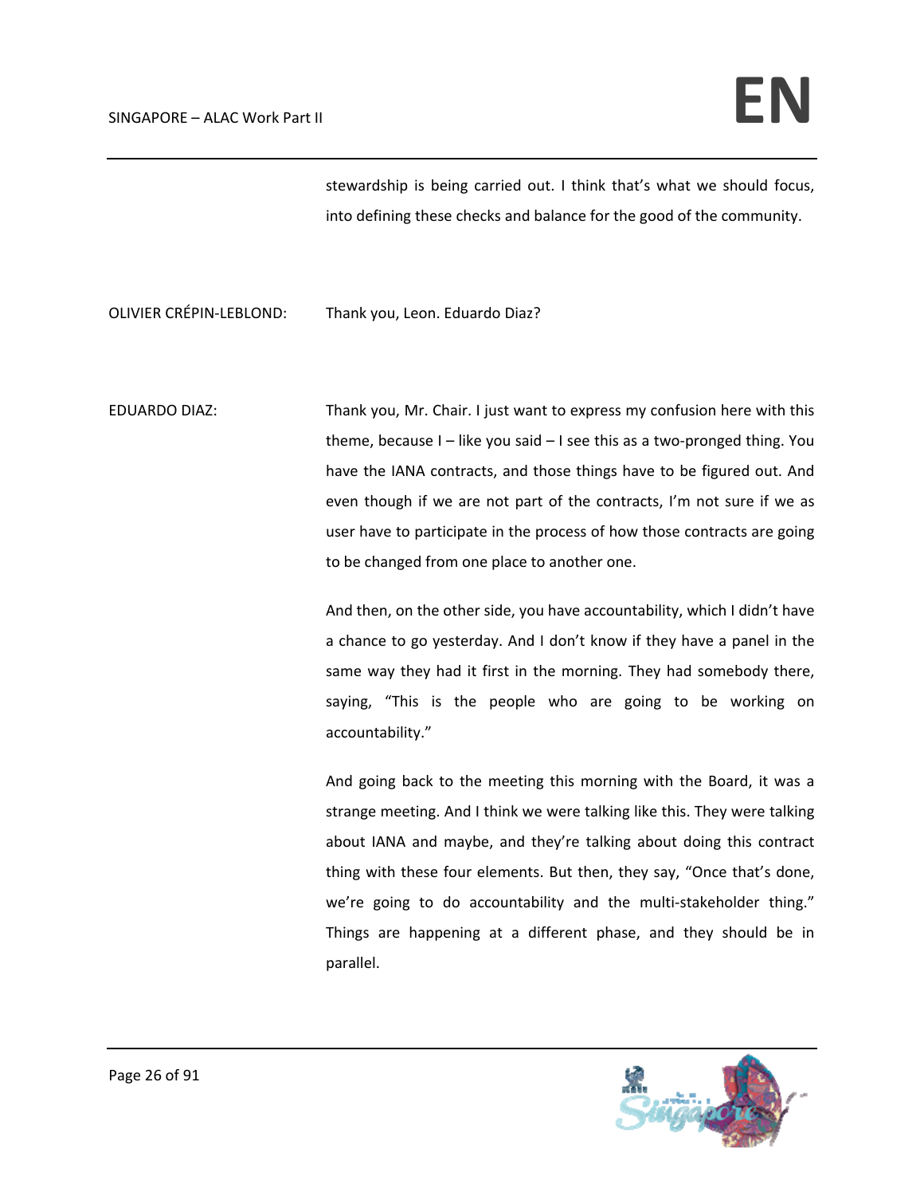stewardship is being carried out. I think that's what we should focus, into defining these checks and balance for the good of the community.

OLIVIER CRÉPIN-LEBLOND: Thank you, Leon. Eduardo Diaz?

EDUARDO DIAZ: Thank you, Mr. Chair. I just want to express my confusion here with this theme, because I – like you said – I see this as a two-pronged thing. You have the IANA contracts, and those things have to be figured out. And even though if we are not part of the contracts, I'm not sure if we as user have to participate in the process of how those contracts are going to be changed from one place to another one.

And then, on the other side, you have accountability, which I didn't have a chance to go yesterday. And I don't know if they have a panel in the same way they had it first in the morning. They had somebody there, saying, "This is the people who are going to be working on accountability."

And going back to the meeting this morning with the Board, it was a strange meeting. And I think we were talking like this. They were talking about IANA and maybe, and they're talking about doing this contract thing with these four elements. But then, they say, "Once that's done, we're going to do accountability and the multi-stakeholder thing." Things are happening at a different phase, and they should be in parallel.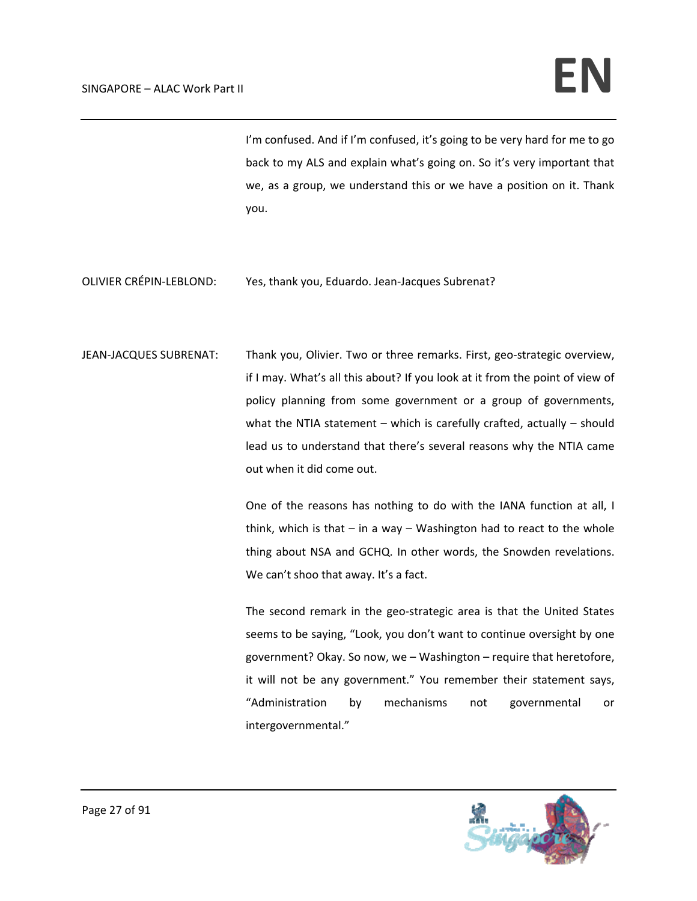I'm confused. And if I'm confused, it's going to be very hard for me to go back to my ALS and explain what's going on. So it's very important that we, as a group, we understand this or we have a position on it. Thank you.

OLIVIER CRÉPIN-LEBLOND: Yes, thank you, Eduardo. Jean-Jacques Subrenat?

JEAN-JACQUES SUBRENAT: Thank you, Olivier. Two or three remarks. First, geo-strategic overview, if I may. What's all this about? If you look at it from the point of view of policy planning from some government or a group of governments, what the NTIA statement – which is carefully crafted, actually – should lead us to understand that there's several reasons why the NTIA came out when it did come out.

One of the reasons has nothing to do with the IANA function at all, I think, which is that – in a way – Washington had to react to the whole thing about NSA and GCHQ. In other words, the Snowden revelations. We can't shoo that away. It's a fact.

The second remark in the geo-strategic area is that the United States seems to be saying, "Look, you don't want to continue oversight by one government? Okay. So now, we – Washington – require that heretofore, it will not be any government." You remember their statement says, "Administration by mechanisms not governmental or intergovernmental."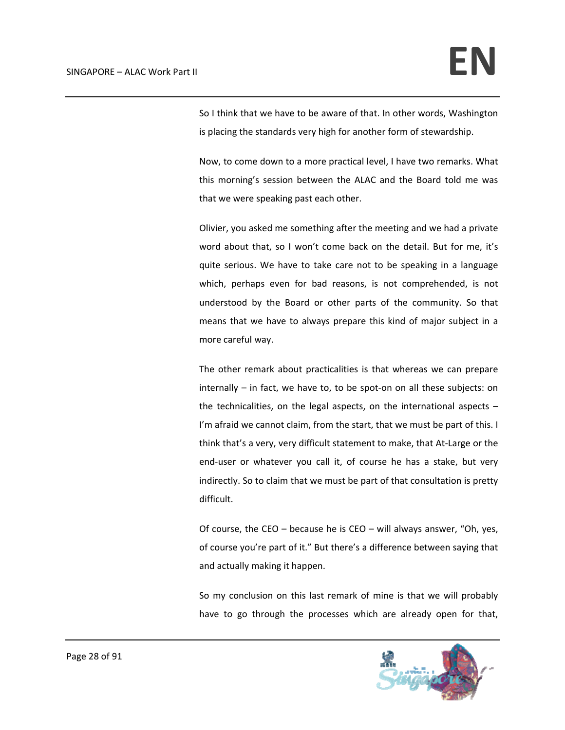So I think that we have to be aware of that. In other words, Washington is placing the standards very high for another form of stewardship.

Now, to come down to a more practical level, I have two remarks. What this morning's session between the ALAC and the Board told me was that we were speaking past each other.

Olivier, you asked me something after the meeting and we had a private word about that, so I won't come back on the detail. But for me, it's quite serious. We have to take care not to be speaking in a language which, perhaps even for bad reasons, is not comprehended, is not understood by the Board or other parts of the community. So that means that we have to always prepare this kind of major subject in a more careful way.

The other remark about practicalities is that whereas we can prepare internally – in fact, we have to, to be spot-on on all these subjects: on the technicalities, on the legal aspects, on the international aspects – I'm afraid we cannot claim, from the start, that we must be part of this. I think that's a very, very difficult statement to make, that At-Large or the end-user or whatever you call it, of course he has a stake, but very indirectly. So to claim that we must be part of that consultation is pretty difficult.

Of course, the CEO – because he is CEO – will always answer, "Oh, yes, of course you're part of it." But there's a difference between saying that and actually making it happen.

So my conclusion on this last remark of mine is that we will probably have to go through the processes which are already open for that,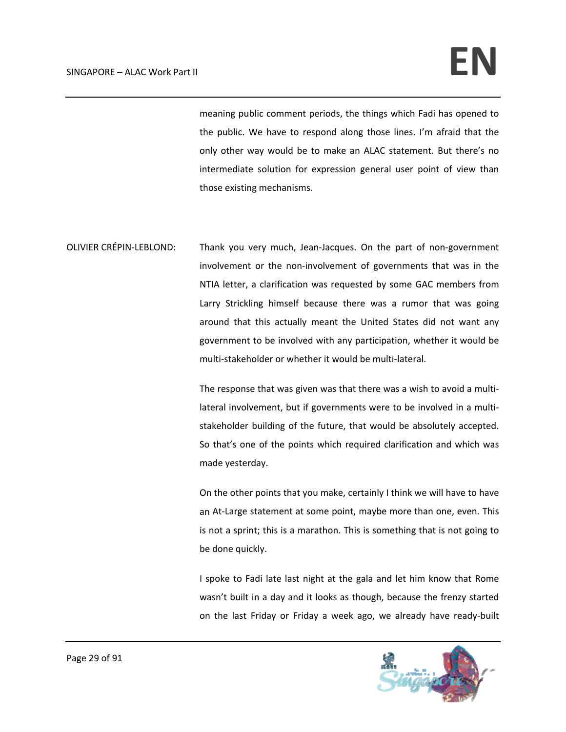meaning public comment periods, the things which Fadi has opened to the public. We have to respond along those lines. I'm afraid that the only other way would be to make an ALAC statement. But there's no intermediate solution for expression general user point of view than those existing mechanisms.

OLIVIER CRÉPIN-LEBLOND: Thank you very much, Jean-Jacques. On the part of non-government involvement or the non-involvement of governments that was in the NTIA letter, a clarification was requested by some GAC members from Larry Strickling himself because there was a rumor that was going around that this actually meant the United States did not want any government to be involved with any participation, whether it would be multi-stakeholder or whether it would be multi-lateral.

The response that was given was that there was a wish to avoid a multi-lateral involvement, but if governments were to be involved in a multi-stakeholder building of the future, that would be absolutely accepted. So that's one of the points which required clarification and which was made yesterday.

On the other points that you make, certainly I think we will have to have an At-Large statement at some point, maybe more than one, even. This is not a sprint; this is a marathon. This is something that is not going to be done quickly.

I spoke to Fadi late last night at the gala and let him know that Rome wasn't built in a day and it looks as though, because the frenzy started on the last Friday or Friday a week ago, we already have ready-built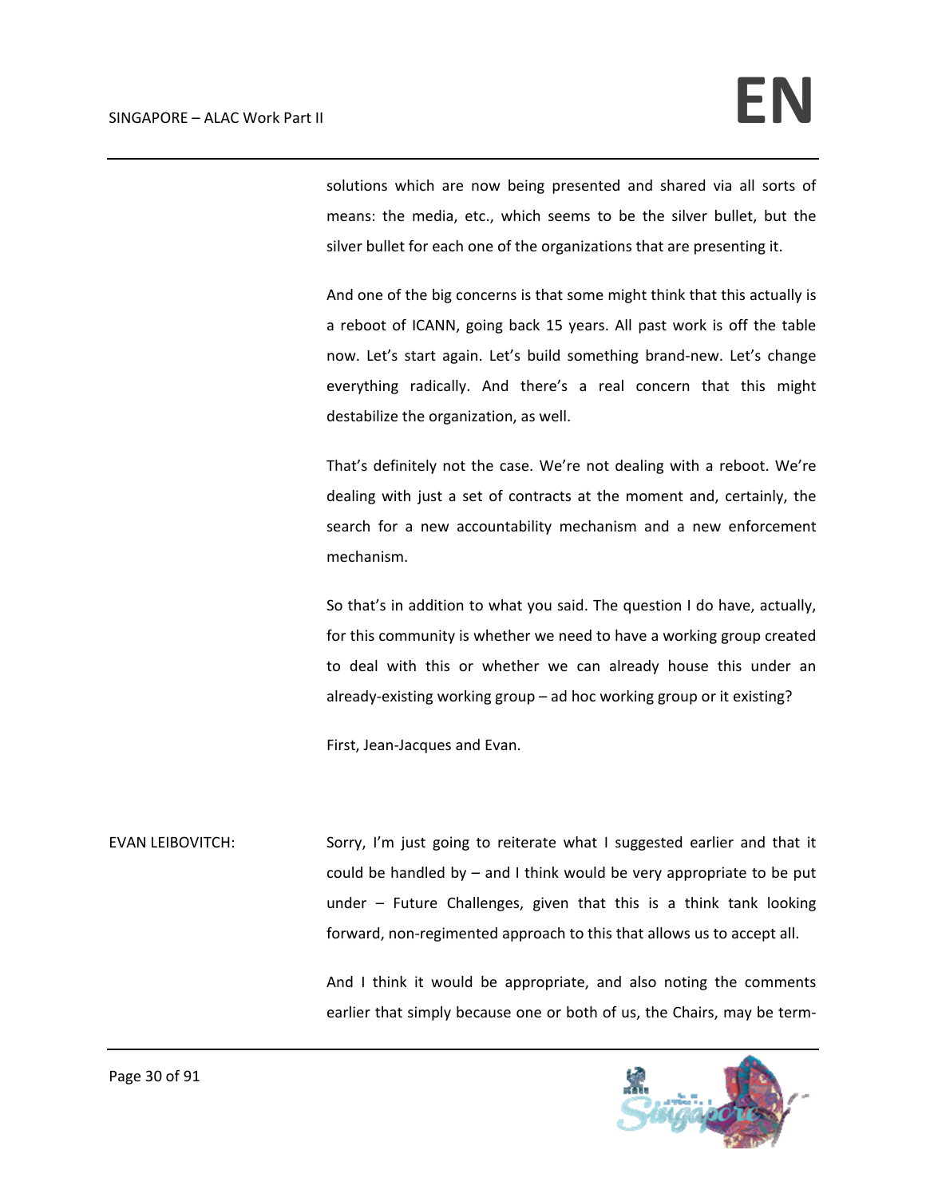solutions which are now being presented and shared via all sorts of means: the media, etc., which seems to be the silver bullet, but the silver bullet for each one of the organizations that are presenting it.

And one of the big concerns is that some might think that this actually is a reboot of ICANN, going back 15 years. All past work is off the table now. Let's start again. Let's build something brand-new. Let's change everything radically. And there's a real concern that this might destabilize the organization, as well.

That's definitely not the case. We're not dealing with a reboot. We're dealing with just a set of contracts at the moment and, certainly, the search for a new accountability mechanism and a new enforcement mechanism.

So that's in addition to what you said. The question I do have, actually, for this community is whether we need to have a working group created to deal with this or whether we can already house this under an already-existing working group – ad hoc working group or it existing?

First, Jean-Jacques and Evan.

EVAN LEIBOVITCH: Sorry, I'm just going to reiterate what I suggested earlier and that it could be handled by – and I think would be very appropriate to be put under – Future Challenges, given that this is a think tank looking forward, non-regimented approach to this that allows us to accept all.

And I think it would be appropriate, and also noting the comments earlier that simply because one or both of us, the Chairs, may be term-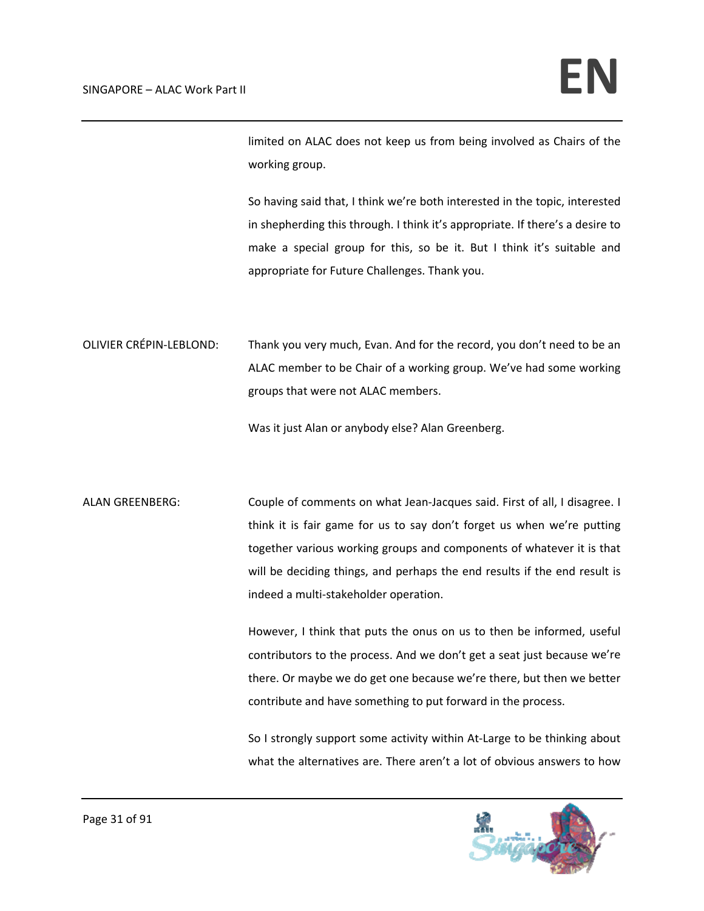limited on ALAC does not keep us from being involved as Chairs of the working group.

So having said that, I think we're both interested in the topic, interested in shepherding this through. I think it's appropriate. If there's a desire to make a special group for this, so be it. But I think it's suitable and appropriate for Future Challenges. Thank you.

OLIVIER CRÉPIN-LEBLOND: Thank you very much, Evan. And for the record, you don't need to be an ALAC member to be Chair of a working group. We've had some working groups that were not ALAC members.

Was it just Alan or anybody else? Alan Greenberg.

ALAN GREENBERG: Couple of comments on what Jean-Jacques said. First of all, I disagree. I think it is fair game for us to say don't forget us when we're putting together various working groups and components of whatever it is that will be deciding things, and perhaps the end results if the end result is indeed a multi-stakeholder operation.

However, I think that puts the onus on us to then be informed, useful contributors to the process. And we don't get a seat just because we're there. Or maybe we do get one because we're there, but then we better contribute and have something to put forward in the process.

So I strongly support some activity within At-Large to be thinking about what the alternatives are. There aren't a lot of obvious answers to how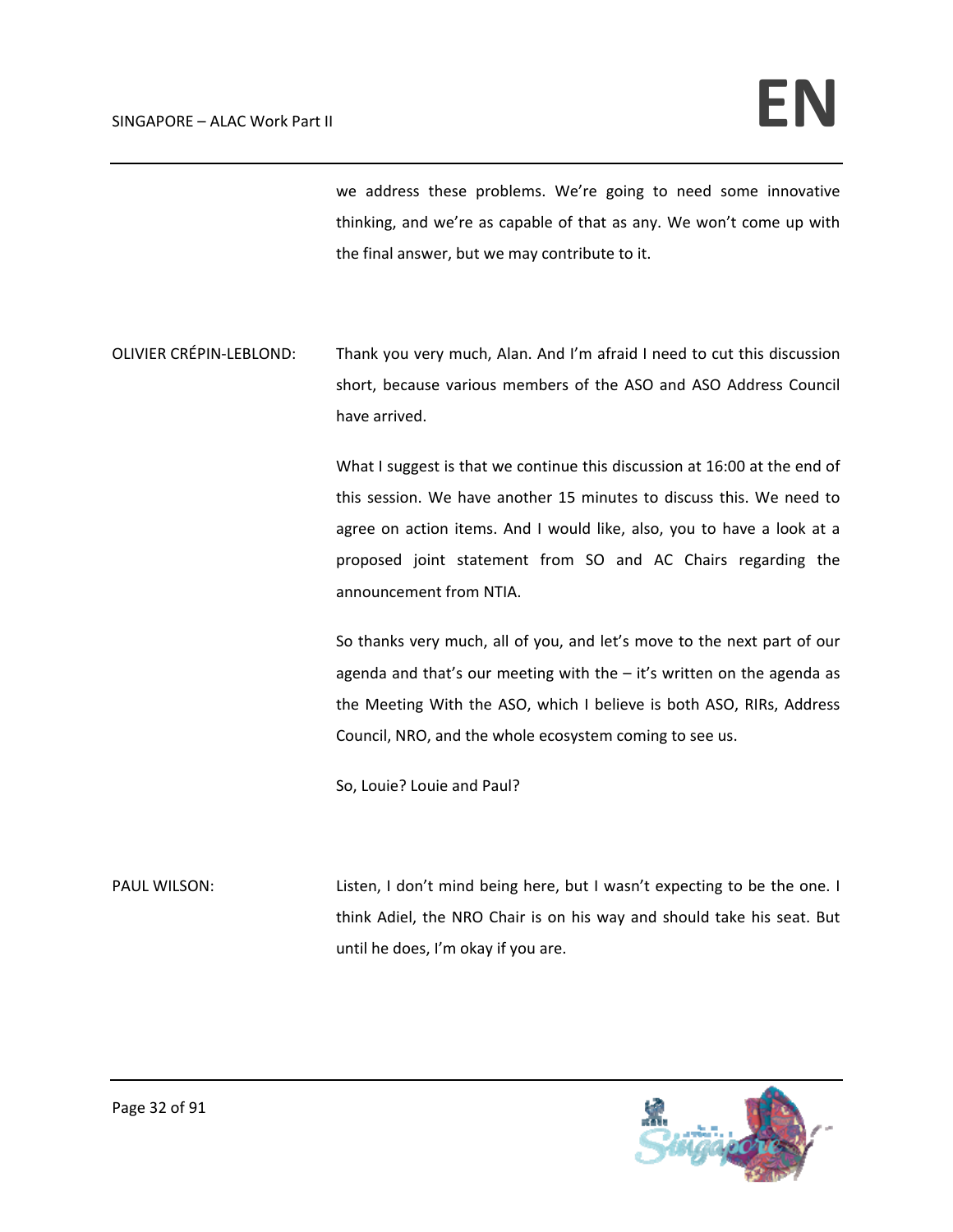we address these problems. We're going to need some innovative thinking, and we're as capable of that as any. We won't come up with the final answer, but we may contribute to it.

OLIVIER CRÉPIN-LEBLOND: Thank you very much, Alan. And I'm afraid I need to cut this discussion short, because various members of the ASO and ASO Address Council have arrived.

What I suggest is that we continue this discussion at 16:00 at the end of this session. We have another 15 minutes to discuss this. We need to agree on action items. And I would like, also, you to have a look at a proposed joint statement from SO and AC Chairs regarding the announcement from NTIA.

So thanks very much, all of you, and let's move to the next part of our agenda and that's our meeting with the – it's written on the agenda as the Meeting With the ASO, which I believe is both ASO, RIRs, Address Council, NRO, and the whole ecosystem coming to see us.

So, Louie? Louie and Paul?

PAUL WILSON: Listen, I don't mind being here, but I wasn't expecting to be the one. I think Adiel, the NRO Chair is on his way and should take his seat. But until he does, I'm okay if you are.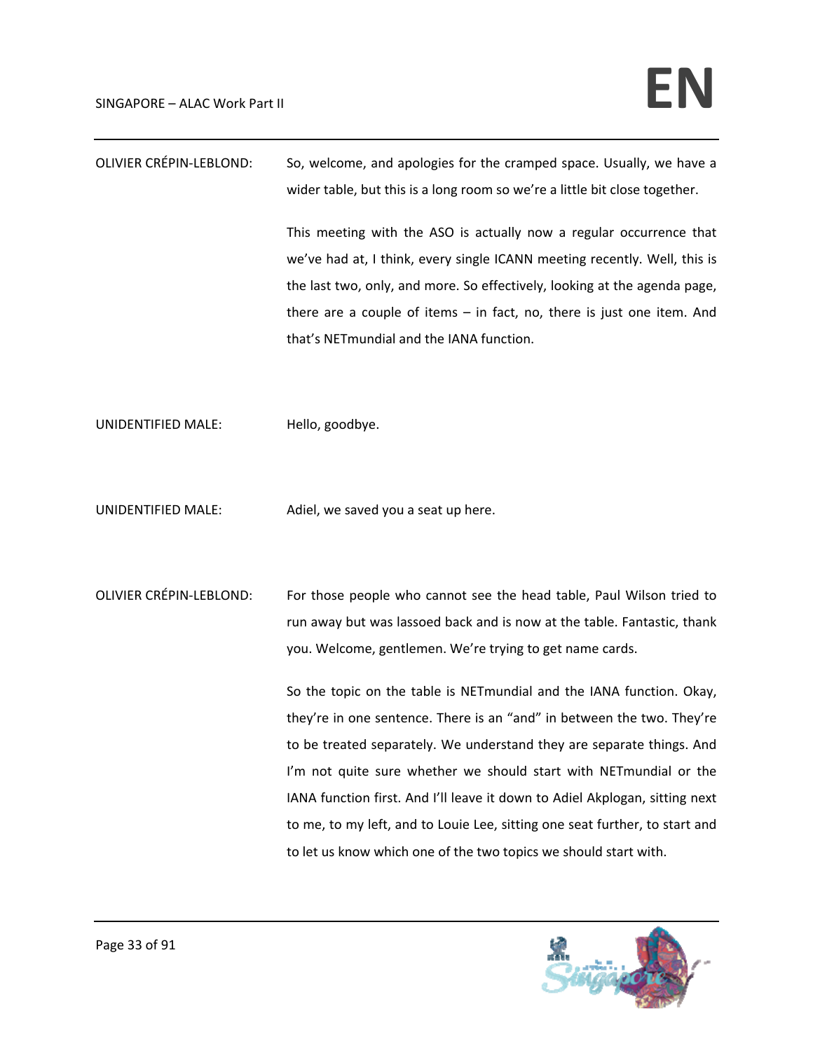OLIVIER CRÉPIN-LEBLOND: So, welcome, and apologies for the cramped space. Usually, we have a wider table, but this is a long room so we're a little bit close together.

This meeting with the ASO is actually now a regular occurrence that we've had at, I think, every single ICANN meeting recently. Well, this is the last two, only, and more. So effectively, looking at the agenda page, there are a couple of items – in fact, no, there is just one item. And that's NETmundial and the IANA function.

UNIDENTIFIED MALE: Hello, goodbye.

UNIDENTIFIED MALE: Adiel, we saved you a seat up here.

OLIVIER CRÉPIN-LEBLOND: For those people who cannot see the head table, Paul Wilson tried to run away but was lassoed back and is now at the table. Fantastic, thank you. Welcome, gentlemen. We're trying to get name cards.

So the topic on the table is NETmundial and the IANA function. Okay, they're in one sentence. There is an "and" in between the two. They're to be treated separately. We understand they are separate things. And I'm not quite sure whether we should start with NETmundial or the IANA function first. And I'll leave it down to Adiel Akplogan, sitting next to me, to my left, and to Louie Lee, sitting one seat further, to start and to let us know which one of the two topics we should start with.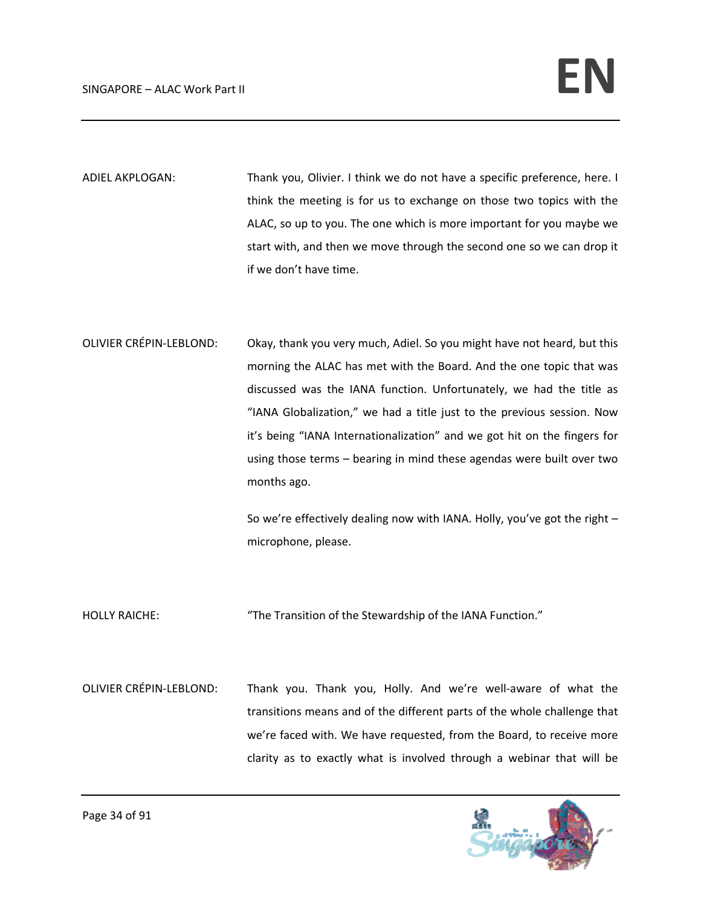ADIEL AKPLOGAN: Thank you, Olivier. I think we do not have a specific preference, here. I think the meeting is for us to exchange on those two topics with the ALAC, so up to you. The one which is more important for you maybe we start with, and then we move through the second one so we can drop it if we don't have time.

OLIVIER CRÉPIN-LEBLOND: Okay, thank you very much, Adiel. So you might have not heard, but this morning the ALAC has met with the Board. And the one topic that was discussed was the IANA function. Unfortunately, we had the title as "IANA Globalization," we had a title just to the previous session. Now it's being "IANA Internationalization" and we got hit on the fingers for using those terms – bearing in mind these agendas were built over two months ago.

So we're effectively dealing now with IANA. Holly, you've got the right – microphone, please.

HOLLY RAICHE: "The Transition of the Stewardship of the IANA Function."

OLIVIER CRÉPIN-LEBLOND: Thank you. Thank you, Holly. And we're well-aware of what the transitions means and of the different parts of the whole challenge that we're faced with. We have requested, from the Board, to receive more clarity as to exactly what is involved through a webinar that will be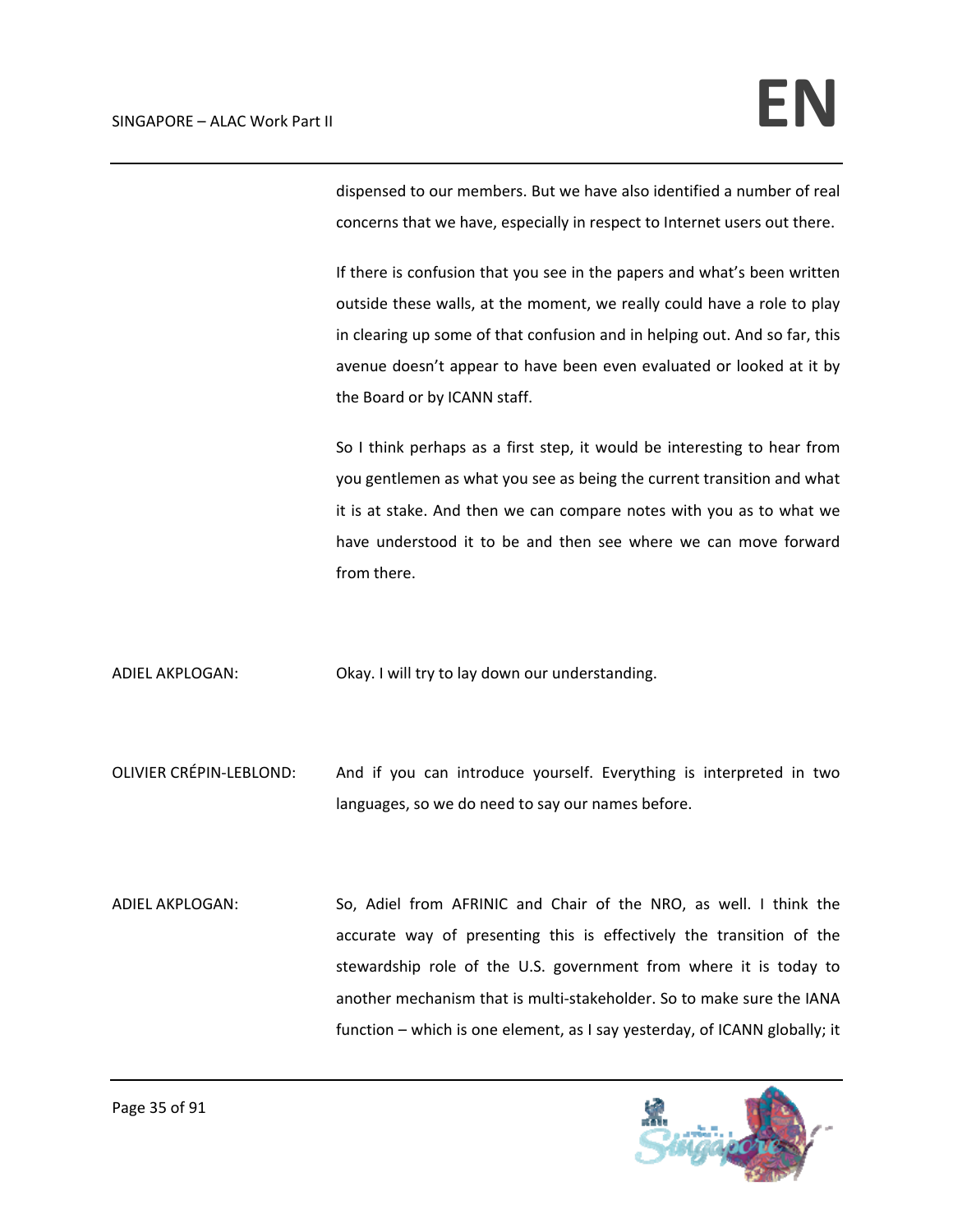dispensed to our members. But we have also identified a number of real concerns that we have, especially in respect to Internet users out there.

If there is confusion that you see in the papers and what's been written outside these walls, at the moment, we really could have a role to play in clearing up some of that confusion and in helping out. And so far, this avenue doesn't appear to have been even evaluated or looked at it by the Board or by ICANN staff.

So I think perhaps as a first step, it would be interesting to hear from you gentlemen as what you see as being the current transition and what it is at stake. And then we can compare notes with you as to what we have understood it to be and then see where we can move forward from there.

ADIEL AKPLOGAN: Okay. I will try to lay down our understanding.

OLIVIER CRÉPIN-LEBLOND: And if you can introduce yourself. Everything is interpreted in two languages, so we do need to say our names before.

ADIEL AKPLOGAN: So, Adiel from AFRINIC and Chair of the NRO, as well. I think the accurate way of presenting this is effectively the transition of the stewardship role of the U.S. government from where it is today to another mechanism that is multi-stakeholder. So to make sure the IANA function – which is one element, as I say yesterday, of ICANN globally; it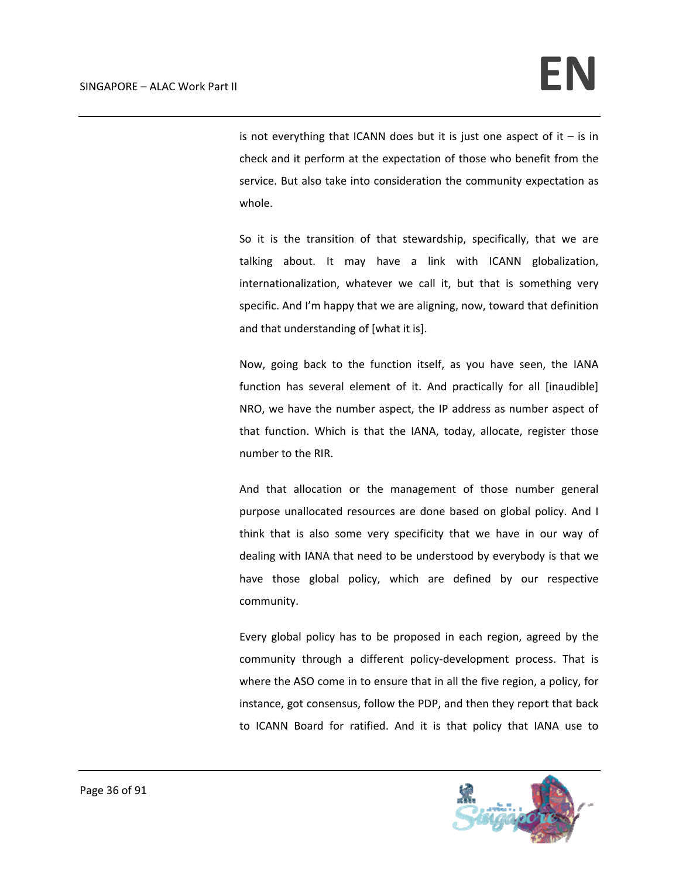is not everything that ICANN does but it is just one aspect of it – is in check and it perform at the expectation of those who benefit from the service. But also take into consideration the community expectation as whole.

So it is the transition of that stewardship, specifically, that we are talking about. It may have a link with ICANN globalization, internationalization, whatever we call it, but that is something very specific. And I'm happy that we are aligning, now, toward that definition and that understanding of [what it is].

Now, going back to the function itself, as you have seen, the IANA function has several element of it. And practically for all [inaudible] NRO, we have the number aspect, the IP address as number aspect of that function. Which is that the IANA, today, allocate, register those number to the RIR.

And that allocation or the management of those number general purpose unallocated resources are done based on global policy. And I think that is also some very specificity that we have in our way of dealing with IANA that need to be understood by everybody is that we have those global policy, which are defined by our respective community.

Every global policy has to be proposed in each region, agreed by the community through a different policy-development process. That is where the ASO come in to ensure that in all the five region, a policy, for instance, got consensus, follow the PDP, and then they report that back to ICANN Board for ratified. And it is that policy that IANA use to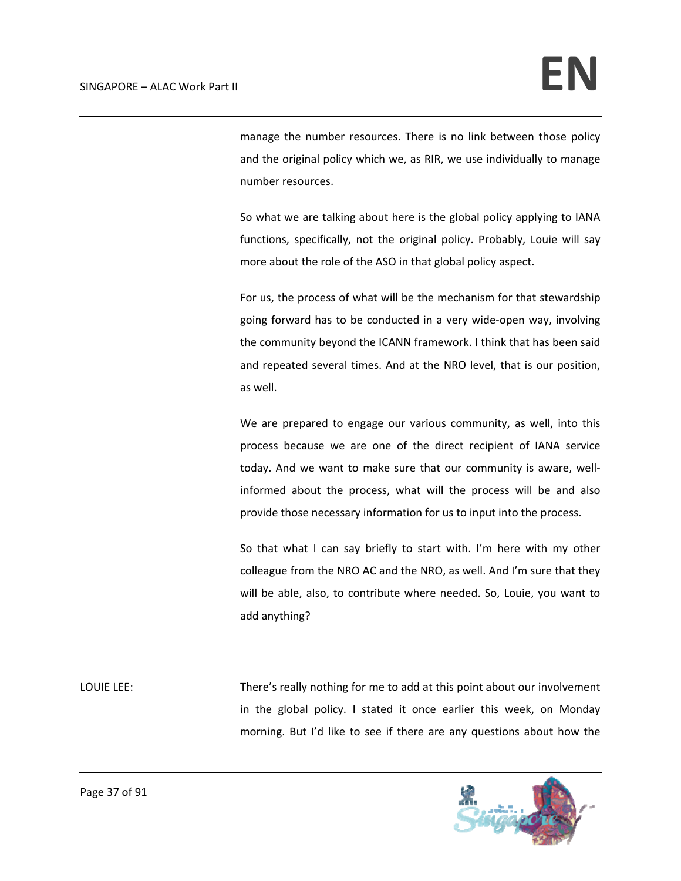manage the number resources. There is no link between those policy and the original policy which we, as RIR, we use individually to manage number resources.

So what we are talking about here is the global policy applying to IANA functions, specifically, not the original policy. Probably, Louie will say more about the role of the ASO in that global policy aspect.

For us, the process of what will be the mechanism for that stewardship going forward has to be conducted in a very wide-open way, involving the community beyond the ICANN framework. I think that has been said and repeated several times. And at the NRO level, that is our position, as well.

We are prepared to engage our various community, as well, into this process because we are one of the direct recipient of IANA service today. And we want to make sure that our community is aware, well-informed about the process, what will the process will be and also provide those necessary information for us to input into the process.

So that what I can say briefly to start with. I'm here with my other colleague from the NRO AC and the NRO, as well. And I'm sure that they will be able, also, to contribute where needed. So, Louie, you want to add anything?

LOUIE LEE: There's really nothing for me to add at this point about our involvement in the global policy. I stated it once earlier this week, on Monday morning. But I'd like to see if there are any questions about how the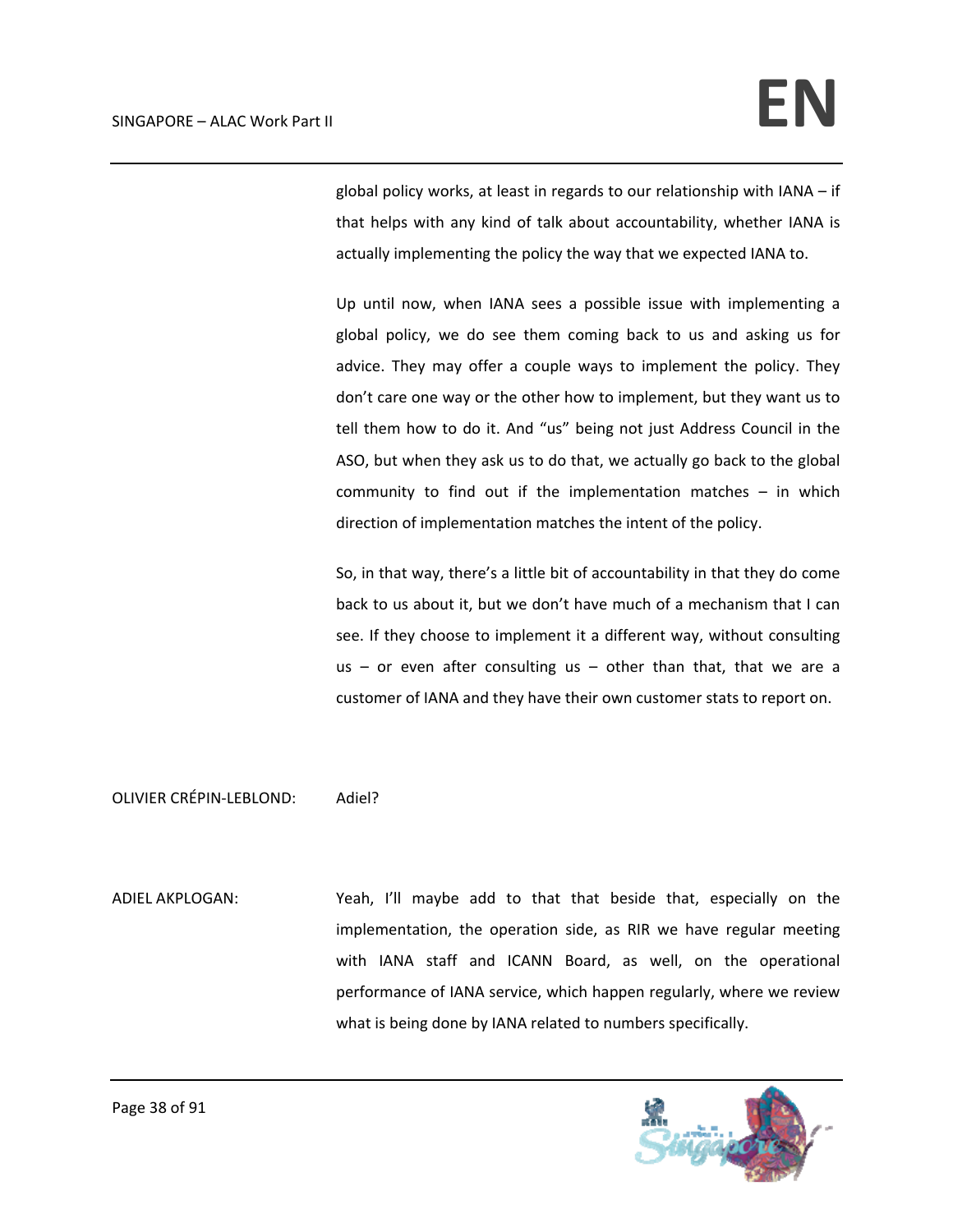global policy works, at least in regards to our relationship with IANA – if that helps with any kind of talk about accountability, whether IANA is actually implementing the policy the way that we expected IANA to.

Up until now, when IANA sees a possible issue with implementing a global policy, we do see them coming back to us and asking us for advice. They may offer a couple ways to implement the policy. They don't care one way or the other how to implement, but they want us to tell them how to do it. And "us" being not just Address Council in the ASO, but when they ask us to do that, we actually go back to the global community to find out if the implementation matches – in which direction of implementation matches the intent of the policy.

So, in that way, there's a little bit of accountability in that they do come back to us about it, but we don't have much of a mechanism that I can see. If they choose to implement it a different way, without consulting us – or even after consulting us – other than that, that we are a customer of IANA and they have their own customer stats to report on.

OLIVIER CRÉPIN-LEBLOND: Adiel?

ADIEL AKPLOGAN: Yeah, I'll maybe add to that that beside that, especially on the implementation, the operation side, as RIR we have regular meeting with IANA staff and ICANN Board, as well, on the operational performance of IANA service, which happen regularly, where we review what is being done by IANA related to numbers specifically.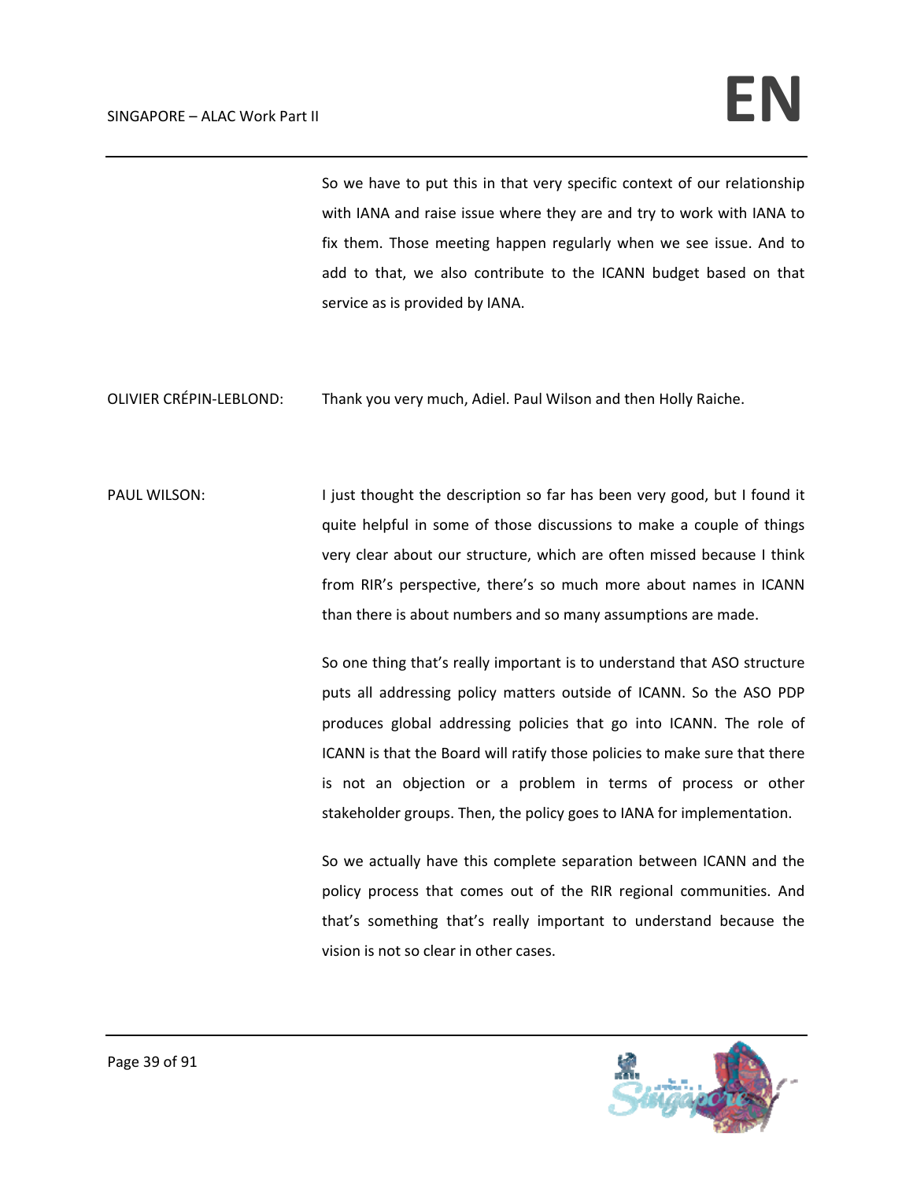So we have to put this in that very specific context of our relationship with IANA and raise issue where they are and try to work with IANA to fix them. Those meeting happen regularly when we see issue. And to add to that, we also contribute to the ICANN budget based on that service as is provided by IANA.

OLIVIER CRÉPIN-LEBLOND: Thank you very much, Adiel. Paul Wilson and then Holly Raiche.

PAUL WILSON: I just thought the description so far has been very good, but I found it quite helpful in some of those discussions to make a couple of things very clear about our structure, which are often missed because I think from RIR's perspective, there's so much more about names in ICANN than there is about numbers and so many assumptions are made.

So one thing that's really important is to understand that ASO structure puts all addressing policy matters outside of ICANN. So the ASO PDP produces global addressing policies that go into ICANN. The role of ICANN is that the Board will ratify those policies to make sure that there is not an objection or a problem in terms of process or other stakeholder groups. Then, the policy goes to IANA for implementation.

So we actually have this complete separation between ICANN and the policy process that comes out of the RIR regional communities. And that's something that's really important to understand because the vision is not so clear in other cases.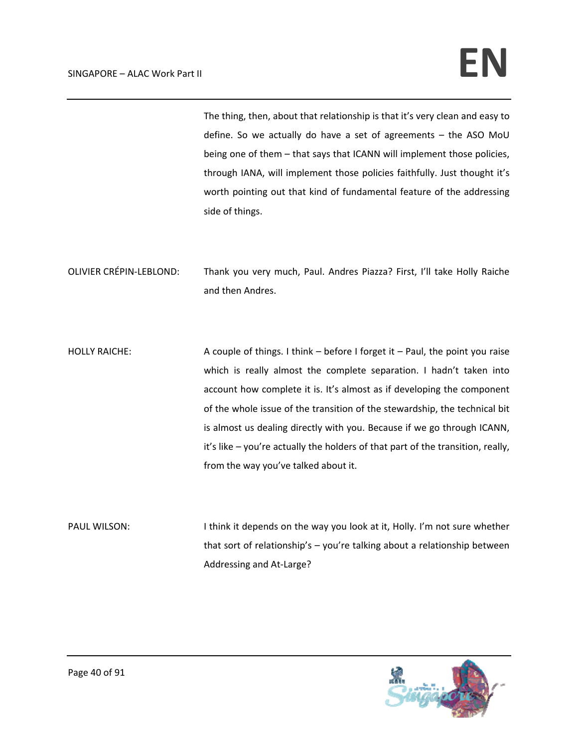The thing, then, about that relationship is that it's very clean and easy to define. So we actually do have a set of agreements – the ASO MoU being one of them – that says that ICANN will implement those policies, through IANA, will implement those policies faithfully. Just thought it's worth pointing out that kind of fundamental feature of the addressing side of things.

OLIVIER CRÉPIN-LEBLOND: Thank you very much, Paul. Andres Piazza? First, I'll take Holly Raiche and then Andres.

HOLLY RAICHE: A couple of things. I think – before I forget it – Paul, the point you raise which is really almost the complete separation. I hadn't taken into account how complete it is. It's almost as if developing the component of the whole issue of the transition of the stewardship, the technical bit is almost us dealing directly with you. Because if we go through ICANN, it's like – you're actually the holders of that part of the transition, really, from the way you've talked about it.

PAUL WILSON: I think it depends on the way you look at it, Holly. I'm not sure whether that sort of relationship's – you're talking about a relationship between Addressing and At-Large?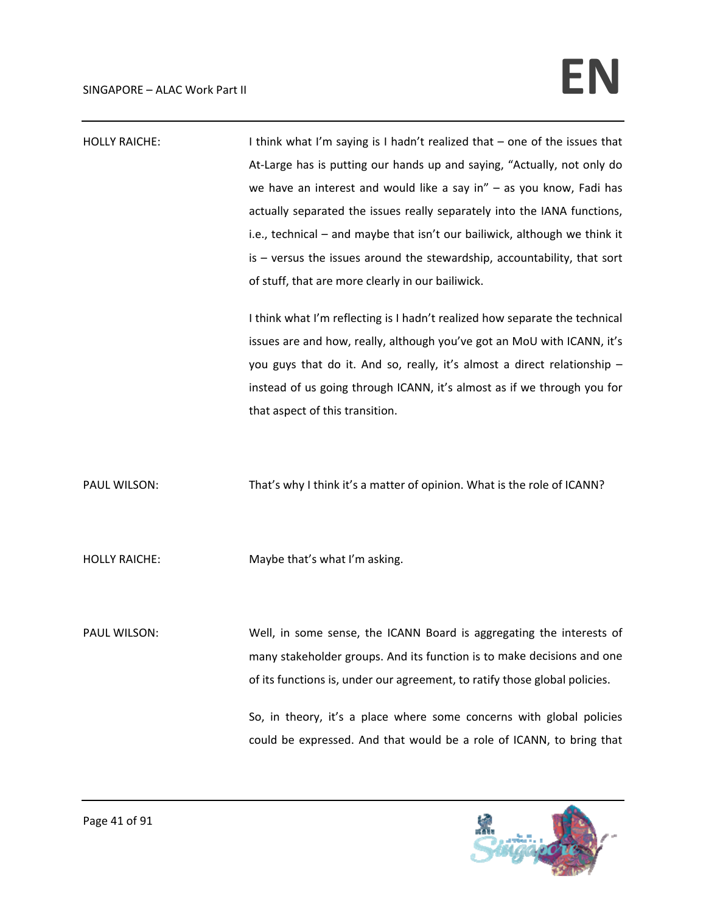HOLLY RAICHE: I think what I'm saying is I hadn't realized that – one of the issues that At-Large has is putting our hands up and saying, "Actually, not only do we have an interest and would like a say in" – as you know, Fadi has actually separated the issues really separately into the IANA functions, i.e., technical – and maybe that isn't our bailiwick, although we think it is – versus the issues around the stewardship, accountability, that sort of stuff, that are more clearly in our bailiwick.

I think what I'm reflecting is I hadn't realized how separate the technical issues are and how, really, although you've got an MoU with ICANN, it's you guys that do it. And so, really, it's almost a direct relationship – instead of us going through ICANN, it's almost as if we through you for that aspect of this transition.

PAUL WILSON: That's why I think it's a matter of opinion. What is the role of ICANN?

HOLLY RAICHE: Maybe that's what I'm asking.

PAUL WILSON: Well, in some sense, the ICANN Board is aggregating the interests of many stakeholder groups. And its function is to make decisions and one of its functions is, under our agreement, to ratify those global policies.

So, in theory, it's a place where some concerns with global policies could be expressed. And that would be a role of ICANN, to bring that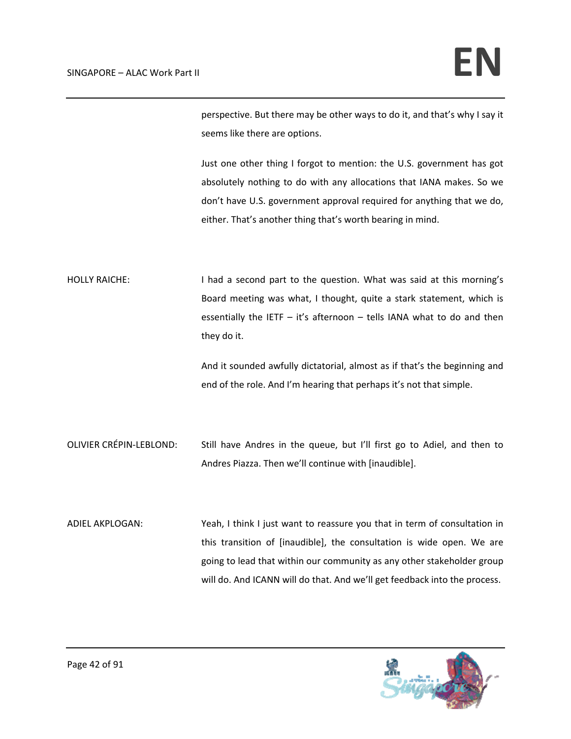perspective. But there may be other ways to do it, and that's why I say it seems like there are options.

Just one other thing I forgot to mention: the U.S. government has got absolutely nothing to do with any allocations that IANA makes. So we don't have U.S. government approval required for anything that we do, either. That's another thing that's worth bearing in mind.

HOLLY RAICHE: I had a second part to the question. What was said at this morning's Board meeting was what, I thought, quite a stark statement, which is essentially the IETF – it's afternoon – tells IANA what to do and then they do it.

And it sounded awfully dictatorial, almost as if that's the beginning and end of the role. And I'm hearing that perhaps it's not that simple.

OLIVIER CRÉPIN-LEBLOND: Still have Andres in the queue, but I'll first go to Adiel, and then to Andres Piazza. Then we'll continue with [inaudible].

ADIEL AKPLOGAN: Yeah, I think I just want to reassure you that in term of consultation in this transition of [inaudible], the consultation is wide open. We are going to lead that within our community as any other stakeholder group will do. And ICANN will do that. And we'll get feedback into the process.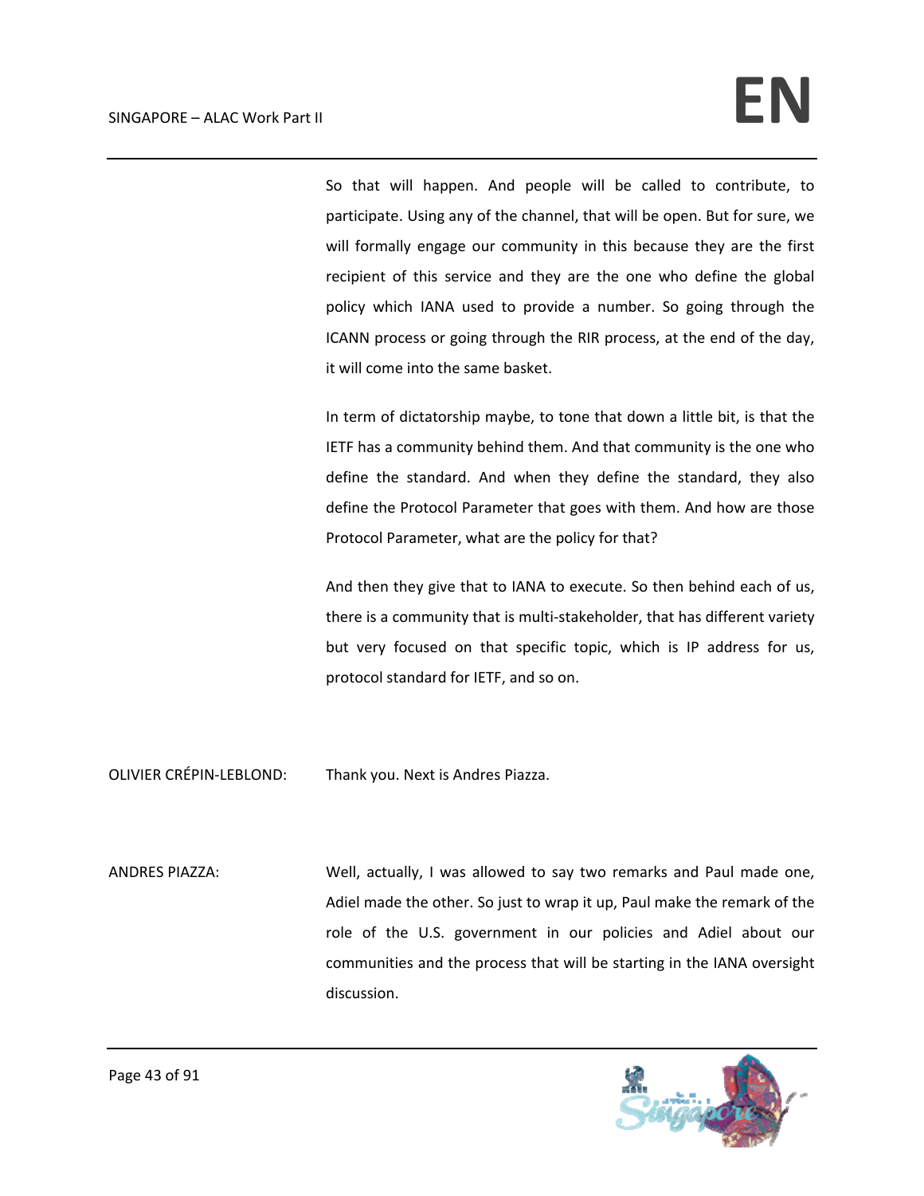So that will happen. And people will be called to contribute, to participate. Using any of the channel, that will be open. But for sure, we will formally engage our community in this because they are the first recipient of this service and they are the one who define the global policy which IANA used to provide a number. So going through the ICANN process or going through the RIR process, at the end of the day, it will come into the same basket.

In term of dictatorship maybe, to tone that down a little bit, is that the IETF has a community behind them. And that community is the one who define the standard. And when they define the standard, they also define the Protocol Parameter that goes with them. And how are those Protocol Parameter, what are the policy for that?

And then they give that to IANA to execute. So then behind each of us, there is a community that is multi-stakeholder, that has different variety but very focused on that specific topic, which is IP address for us, protocol standard for IETF, and so on.

OLIVIER CRÉPIN-LEBLOND: Thank you. Next is Andres Piazza.

ANDRES PIAZZA: Well, actually, I was allowed to say two remarks and Paul made one, Adiel made the other. So just to wrap it up, Paul make the remark of the role of the U.S. government in our policies and Adiel about our communities and the process that will be starting in the IANA oversight discussion.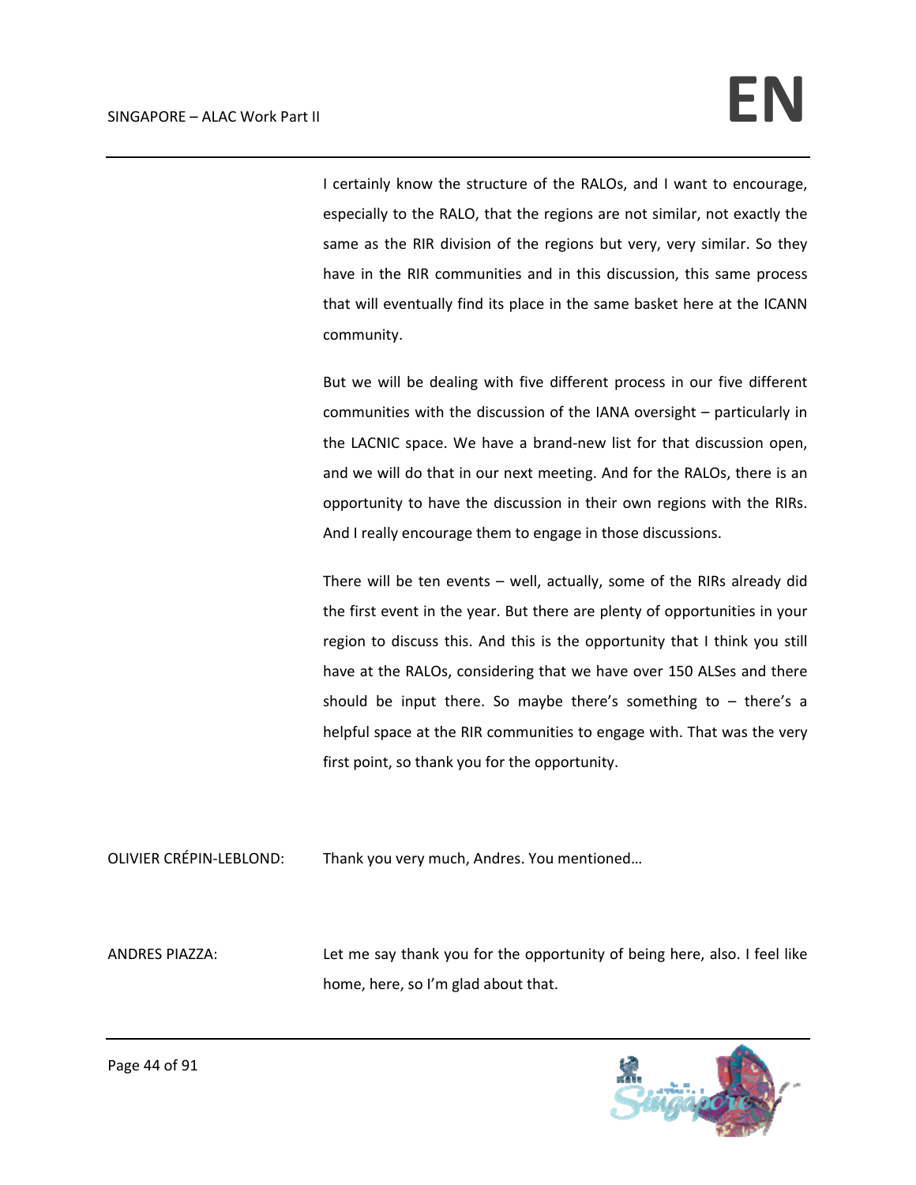I certainly know the structure of the RALOs, and I want to encourage, especially to the RALO, that the regions are not similar, not exactly the same as the RIR division of the regions but very, very similar. So they have in the RIR communities and in this discussion, this same process that will eventually find its place in the same basket here at the ICANN community.

But we will be dealing with five different process in our five different communities with the discussion of the IANA oversight – particularly in the LACNIC space. We have a brand-new list for that discussion open, and we will do that in our next meeting. And for the RALOs, there is an opportunity to have the discussion in their own regions with the RIRs. And I really encourage them to engage in those discussions.

There will be ten events – well, actually, some of the RIRs already did the first event in the year. But there are plenty of opportunities in your region to discuss this. And this is the opportunity that I think you still have at the RALOs, considering that we have over 150 ALSes and there should be input there. So maybe there's something to – there's a helpful space at the RIR communities to engage with. That was the very first point, so thank you for the opportunity.

OLIVIER CRÉPIN-LEBLOND: Thank you very much, Andres. You mentioned…

ANDRES PIAZZA: Let me say thank you for the opportunity of being here, also. I feel like home, here, so I'm glad about that.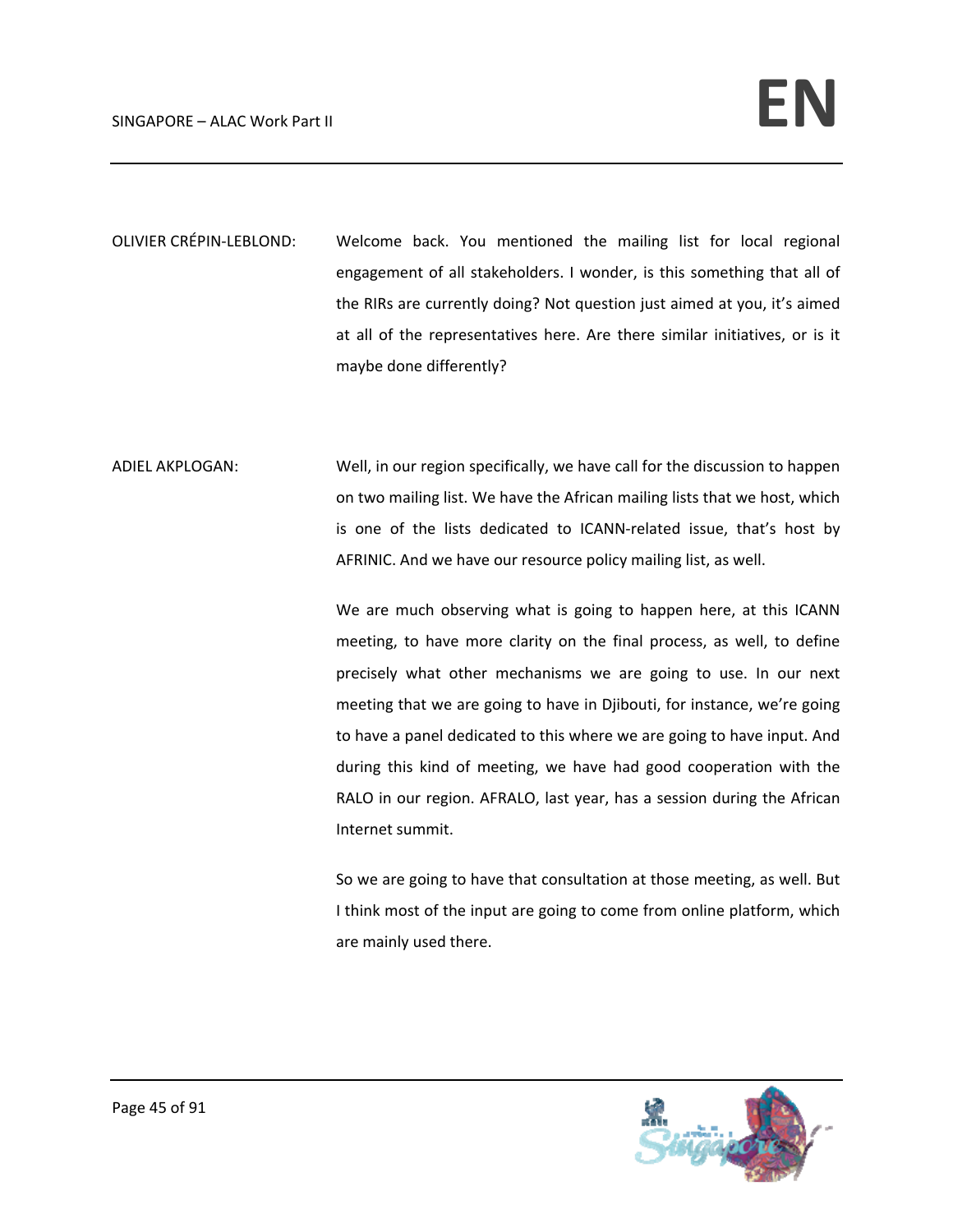OLIVIER CRÉPIN-LEBLOND: Welcome back. You mentioned the mailing list for local regional engagement of all stakeholders. I wonder, is this something that all of the RIRs are currently doing? Not question just aimed at you, it's aimed at all of the representatives here. Are there similar initiatives, or is it maybe done differently?

ADIEL AKPLOGAN: Well, in our region specifically, we have call for the discussion to happen on two mailing list. We have the African mailing lists that we host, which is one of the lists dedicated to ICANN-related issue, that's host by AFRINIC. And we have our resource policy mailing list, as well.

We are much observing what is going to happen here, at this ICANN meeting, to have more clarity on the final process, as well, to define precisely what other mechanisms we are going to use. In our next meeting that we are going to have in Djibouti, for instance, we're going to have a panel dedicated to this where we are going to have input. And during this kind of meeting, we have had good cooperation with the RALO in our region. AFRALO, last year, has a session during the African Internet summit.

So we are going to have that consultation at those meeting, as well. But I think most of the input are going to come from online platform, which are mainly used there.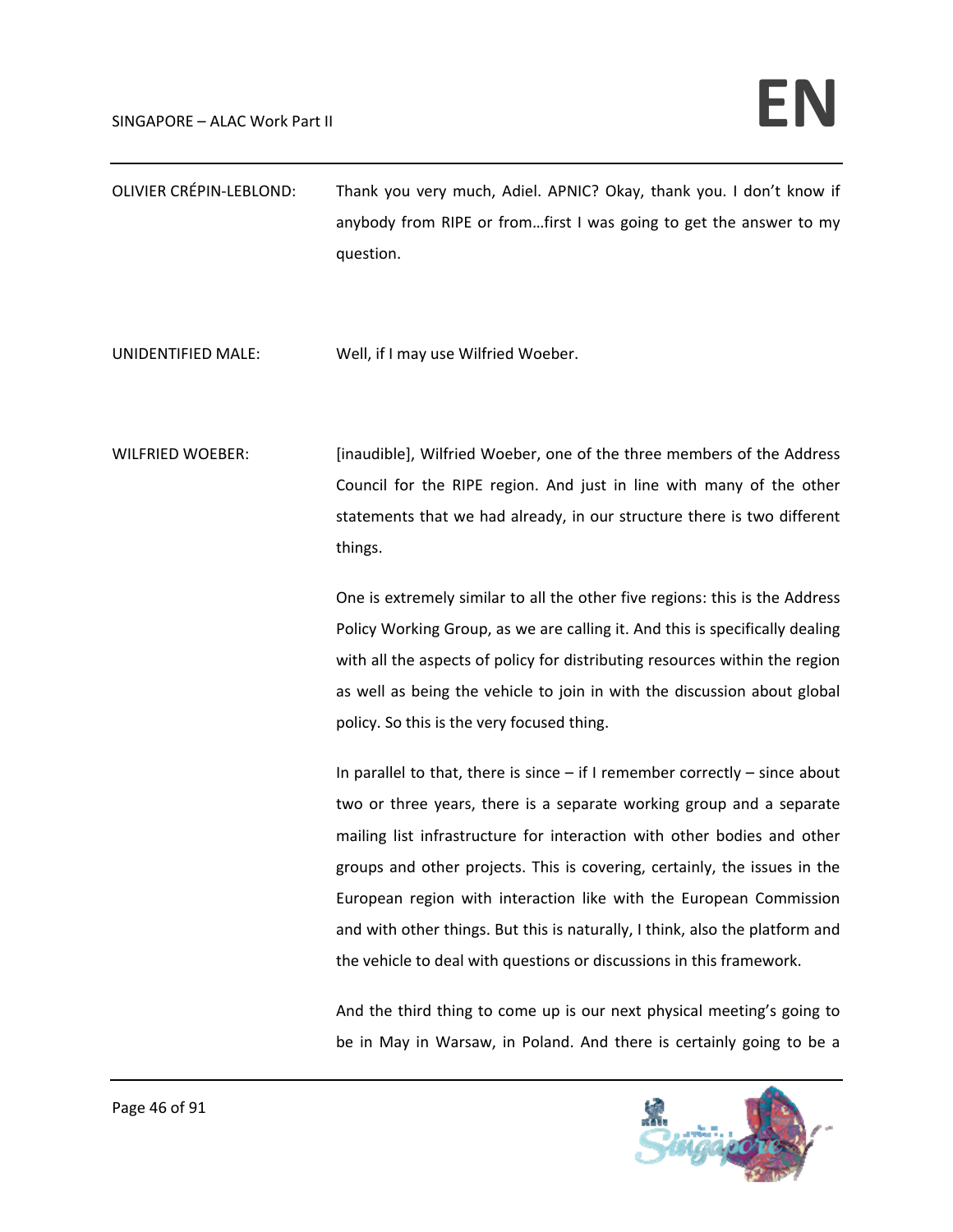OLIVIER CRÉPIN-LEBLOND: Thank you very much, Adiel. APNIC? Okay, thank you. I don't know if anybody from RIPE or from…first I was going to get the answer to my question.

UNIDENTIFIED MALE: Well, if I may use Wilfried Woeber.

WILFRIED WOEBER: [inaudible], Wilfried Woeber, one of the three members of the Address Council for the RIPE region. And just in line with many of the other statements that we had already, in our structure there is two different things.

One is extremely similar to all the other five regions: this is the Address Policy Working Group, as we are calling it. And this is specifically dealing with all the aspects of policy for distributing resources within the region as well as being the vehicle to join in with the discussion about global policy. So this is the very focused thing.

In parallel to that, there is since – if I remember correctly – since about two or three years, there is a separate working group and a separate mailing list infrastructure for interaction with other bodies and other groups and other projects. This is covering, certainly, the issues in the European region with interaction like with the European Commission and with other things. But this is naturally, I think, also the platform and the vehicle to deal with questions or discussions in this framework.

And the third thing to come up is our next physical meeting's going to be in May in Warsaw, in Poland. And there is certainly going to be a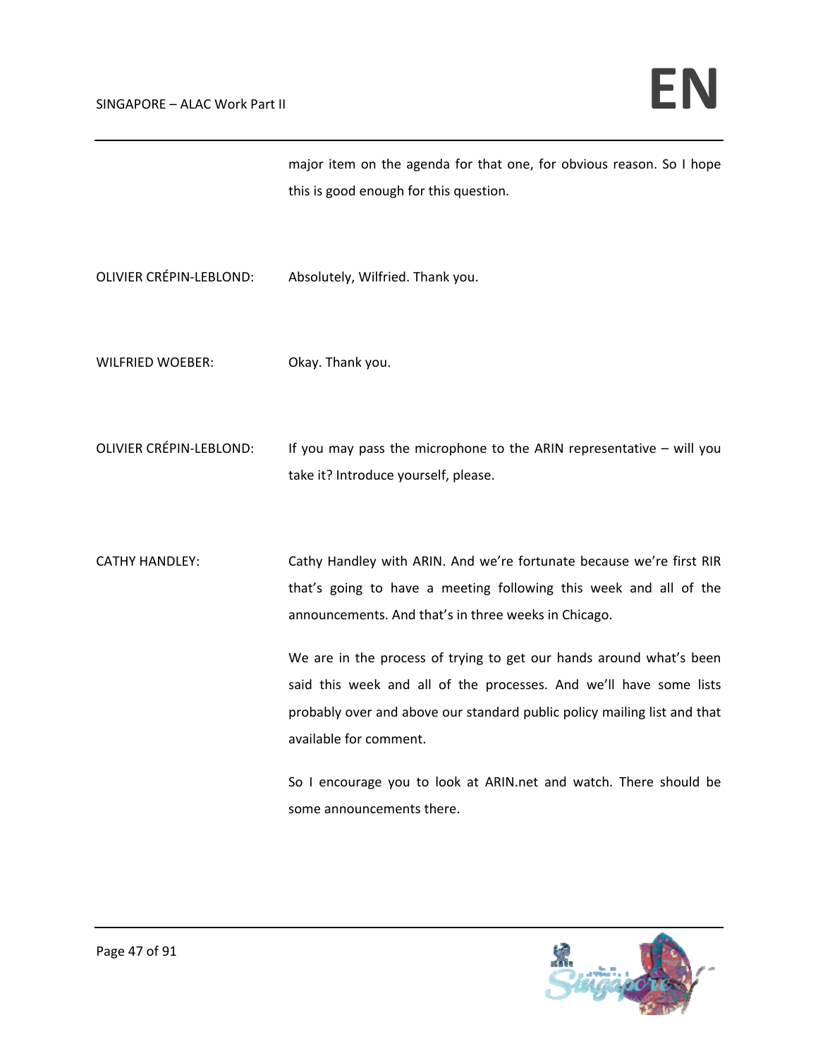major item on the agenda for that one, for obvious reason. So I hope this is good enough for this question.

OLIVIER CRÉPIN-LEBLOND: Absolutely, Wilfried. Thank you.

WILFRIED WOEBER: Okay. Thank you.

OLIVIER CRÉPIN-LEBLOND: If you may pass the microphone to the ARIN representative – will you take it? Introduce yourself, please.

CATHY HANDLEY: Cathy Handley with ARIN. And we're fortunate because we're first RIR that's going to have a meeting following this week and all of the announcements. And that's in three weeks in Chicago.

We are in the process of trying to get our hands around what's been said this week and all of the processes. And we'll have some lists probably over and above our standard public policy mailing list and that available for comment.

So I encourage you to look at ARIN.net and watch. There should be some announcements there.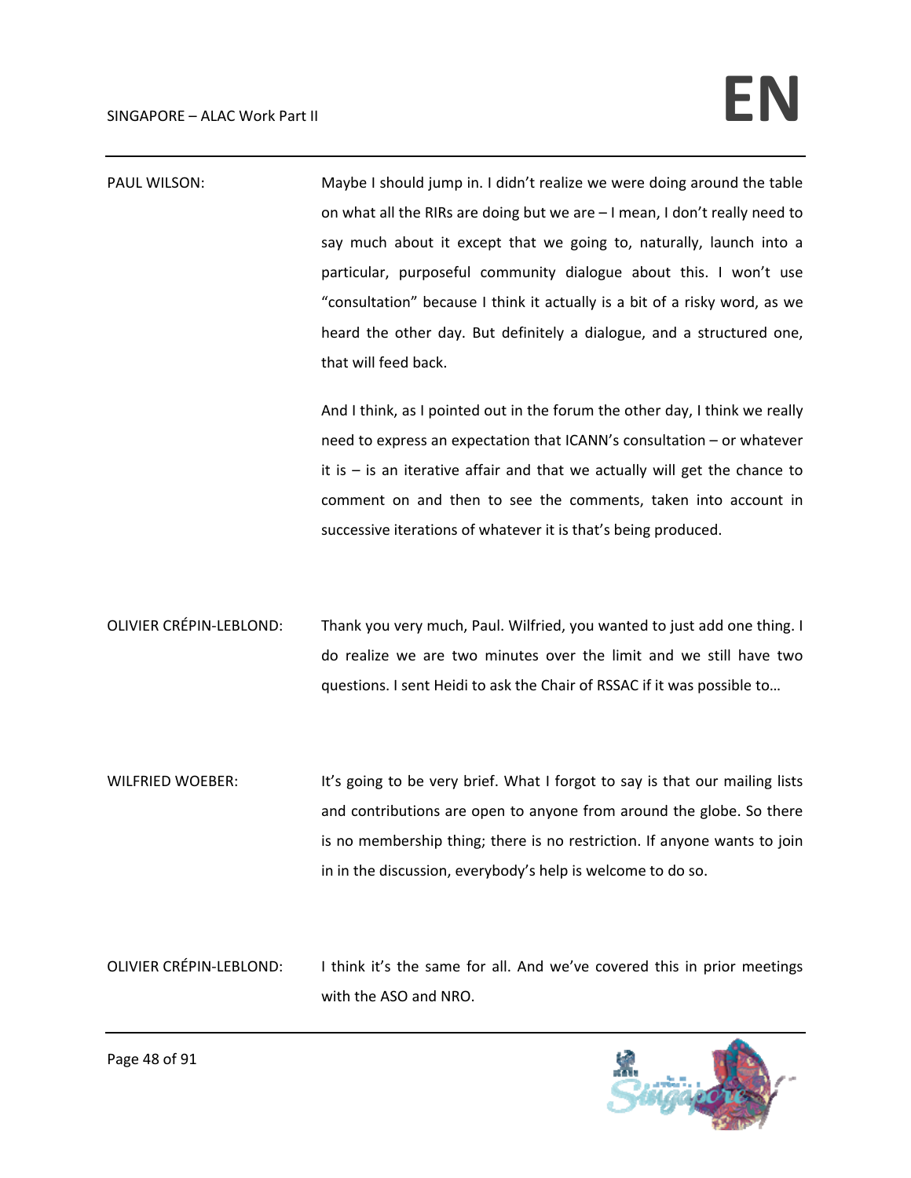PAUL WILSON: Maybe I should jump in. I didn't realize we were doing around the table on what all the RIRs are doing but we are – I mean, I don't really need to say much about it except that we going to, naturally, launch into a particular, purposeful community dialogue about this. I won't use "consultation" because I think it actually is a bit of a risky word, as we heard the other day. But definitely a dialogue, and a structured one, that will feed back.

And I think, as I pointed out in the forum the other day, I think we really need to express an expectation that ICANN's consultation – or whatever it is – is an iterative affair and that we actually will get the chance to comment on and then to see the comments, taken into account in successive iterations of whatever it is that's being produced.

OLIVIER CRÉPIN-LEBLOND: Thank you very much, Paul. Wilfried, you wanted to just add one thing. I do realize we are two minutes over the limit and we still have two questions. I sent Heidi to ask the Chair of RSSAC if it was possible to…

WILFRIED WOEBER: It's going to be very brief. What I forgot to say is that our mailing lists and contributions are open to anyone from around the globe. So there is no membership thing; there is no restriction. If anyone wants to join in in the discussion, everybody's help is welcome to do so.

OLIVIER CRÉPIN-LEBLOND: I think it's the same for all. And we've covered this in prior meetings with the ASO and NRO.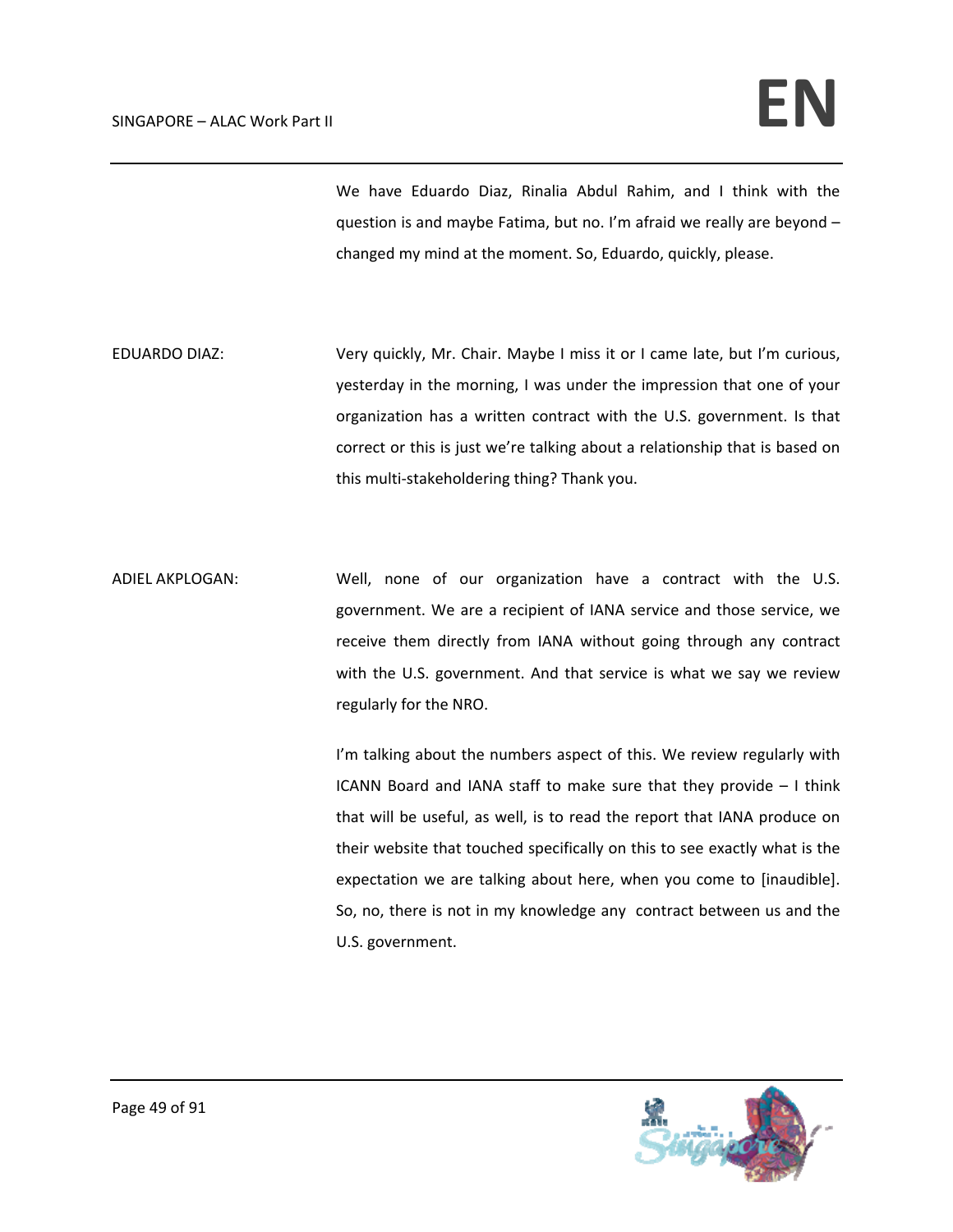We have Eduardo Diaz, Rinalia Abdul Rahim, and I think with the question is and maybe Fatima, but no. I'm afraid we really are beyond – changed my mind at the moment. So, Eduardo, quickly, please.

EDUARDO DIAZ: Very quickly, Mr. Chair. Maybe I miss it or I came late, but I'm curious, yesterday in the morning, I was under the impression that one of your organization has a written contract with the U.S. government. Is that correct or this is just we're talking about a relationship that is based on this multi-stakeholdering thing? Thank you.

ADIEL AKPLOGAN: Well, none of our organization have a contract with the U.S. government. We are a recipient of IANA service and those service, we receive them directly from IANA without going through any contract with the U.S. government. And that service is what we say we review regularly for the NRO.

I'm talking about the numbers aspect of this. We review regularly with ICANN Board and IANA staff to make sure that they provide – I think that will be useful, as well, is to read the report that IANA produce on their website that touched specifically on this to see exactly what is the expectation we are talking about here, when you come to [inaudible]. So, no, there is not in my knowledge any contract between us and the U.S. government.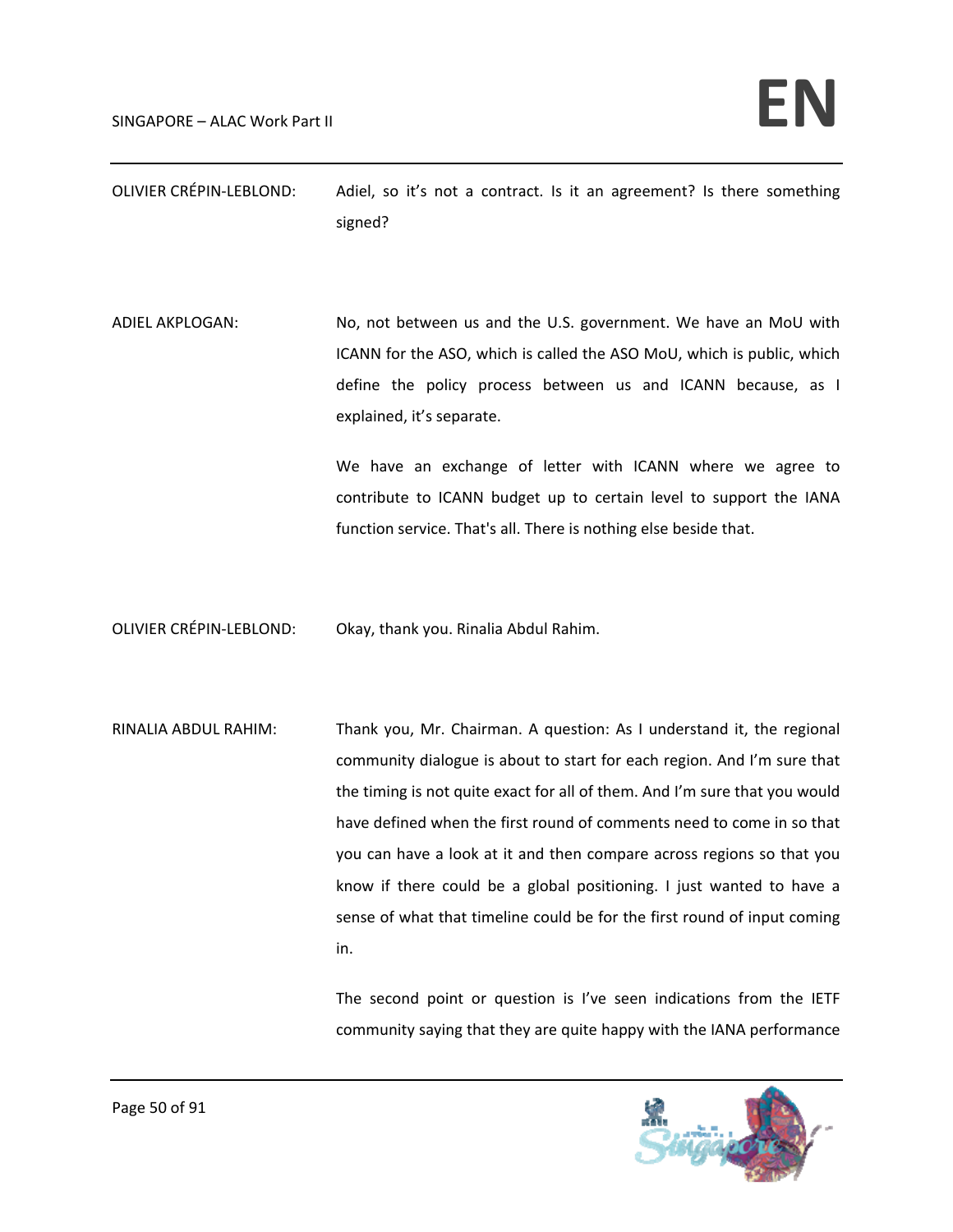OLIVIER CRÉPIN-LEBLOND: Adiel, so it's not a contract. Is it an agreement? Is there something signed?

ADIEL AKPLOGAN: No, not between us and the U.S. government. We have an MoU with ICANN for the ASO, which is called the ASO MoU, which is public, which define the policy process between us and ICANN because, as I explained, it's separate.

We have an exchange of letter with ICANN where we agree to contribute to ICANN budget up to certain level to support the IANA function service. That's all. There is nothing else beside that.

OLIVIER CRÉPIN-LEBLOND: Okay, thank you. Rinalia Abdul Rahim.

RINALIA ABDUL RAHIM: Thank you, Mr. Chairman. A question: As I understand it, the regional community dialogue is about to start for each region. And I'm sure that the timing is not quite exact for all of them. And I'm sure that you would have defined when the first round of comments need to come in so that you can have a look at it and then compare across regions so that you know if there could be a global positioning. I just wanted to have a sense of what that timeline could be for the first round of input coming in.

The second point or question is I've seen indications from the IETF community saying that they are quite happy with the IANA performance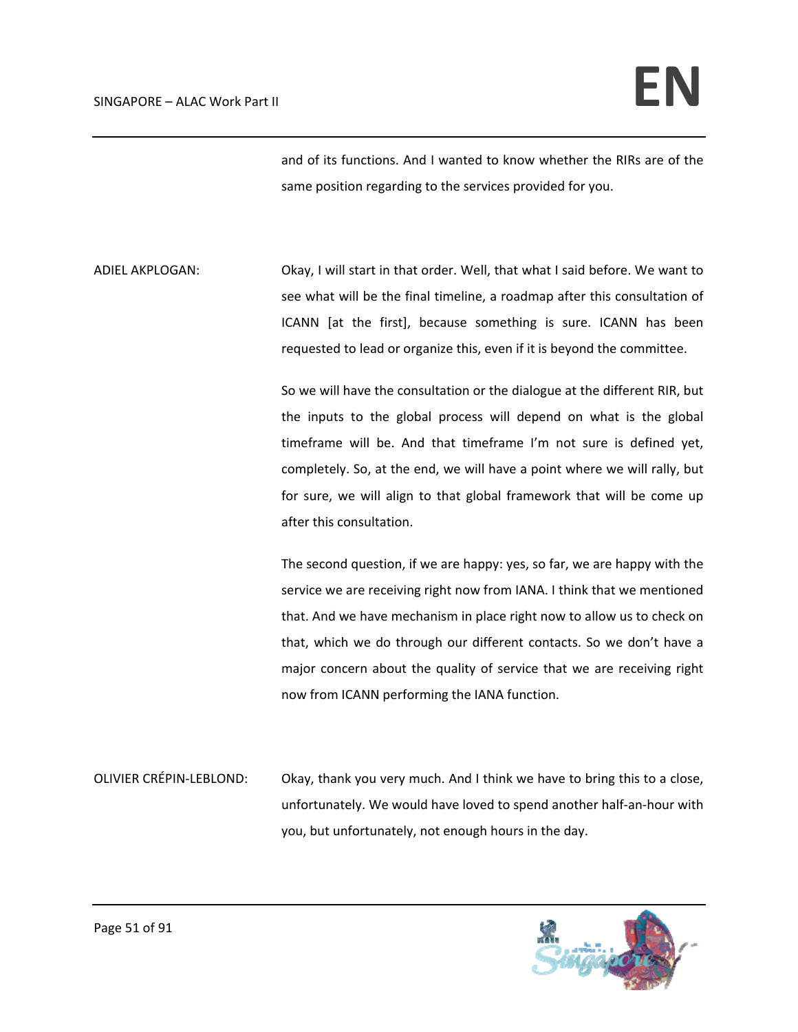and of its functions. And I wanted to know whether the RIRs are of the same position regarding to the services provided for you.

ADIEL AKPLOGAN: Okay, I will start in that order. Well, that what I said before. We want to see what will be the final timeline, a roadmap after this consultation of ICANN [at the first], because something is sure. ICANN has been requested to lead or organize this, even if it is beyond the committee.

So we will have the consultation or the dialogue at the different RIR, but the inputs to the global process will depend on what is the global timeframe will be. And that timeframe I'm not sure is defined yet, completely. So, at the end, we will have a point where we will rally, but for sure, we will align to that global framework that will be come up after this consultation.

The second question, if we are happy: yes, so far, we are happy with the service we are receiving right now from IANA. I think that we mentioned that. And we have mechanism in place right now to allow us to check on that, which we do through our different contacts. So we don't have a major concern about the quality of service that we are receiving right now from ICANN performing the IANA function.

OLIVIER CRÉPIN-LEBLOND: Okay, thank you very much. And I think we have to bring this to a close, unfortunately. We would have loved to spend another half-an-hour with you, but unfortunately, not enough hours in the day.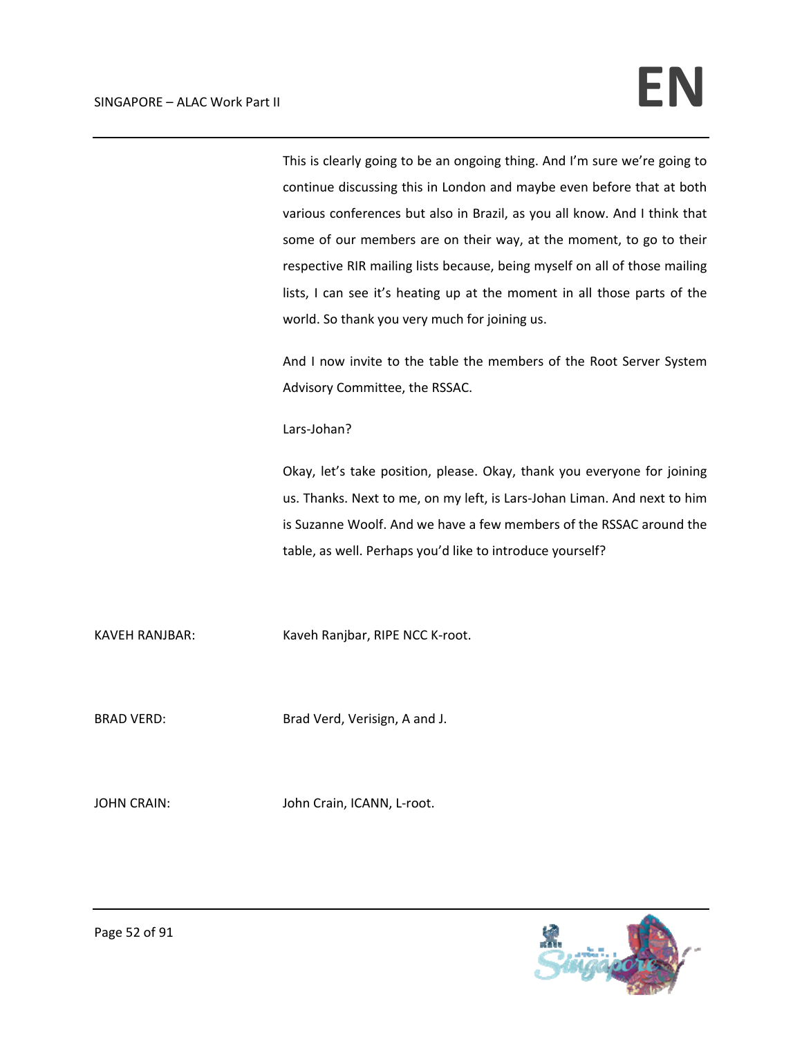This is clearly going to be an ongoing thing. And I'm sure we're going to continue discussing this in London and maybe even before that at both various conferences but also in Brazil, as you all know. And I think that some of our members are on their way, at the moment, to go to their respective RIR mailing lists because, being myself on all of those mailing lists, I can see it's heating up at the moment in all those parts of the world. So thank you very much for joining us.

And I now invite to the table the members of the Root Server System Advisory Committee, the RSSAC.

Lars-Johan?

Okay, let's take position, please. Okay, thank you everyone for joining us. Thanks. Next to me, on my left, is Lars-Johan Liman. And next to him is Suzanne Woolf. And we have a few members of the RSSAC around the table, as well. Perhaps you'd like to introduce yourself?

KAVEH RANJBAR: Kaveh Ranjbar, RIPE NCC K-root.

BRAD VERD: Brad Verd, Verisign, A and J.

JOHN CRAIN: John Crain, ICANN, L-root.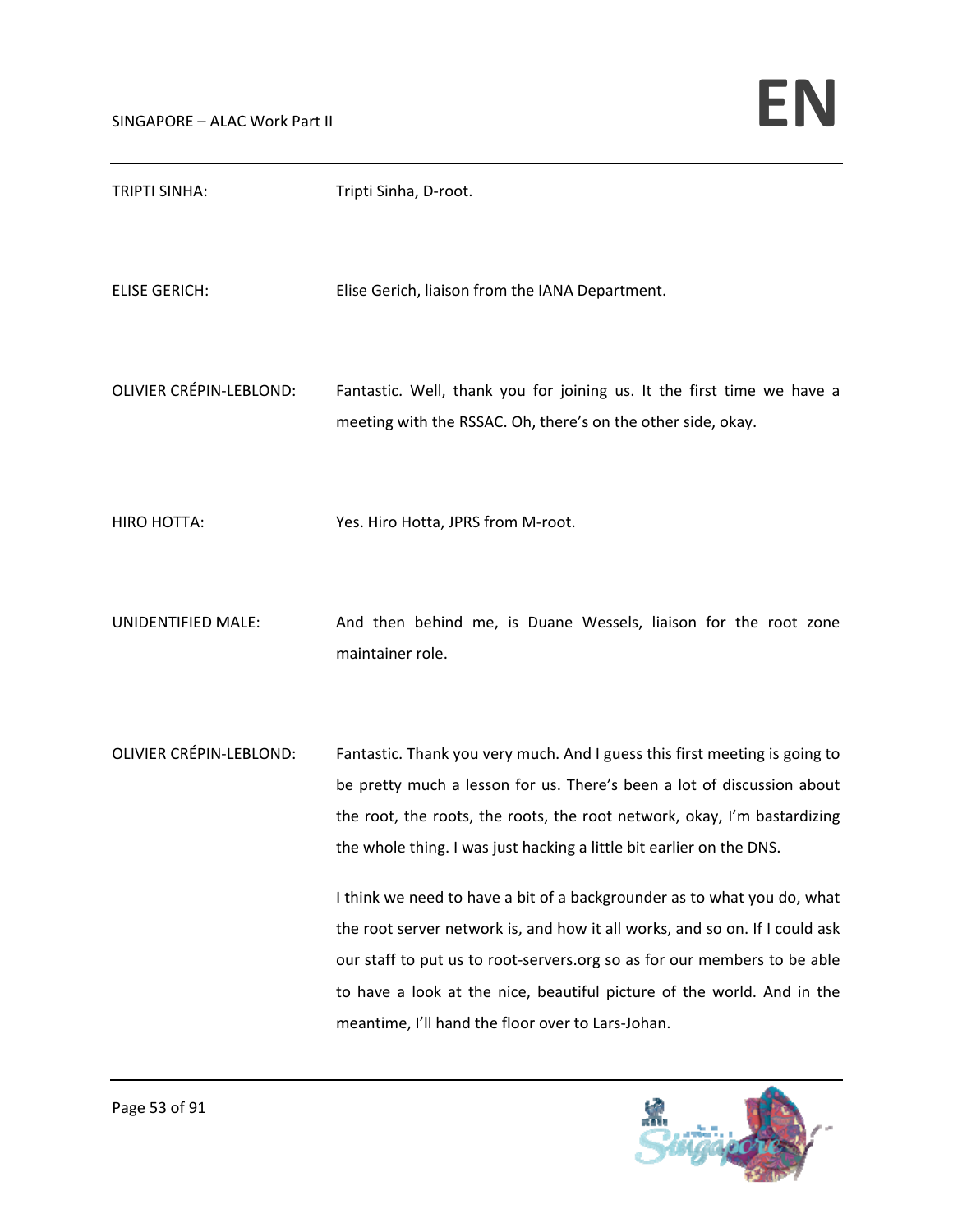TRIPTI SINHA: Tripti Sinha, D-root.

ELISE GERICH: Elise Gerich, liaison from the IANA Department.

OLIVIER CRÉPIN-LEBLOND: Fantastic. Well, thank you for joining us. It the first time we have a meeting with the RSSAC. Oh, there's on the other side, okay.

HIRO HOTTA: Yes. Hiro Hotta, JPRS from M-root.

UNIDENTIFIED MALE: And then behind me, is Duane Wessels, liaison for the root zone maintainer role.

OLIVIER CRÉPIN-LEBLOND: Fantastic. Thank you very much. And I guess this first meeting is going to be pretty much a lesson for us. There's been a lot of discussion about the root, the roots, the roots, the root network, okay, I'm bastardizing the whole thing. I was just hacking a little bit earlier on the DNS.

I think we need to have a bit of a backgrounder as to what you do, what the root server network is, and how it all works, and so on. If I could ask our staff to put us to root-servers.org so as for our members to be able to have a look at the nice, beautiful picture of the world. And in the meantime, I'll hand the floor over to Lars-Johan.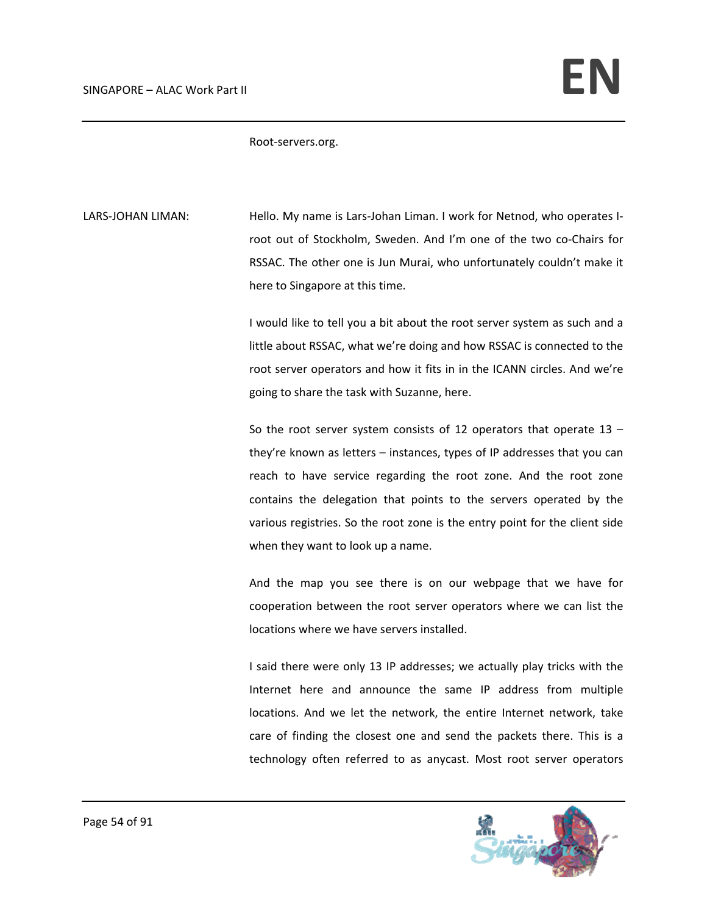Root-servers.org.

LARS-JOHAN LIMAN: Hello. My name is Lars-Johan Liman. I work for Netnod, who operates I-root out of Stockholm, Sweden. And I'm one of the two co-Chairs for RSSAC. The other one is Jun Murai, who unfortunately couldn't make it here to Singapore at this time.

I would like to tell you a bit about the root server system as such and a little about RSSAC, what we're doing and how RSSAC is connected to the root server operators and how it fits in in the ICANN circles. And we're going to share the task with Suzanne, here.

So the root server system consists of 12 operators that operate 13 – they're known as letters – instances, types of IP addresses that you can reach to have service regarding the root zone. And the root zone contains the delegation that points to the servers operated by the various registries. So the root zone is the entry point for the client side when they want to look up a name.

And the map you see there is on our webpage that we have for cooperation between the root server operators where we can list the locations where we have servers installed.

I said there were only 13 IP addresses; we actually play tricks with the Internet here and announce the same IP address from multiple locations. And we let the network, the entire Internet network, take care of finding the closest one and send the packets there. This is a technology often referred to as anycast. Most root server operators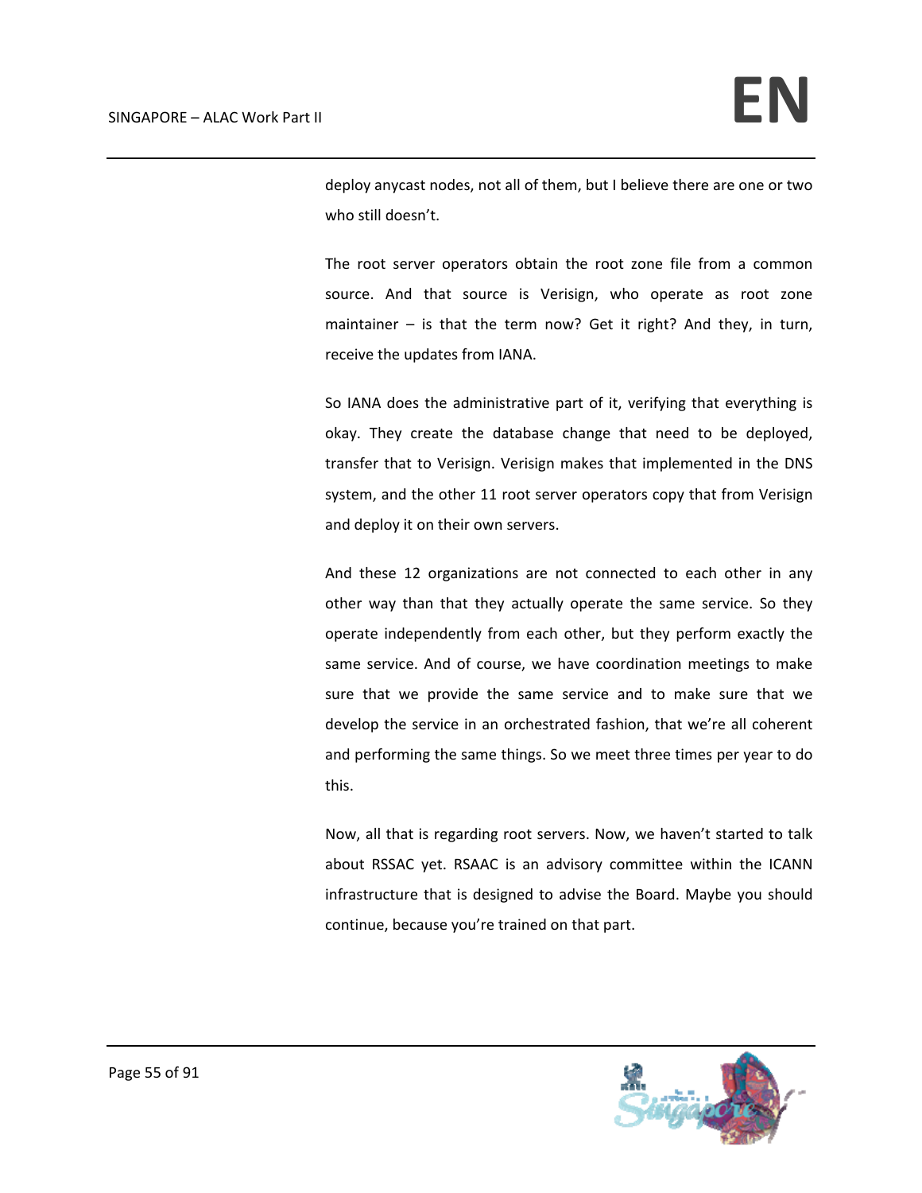deploy anycast nodes, not all of them, but I believe there are one or two who still doesn't.

The root server operators obtain the root zone file from a common source. And that source is Verisign, who operate as root zone maintainer – is that the term now? Get it right? And they, in turn, receive the updates from IANA.

So IANA does the administrative part of it, verifying that everything is okay. They create the database change that need to be deployed, transfer that to Verisign. Verisign makes that implemented in the DNS system, and the other 11 root server operators copy that from Verisign and deploy it on their own servers.

And these 12 organizations are not connected to each other in any other way than that they actually operate the same service. So they operate independently from each other, but they perform exactly the same service. And of course, we have coordination meetings to make sure that we provide the same service and to make sure that we develop the service in an orchestrated fashion, that we're all coherent and performing the same things. So we meet three times per year to do this.

Now, all that is regarding root servers. Now, we haven't started to talk about RSSAC yet. RSAAC is an advisory committee within the ICANN infrastructure that is designed to advise the Board. Maybe you should continue, because you're trained on that part.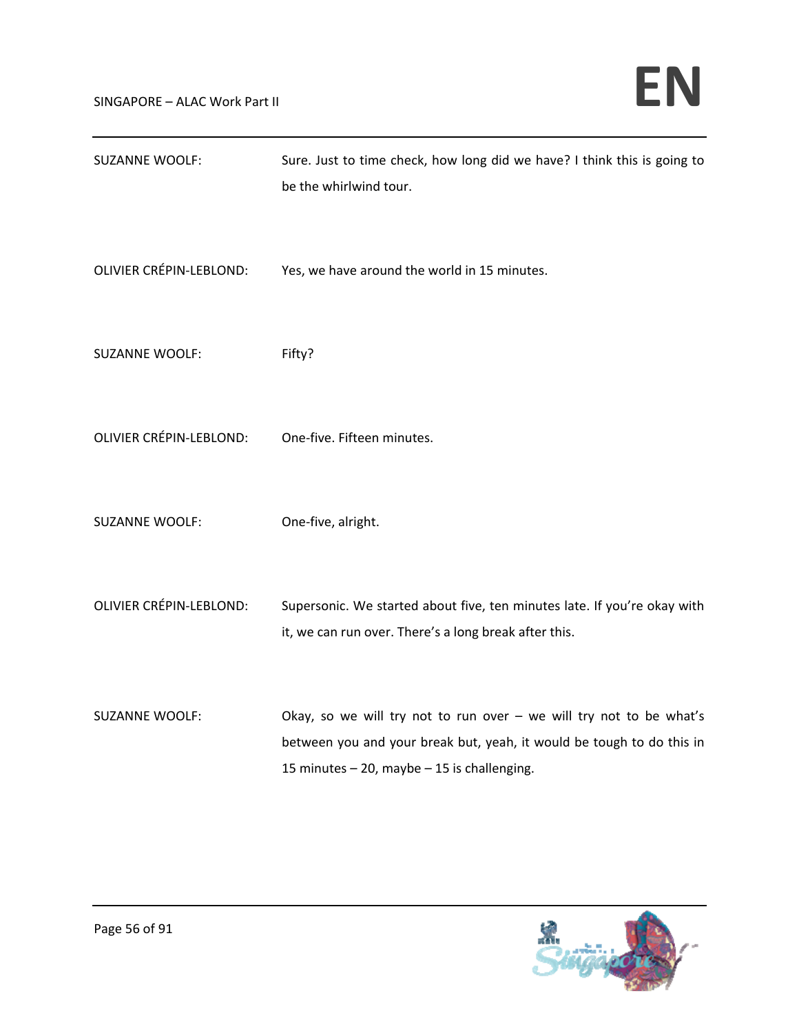SUZANNE WOOLF: Sure. Just to time check, how long did we have? I think this is going to be the whirlwind tour.

OLIVIER CRÉPIN-LEBLOND: Yes, we have around the world in 15 minutes.

SUZANNE WOOLF: Fifty?

OLIVIER CRÉPIN-LEBLOND: One-five. Fifteen minutes.

SUZANNE WOOLF: One-five, alright.

OLIVIER CRÉPIN-LEBLOND: Supersonic. We started about five, ten minutes late. If you're okay with it, we can run over. There's a long break after this.

SUZANNE WOOLF: Okay, so we will try not to run over – we will try not to be what's between you and your break but, yeah, it would be tough to do this in 15 minutes – 20, maybe – 15 is challenging.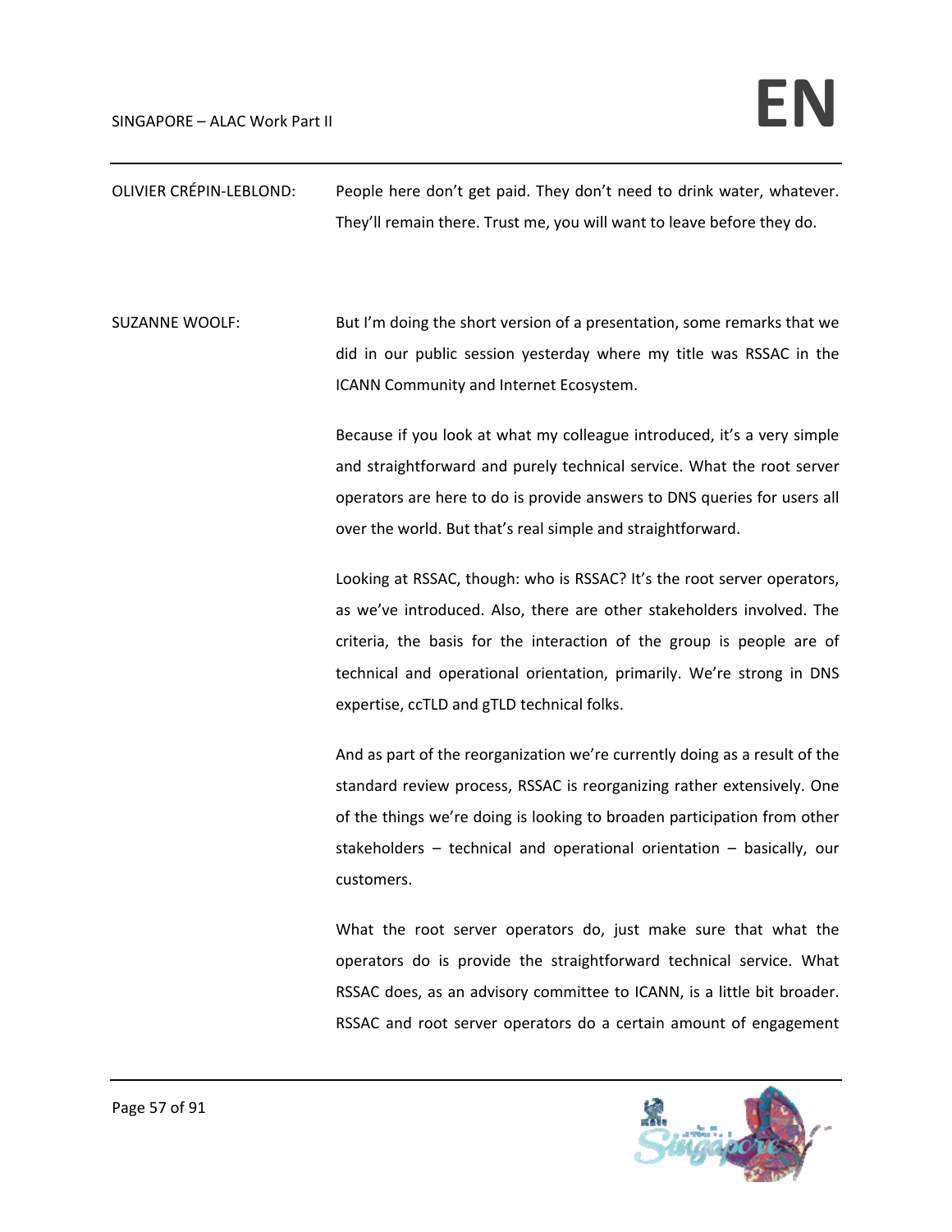OLIVIER CRÉPIN-LEBLOND: People here don't get paid. They don't need to drink water, whatever. They'll remain there. Trust me, you will want to leave before they do.

SUZANNE WOOLF: But I'm doing the short version of a presentation, some remarks that we did in our public session yesterday where my title was RSSAC in the ICANN Community and Internet Ecosystem.

Because if you look at what my colleague introduced, it's a very simple and straightforward and purely technical service. What the root server operators are here to do is provide answers to DNS queries for users all over the world. But that's real simple and straightforward.

Looking at RSSAC, though: who is RSSAC? It's the root server operators, as we've introduced. Also, there are other stakeholders involved. The criteria, the basis for the interaction of the group is people are of technical and operational orientation, primarily. We're strong in DNS expertise, ccTLD and gTLD technical folks.

And as part of the reorganization we're currently doing as a result of the standard review process, RSSAC is reorganizing rather extensively. One of the things we're doing is looking to broaden participation from other stakeholders – technical and operational orientation – basically, our customers.

What the root server operators do, just make sure that what the operators do is provide the straightforward technical service. What RSSAC does, as an advisory committee to ICANN, is a little bit broader. RSSAC and root server operators do a certain amount of engagement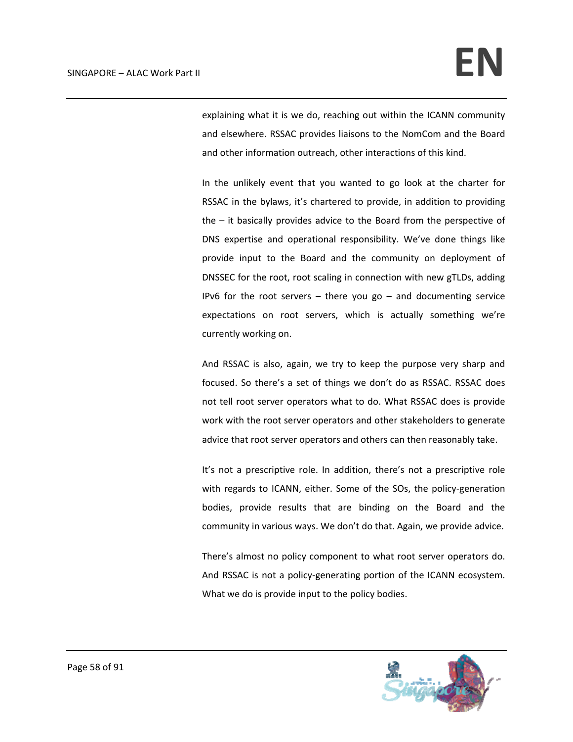explaining what it is we do, reaching out within the ICANN community and elsewhere. RSSAC provides liaisons to the NomCom and the Board and other information outreach, other interactions of this kind.

In the unlikely event that you wanted to go look at the charter for RSSAC in the bylaws, it's chartered to provide, in addition to providing the – it basically provides advice to the Board from the perspective of DNS expertise and operational responsibility. We've done things like provide input to the Board and the community on deployment of DNSSEC for the root, root scaling in connection with new gTLDs, adding IPv6 for the root servers – there you go – and documenting service expectations on root servers, which is actually something we're currently working on.

And RSSAC is also, again, we try to keep the purpose very sharp and focused. So there's a set of things we don't do as RSSAC. RSSAC does not tell root server operators what to do. What RSSAC does is provide work with the root server operators and other stakeholders to generate advice that root server operators and others can then reasonably take.

It's not a prescriptive role. In addition, there's not a prescriptive role with regards to ICANN, either. Some of the SOs, the policy-generation bodies, provide results that are binding on the Board and the community in various ways. We don't do that. Again, we provide advice.

There's almost no policy component to what root server operators do. And RSSAC is not a policy-generating portion of the ICANN ecosystem. What we do is provide input to the policy bodies.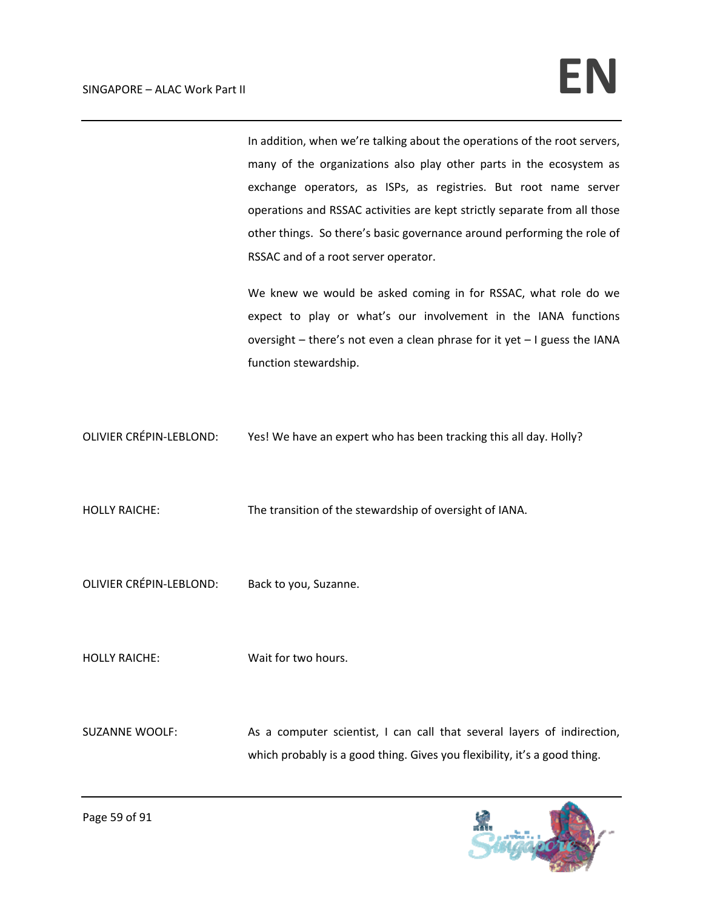In addition, when we're talking about the operations of the root servers, many of the organizations also play other parts in the ecosystem as exchange operators, as ISPs, as registries. But root name server operations and RSSAC activities are kept strictly separate from all those other things. So there's basic governance around performing the role of RSSAC and of a root server operator.

We knew we would be asked coming in for RSSAC, what role do we expect to play or what's our involvement in the IANA functions oversight – there's not even a clean phrase for it yet – I guess the IANA function stewardship.

OLIVIER CRÉPIN-LEBLOND: Yes! We have an expert who has been tracking this all day. Holly?

HOLLY RAICHE: The transition of the stewardship of oversight of IANA.

OLIVIER CRÉPIN-LEBLOND: Back to you, Suzanne.

HOLLY RAICHE: Wait for two hours.

SUZANNE WOOLF: As a computer scientist, I can call that several layers of indirection, which probably is a good thing. Gives you flexibility, it's a good thing.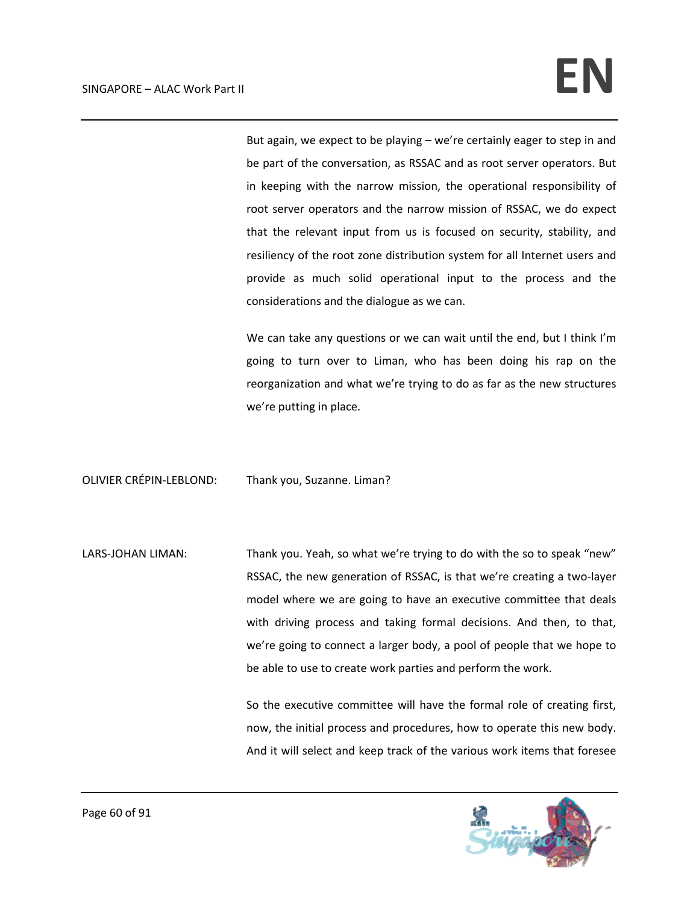But again, we expect to be playing – we're certainly eager to step in and be part of the conversation, as RSSAC and as root server operators. But in keeping with the narrow mission, the operational responsibility of root server operators and the narrow mission of RSSAC, we do expect that the relevant input from us is focused on security, stability, and resiliency of the root zone distribution system for all Internet users and provide as much solid operational input to the process and the considerations and the dialogue as we can.

We can take any questions or we can wait until the end, but I think I'm going to turn over to Liman, who has been doing his rap on the reorganization and what we're trying to do as far as the new structures we're putting in place.

OLIVIER CRÉPIN-LEBLOND: Thank you, Suzanne. Liman?

LARS-JOHAN LIMAN: Thank you. Yeah, so what we're trying to do with the so to speak "new" RSSAC, the new generation of RSSAC, is that we're creating a two-layer model where we are going to have an executive committee that deals with driving process and taking formal decisions. And then, to that, we're going to connect a larger body, a pool of people that we hope to be able to use to create work parties and perform the work.

So the executive committee will have the formal role of creating first, now, the initial process and procedures, how to operate this new body. And it will select and keep track of the various work items that foresee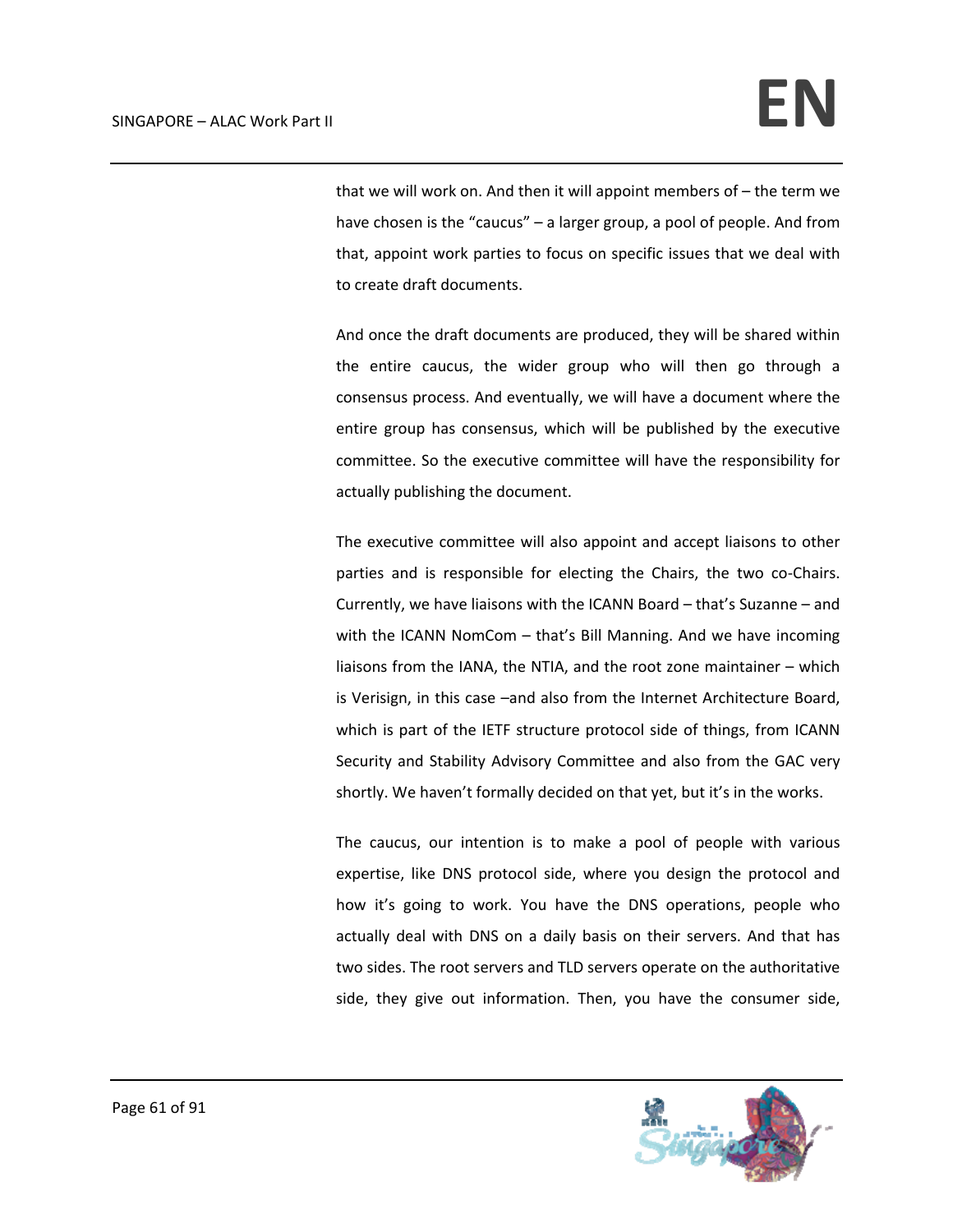that we will work on. And then it will appoint members of – the term we have chosen is the "caucus" – a larger group, a pool of people. And from that, appoint work parties to focus on specific issues that we deal with to create draft documents.

And once the draft documents are produced, they will be shared within the entire caucus, the wider group who will then go through a consensus process. And eventually, we will have a document where the entire group has consensus, which will be published by the executive committee. So the executive committee will have the responsibility for actually publishing the document.

The executive committee will also appoint and accept liaisons to other parties and is responsible for electing the Chairs, the two co-Chairs. Currently, we have liaisons with the ICANN Board – that's Suzanne – and with the ICANN NomCom – that's Bill Manning. And we have incoming liaisons from the IANA, the NTIA, and the root zone maintainer – which is Verisign, in this case –and also from the Internet Architecture Board, which is part of the IETF structure protocol side of things, from ICANN Security and Stability Advisory Committee and also from the GAC very shortly. We haven't formally decided on that yet, but it's in the works.

The caucus, our intention is to make a pool of people with various expertise, like DNS protocol side, where you design the protocol and how it's going to work. You have the DNS operations, people who actually deal with DNS on a daily basis on their servers. And that has two sides. The root servers and TLD servers operate on the authoritative side, they give out information. Then, you have the consumer side,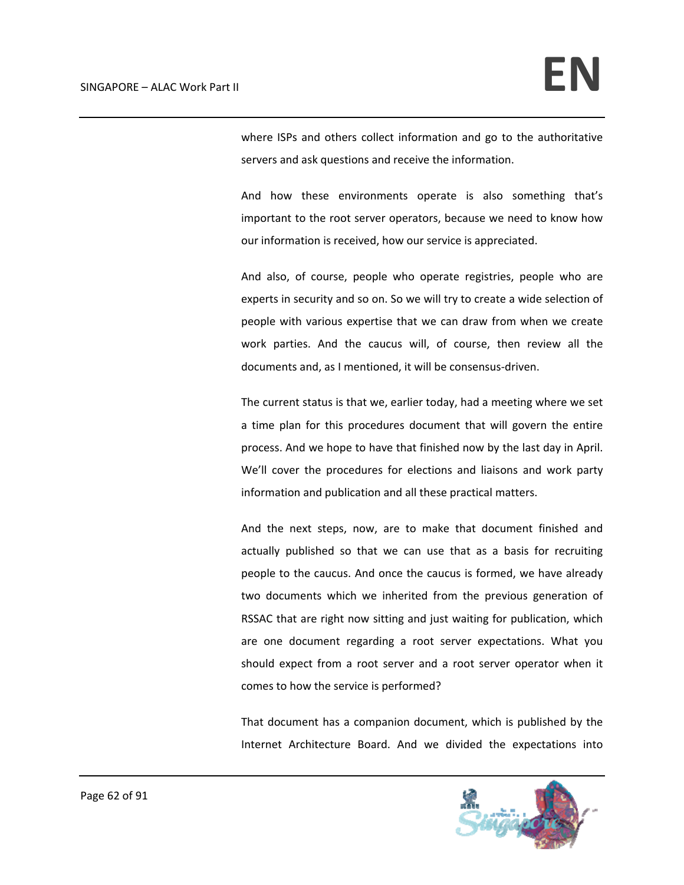where ISPs and others collect information and go to the authoritative servers and ask questions and receive the information.

And how these environments operate is also something that's important to the root server operators, because we need to know how our information is received, how our service is appreciated.

And also, of course, people who operate registries, people who are experts in security and so on. So we will try to create a wide selection of people with various expertise that we can draw from when we create work parties. And the caucus will, of course, then review all the documents and, as I mentioned, it will be consensus-driven.

The current status is that we, earlier today, had a meeting where we set a time plan for this procedures document that will govern the entire process. And we hope to have that finished now by the last day in April. We'll cover the procedures for elections and liaisons and work party information and publication and all these practical matters.

And the next steps, now, are to make that document finished and actually published so that we can use that as a basis for recruiting people to the caucus. And once the caucus is formed, we have already two documents which we inherited from the previous generation of RSSAC that are right now sitting and just waiting for publication, which are one document regarding a root server expectations. What you should expect from a root server and a root server operator when it comes to how the service is performed?

That document has a companion document, which is published by the Internet Architecture Board. And we divided the expectations into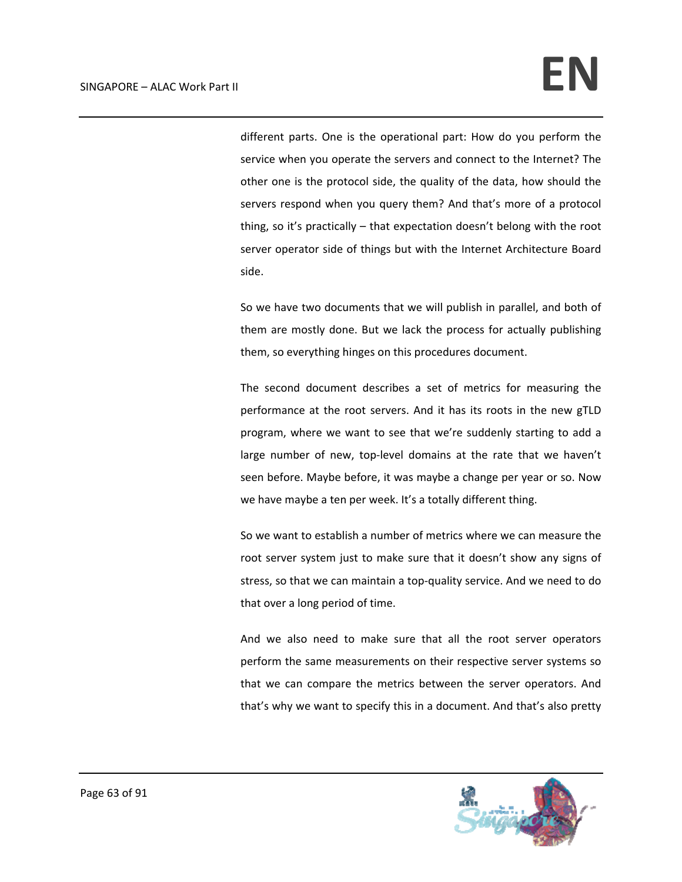different parts. One is the operational part: How do you perform the service when you operate the servers and connect to the Internet? The other one is the protocol side, the quality of the data, how should the servers respond when you query them? And that's more of a protocol thing, so it's practically – that expectation doesn't belong with the root server operator side of things but with the Internet Architecture Board side.

So we have two documents that we will publish in parallel, and both of them are mostly done. But we lack the process for actually publishing them, so everything hinges on this procedures document.

The second document describes a set of metrics for measuring the performance at the root servers. And it has its roots in the new gTLD program, where we want to see that we're suddenly starting to add a large number of new, top-level domains at the rate that we haven't seen before. Maybe before, it was maybe a change per year or so. Now we have maybe a ten per week. It's a totally different thing.

So we want to establish a number of metrics where we can measure the root server system just to make sure that it doesn't show any signs of stress, so that we can maintain a top-quality service. And we need to do that over a long period of time.

And we also need to make sure that all the root server operators perform the same measurements on their respective server systems so that we can compare the metrics between the server operators. And that's why we want to specify this in a document. And that's also pretty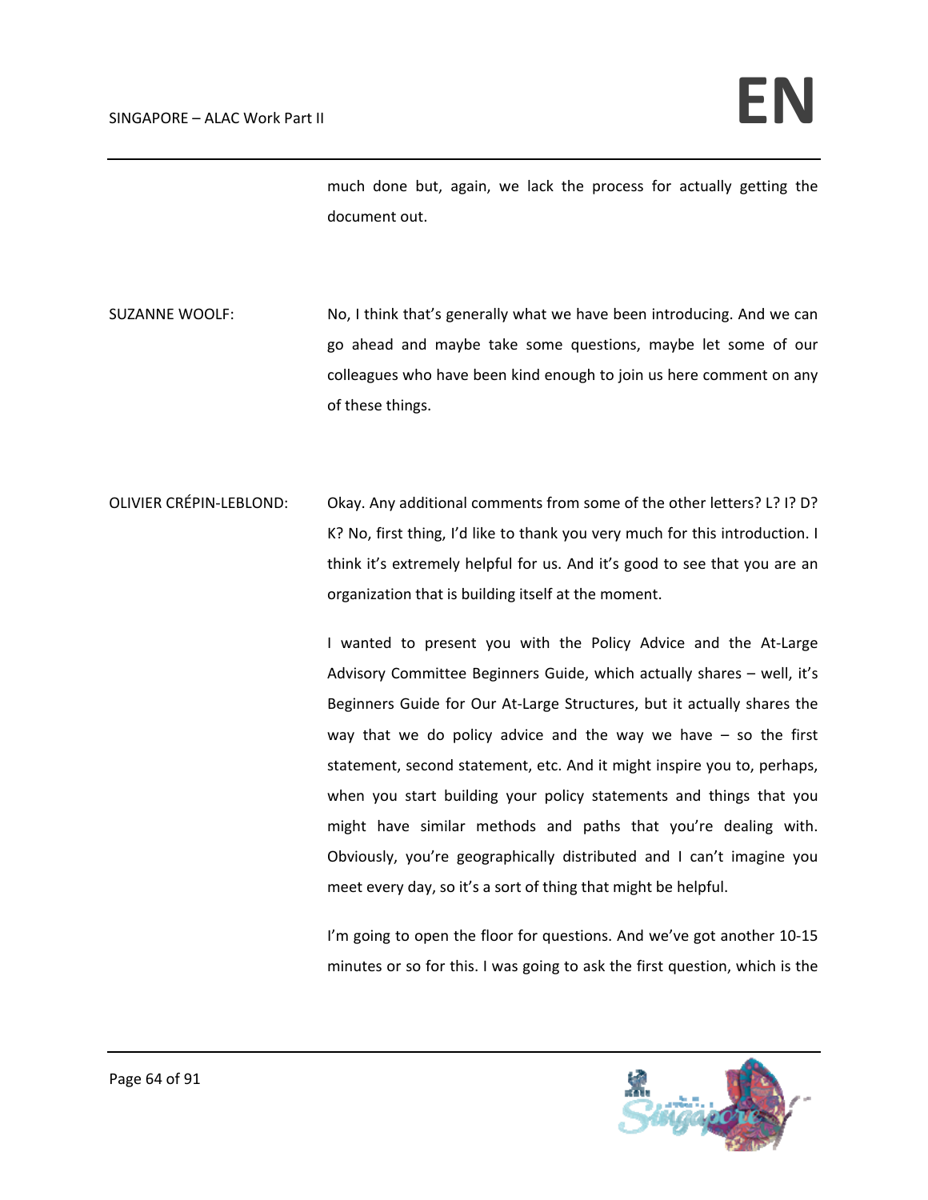much done but, again, we lack the process for actually getting the document out.

SUZANNE WOOLF: No, I think that's generally what we have been introducing. And we can go ahead and maybe take some questions, maybe let some of our colleagues who have been kind enough to join us here comment on any of these things.

OLIVIER CRÉPIN-LEBLOND: Okay. Any additional comments from some of the other letters? L? I? D? K? No, first thing, I'd like to thank you very much for this introduction. I think it's extremely helpful for us. And it's good to see that you are an organization that is building itself at the moment.

I wanted to present you with the Policy Advice and the At-Large Advisory Committee Beginners Guide, which actually shares – well, it's Beginners Guide for Our At-Large Structures, but it actually shares the way that we do policy advice and the way we have – so the first statement, second statement, etc. And it might inspire you to, perhaps, when you start building your policy statements and things that you might have similar methods and paths that you're dealing with. Obviously, you're geographically distributed and I can't imagine you meet every day, so it's a sort of thing that might be helpful.

I'm going to open the floor for questions. And we've got another 10-15 minutes or so for this. I was going to ask the first question, which is the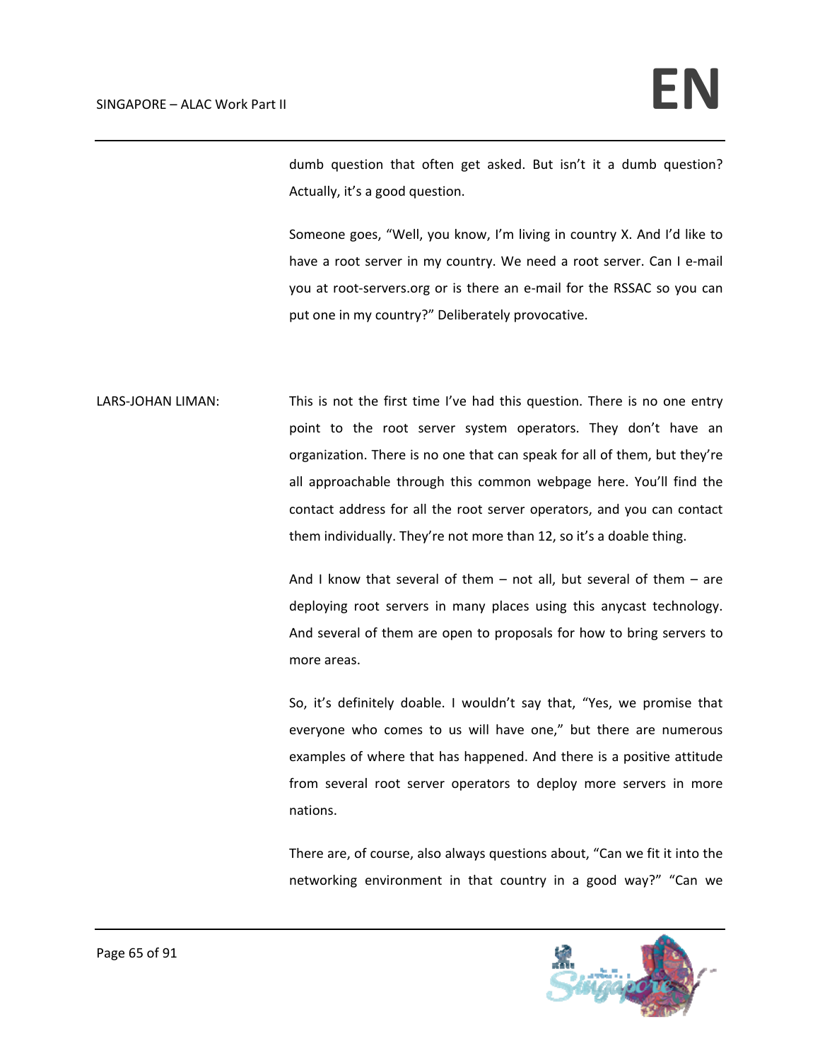dumb question that often get asked. But isn't it a dumb question? Actually, it's a good question.

Someone goes, "Well, you know, I'm living in country X. And I'd like to have a root server in my country. We need a root server. Can I e-mail you at root-servers.org or is there an e-mail for the RSSAC so you can put one in my country?" Deliberately provocative.

LARS-JOHAN LIMAN: This is not the first time I've had this question. There is no one entry point to the root server system operators. They don't have an organization. There is no one that can speak for all of them, but they're all approachable through this common webpage here. You'll find the contact address for all the root server operators, and you can contact them individually. They're not more than 12, so it's a doable thing.

And I know that several of them – not all, but several of them – are deploying root servers in many places using this anycast technology. And several of them are open to proposals for how to bring servers to more areas.

So, it's definitely doable. I wouldn't say that, "Yes, we promise that everyone who comes to us will have one," but there are numerous examples of where that has happened. And there is a positive attitude from several root server operators to deploy more servers in more nations.

There are, of course, also always questions about, "Can we fit it into the networking environment in that country in a good way?" "Can we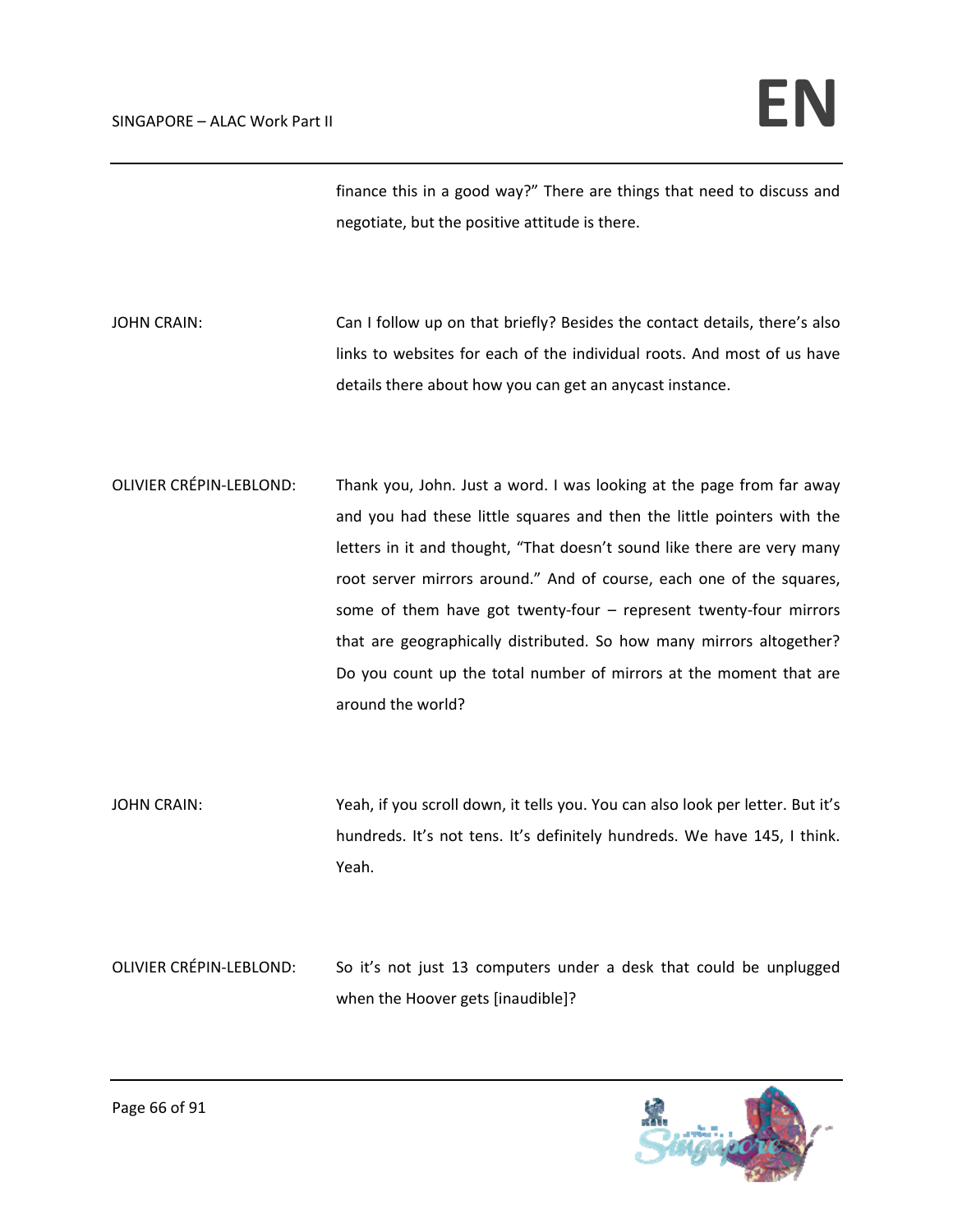finance this in a good way?" There are things that need to discuss and negotiate, but the positive attitude is there.

JOHN CRAIN: Can I follow up on that briefly? Besides the contact details, there's also links to websites for each of the individual roots. And most of us have details there about how you can get an anycast instance.

OLIVIER CRÉPIN-LEBLOND: Thank you, John. Just a word. I was looking at the page from far away and you had these little squares and then the little pointers with the letters in it and thought, "That doesn't sound like there are very many root server mirrors around." And of course, each one of the squares, some of them have got twenty-four – represent twenty-four mirrors that are geographically distributed. So how many mirrors altogether? Do you count up the total number of mirrors at the moment that are around the world?

JOHN CRAIN: Yeah, if you scroll down, it tells you. You can also look per letter. But it's hundreds. It's not tens. It's definitely hundreds. We have 145, I think. Yeah.

OLIVIER CRÉPIN-LEBLOND: So it's not just 13 computers under a desk that could be unplugged when the Hoover gets [inaudible]?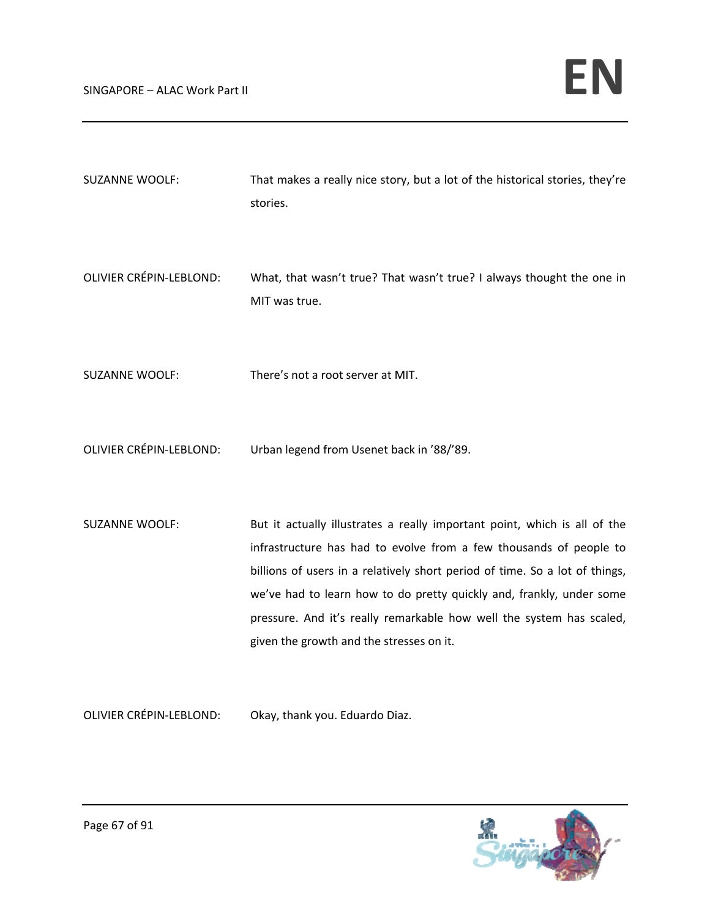SUZANNE WOOLF: That makes a really nice story, but a lot of the historical stories, they're stories.

OLIVIER CRÉPIN-LEBLOND: What, that wasn't true? That wasn't true? I always thought the one in MIT was true.

SUZANNE WOOLF: There's not a root server at MIT.

OLIVIER CRÉPIN-LEBLOND: Urban legend from Usenet back in '88/'89.

SUZANNE WOOLF: But it actually illustrates a really important point, which is all of the infrastructure has had to evolve from a few thousands of people to billions of users in a relatively short period of time. So a lot of things, we've had to learn how to do pretty quickly and, frankly, under some pressure. And it's really remarkable how well the system has scaled, given the growth and the stresses on it.

OLIVIER CRÉPIN-LEBLOND: Okay, thank you. Eduardo Diaz.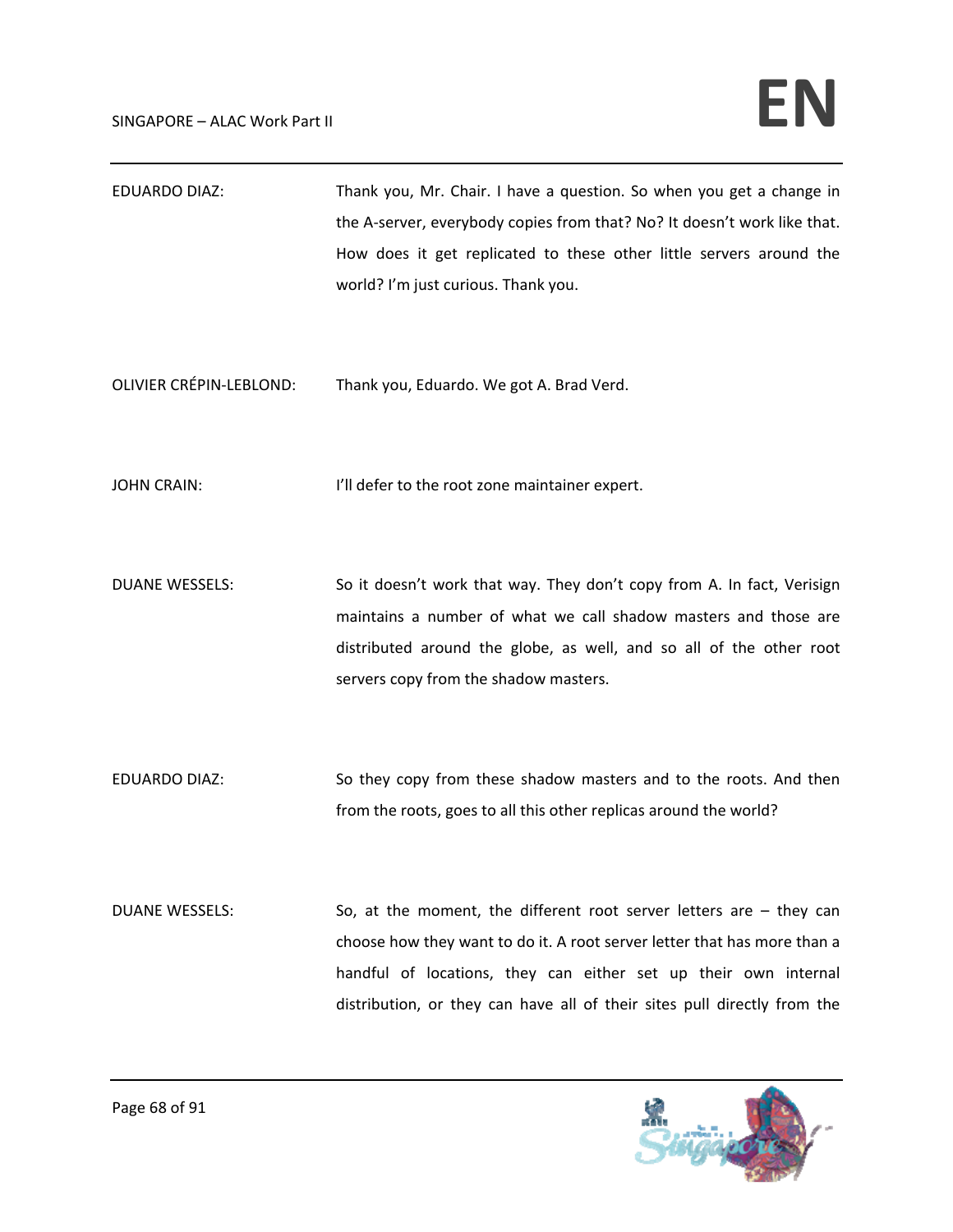EDUARDO DIAZ: Thank you, Mr. Chair. I have a question. So when you get a change in the A-server, everybody copies from that? No? It doesn't work like that. How does it get replicated to these other little servers around the world? I'm just curious. Thank you.

OLIVIER CRÉPIN-LEBLOND: Thank you, Eduardo. We got A. Brad Verd.

JOHN CRAIN: I'll defer to the root zone maintainer expert.

DUANE WESSELS: So it doesn't work that way. They don't copy from A. In fact, Verisign maintains a number of what we call shadow masters and those are distributed around the globe, as well, and so all of the other root servers copy from the shadow masters.

EDUARDO DIAZ: So they copy from these shadow masters and to the roots. And then from the roots, goes to all this other replicas around the world?

DUANE WESSELS: So, at the moment, the different root server letters are – they can choose how they want to do it. A root server letter that has more than a handful of locations, they can either set up their own internal distribution, or they can have all of their sites pull directly from the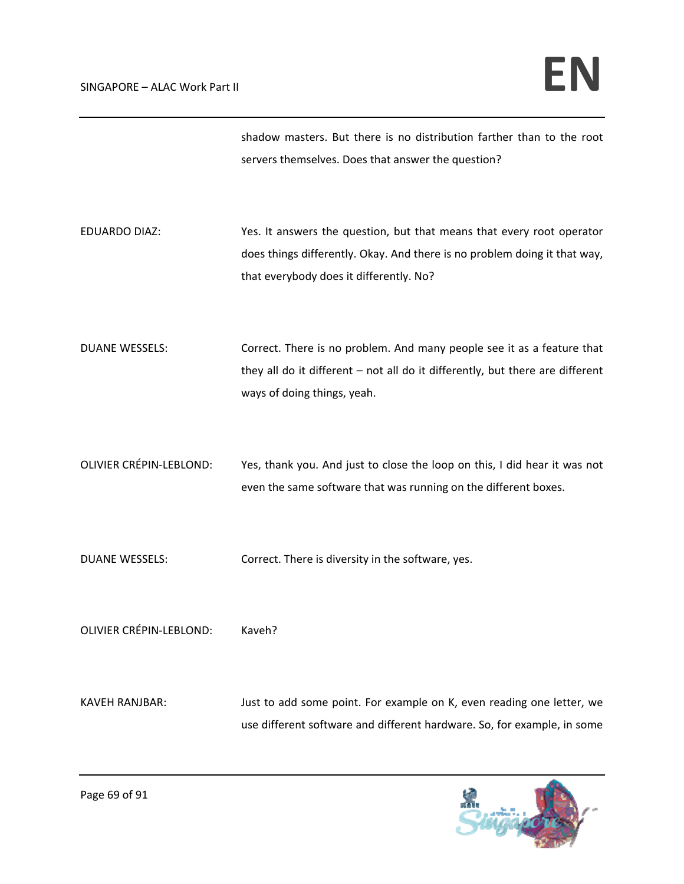shadow masters. But there is no distribution farther than to the root servers themselves. Does that answer the question?

EDUARDO DIAZ: Yes. It answers the question, but that means that every root operator does things differently. Okay. And there is no problem doing it that way, that everybody does it differently. No?

DUANE WESSELS: Correct. There is no problem. And many people see it as a feature that they all do it different – not all do it differently, but there are different ways of doing things, yeah.

OLIVIER CRÉPIN-LEBLOND: Yes, thank you. And just to close the loop on this, I did hear it was not even the same software that was running on the different boxes.

DUANE WESSELS: Correct. There is diversity in the software, yes.

OLIVIER CRÉPIN-LEBLOND: Kaveh?

KAVEH RANJBAR: Just to add some point. For example on K, even reading one letter, we use different software and different hardware. So, for example, in some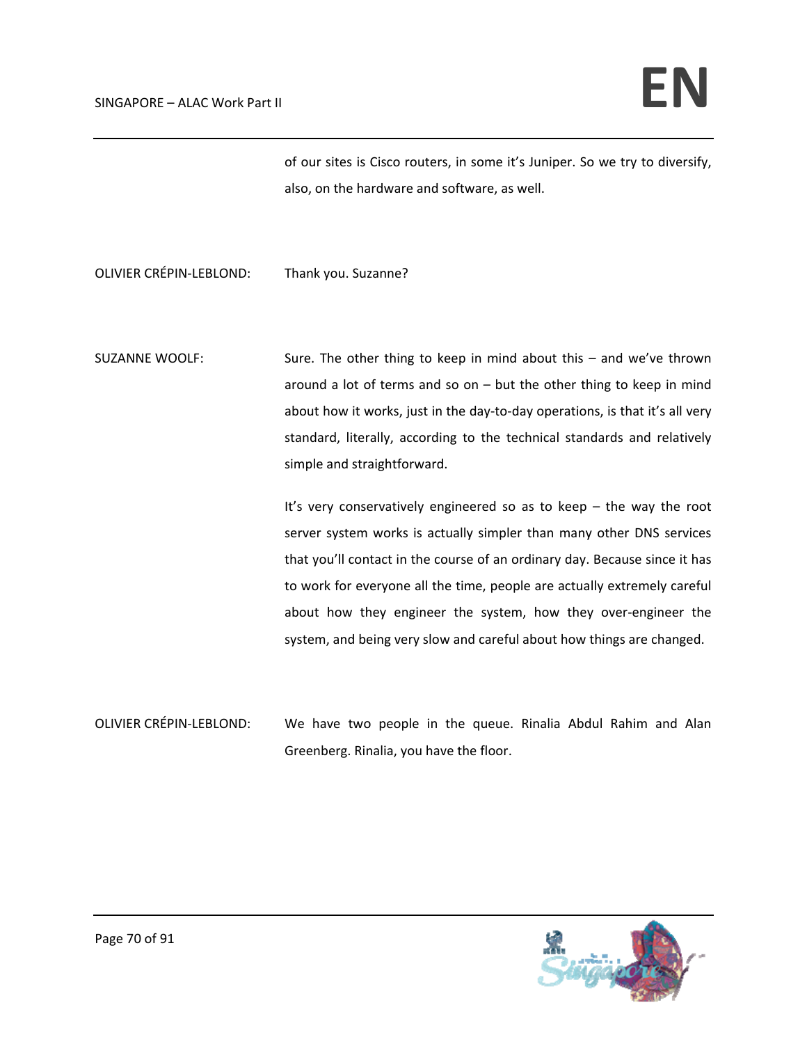of our sites is Cisco routers, in some it's Juniper. So we try to diversify, also, on the hardware and software, as well.

OLIVIER CRÉPIN-LEBLOND: Thank you. Suzanne?

SUZANNE WOOLF: Sure. The other thing to keep in mind about this – and we've thrown around a lot of terms and so on – but the other thing to keep in mind about how it works, just in the day-to-day operations, is that it's all very standard, literally, according to the technical standards and relatively simple and straightforward.

It's very conservatively engineered so as to keep – the way the root server system works is actually simpler than many other DNS services that you'll contact in the course of an ordinary day. Because since it has to work for everyone all the time, people are actually extremely careful about how they engineer the system, how they over-engineer the system, and being very slow and careful about how things are changed.

OLIVIER CRÉPIN-LEBLOND: We have two people in the queue. Rinalia Abdul Rahim and Alan Greenberg. Rinalia, you have the floor.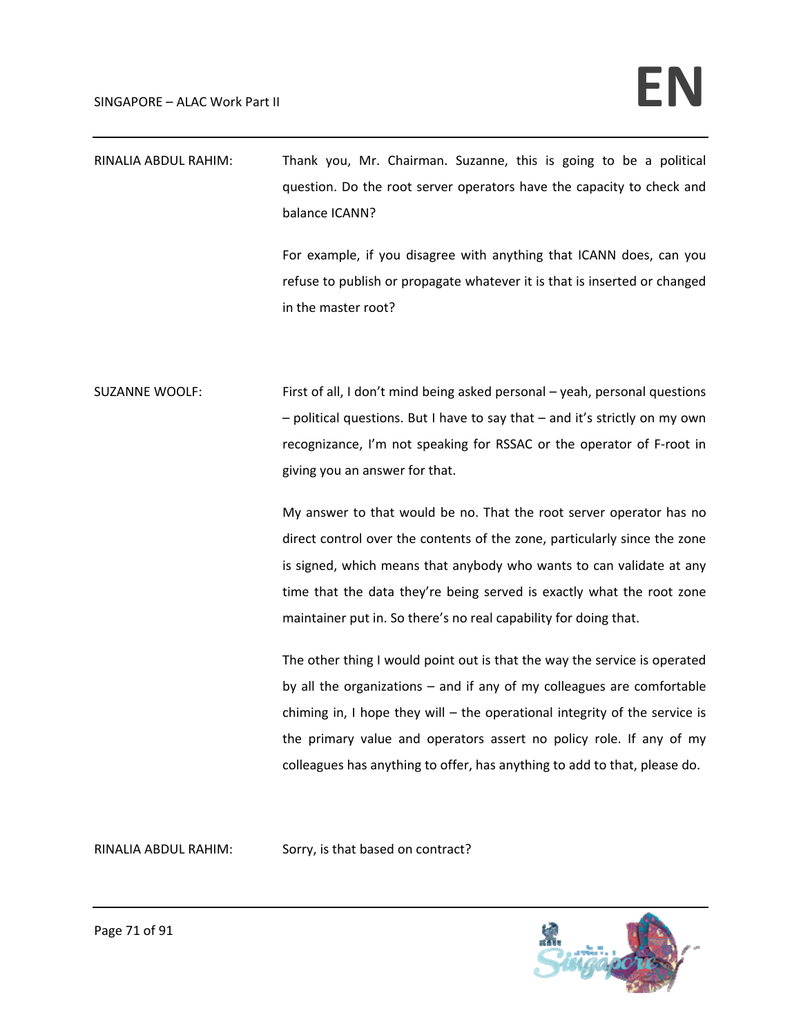RINALIA ABDUL RAHIM: Thank you, Mr. Chairman. Suzanne, this is going to be a political question. Do the root server operators have the capacity to check and balance ICANN?

For example, if you disagree with anything that ICANN does, can you refuse to publish or propagate whatever it is that is inserted or changed in the master root?

SUZANNE WOOLF: First of all, I don't mind being asked personal – yeah, personal questions – political questions. But I have to say that – and it's strictly on my own recognizance, I'm not speaking for RSSAC or the operator of F-root in giving you an answer for that.

My answer to that would be no. That the root server operator has no direct control over the contents of the zone, particularly since the zone is signed, which means that anybody who wants to can validate at any time that the data they're being served is exactly what the root zone maintainer put in. So there's no real capability for doing that.

The other thing I would point out is that the way the service is operated by all the organizations – and if any of my colleagues are comfortable chiming in, I hope they will – the operational integrity of the service is the primary value and operators assert no policy role. If any of my colleagues has anything to offer, has anything to add to that, please do.

RINALIA ABDUL RAHIM: Sorry, is that based on contract?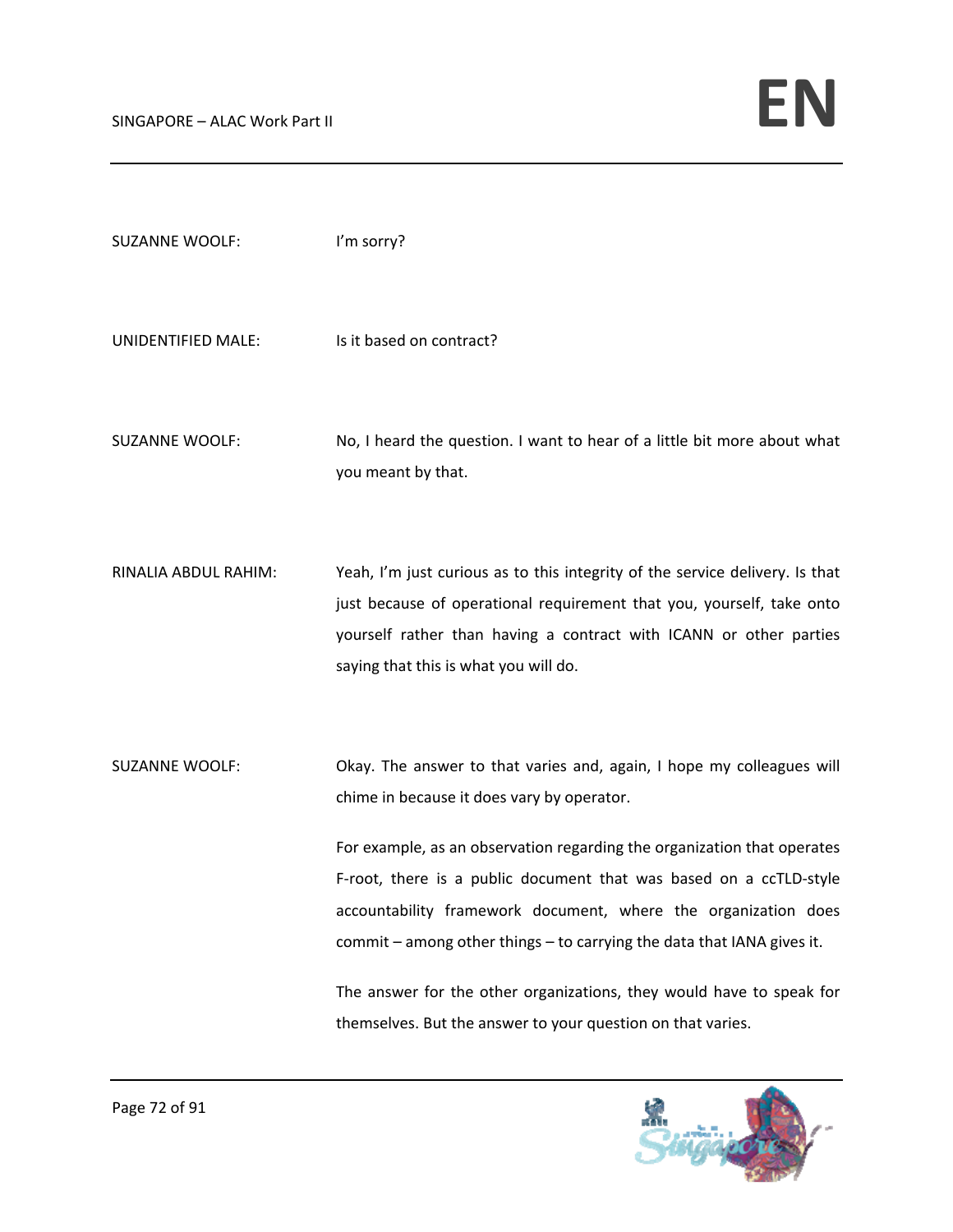SUZANNE WOOLF: I'm sorry?

UNIDENTIFIED MALE: Is it based on contract?

SUZANNE WOOLF: No, I heard the question. I want to hear of a little bit more about what you meant by that.

RINALIA ABDUL RAHIM: Yeah, I'm just curious as to this integrity of the service delivery. Is that just because of operational requirement that you, yourself, take onto yourself rather than having a contract with ICANN or other parties saying that this is what you will do.

SUZANNE WOOLF: Okay. The answer to that varies and, again, I hope my colleagues will chime in because it does vary by operator.

For example, as an observation regarding the organization that operates F-root, there is a public document that was based on a ccTLD-style accountability framework document, where the organization does commit – among other things – to carrying the data that IANA gives it.

The answer for the other organizations, they would have to speak for themselves. But the answer to your question on that varies.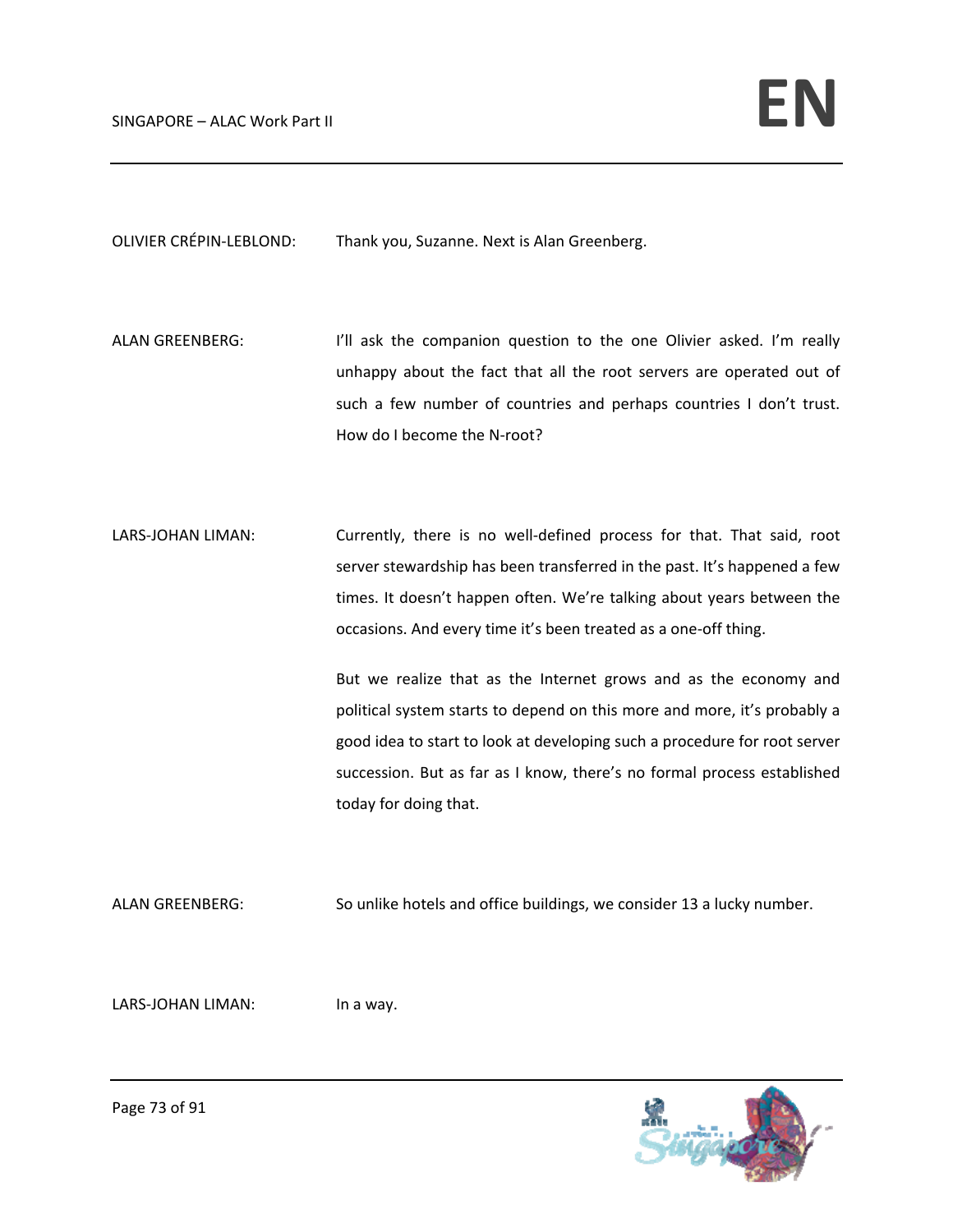OLIVIER CRÉPIN-LEBLOND: Thank you, Suzanne. Next is Alan Greenberg.

ALAN GREENBERG: I'll ask the companion question to the one Olivier asked. I'm really unhappy about the fact that all the root servers are operated out of such a few number of countries and perhaps countries I don't trust. How do I become the N-root?

LARS-JOHAN LIMAN: Currently, there is no well-defined process for that. That said, root server stewardship has been transferred in the past. It's happened a few times. It doesn't happen often. We're talking about years between the occasions. And every time it's been treated as a one-off thing.

But we realize that as the Internet grows and as the economy and political system starts to depend on this more and more, it's probably a good idea to start to look at developing such a procedure for root server succession. But as far as I know, there's no formal process established today for doing that.

ALAN GREENBERG: So unlike hotels and office buildings, we consider 13 a lucky number.

LARS-JOHAN LIMAN: In a way.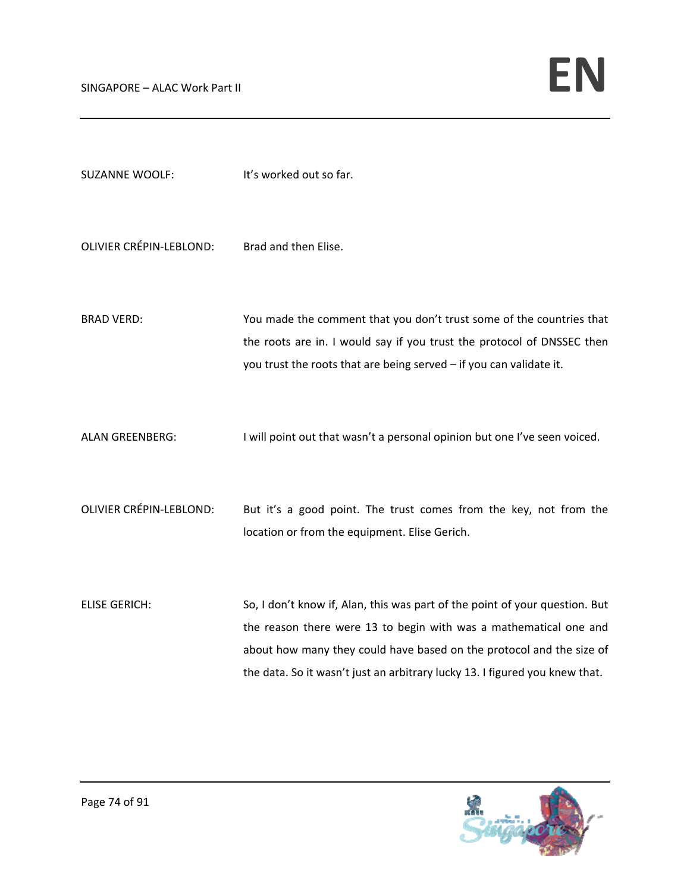SUZANNE WOOLF: It's worked out so far.

OLIVIER CRÉPIN-LEBLOND: Brad and then Elise.

BRAD VERD: You made the comment that you don't trust some of the countries that the roots are in. I would say if you trust the protocol of DNSSEC then you trust the roots that are being served – if you can validate it.

ALAN GREENBERG: I will point out that wasn't a personal opinion but one I've seen voiced.

OLIVIER CRÉPIN-LEBLOND: But it's a good point. The trust comes from the key, not from the location or from the equipment. Elise Gerich.

ELISE GERICH: So, I don't know if, Alan, this was part of the point of your question. But the reason there were 13 to begin with was a mathematical one and about how many they could have based on the protocol and the size of the data. So it wasn't just an arbitrary lucky 13. I figured you knew that.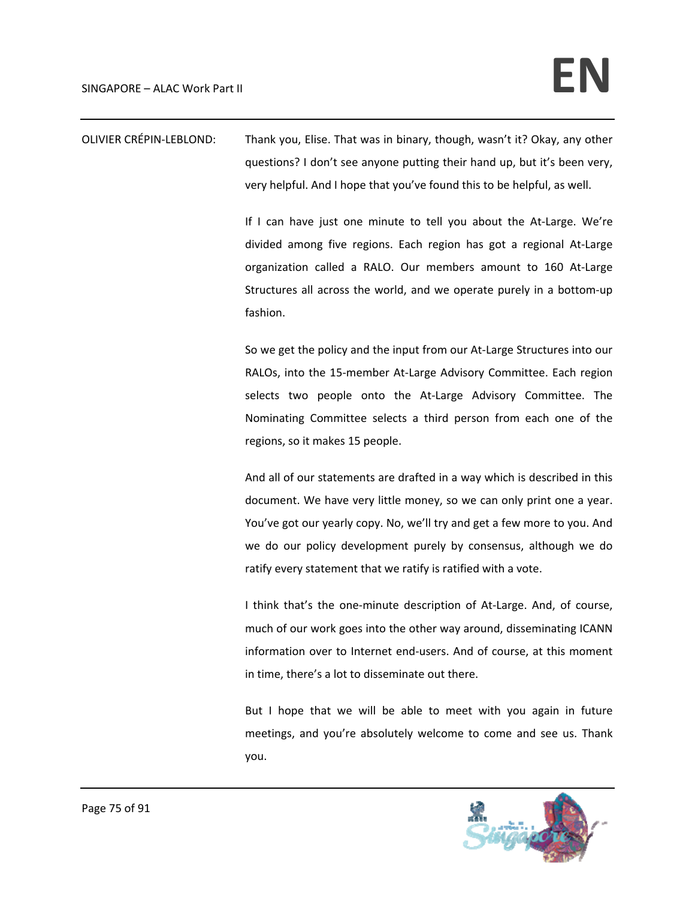OLIVIER CRÉPIN-LEBLOND: Thank you, Elise. That was in binary, though, wasn't it? Okay, any other questions? I don't see anyone putting their hand up, but it's been very, very helpful. And I hope that you've found this to be helpful, as well.

If I can have just one minute to tell you about the At-Large. We're divided among five regions. Each region has got a regional At-Large organization called a RALO. Our members amount to 160 At-Large Structures all across the world, and we operate purely in a bottom-up fashion.

So we get the policy and the input from our At-Large Structures into our RALOs, into the 15-member At-Large Advisory Committee. Each region selects two people onto the At-Large Advisory Committee. The Nominating Committee selects a third person from each one of the regions, so it makes 15 people.

And all of our statements are drafted in a way which is described in this document. We have very little money, so we can only print one a year. You've got our yearly copy. No, we'll try and get a few more to you. And we do our policy development purely by consensus, although we do ratify every statement that we ratify is ratified with a vote.

I think that's the one-minute description of At-Large. And, of course, much of our work goes into the other way around, disseminating ICANN information over to Internet end-users. And of course, at this moment in time, there's a lot to disseminate out there.

But I hope that we will be able to meet with you again in future meetings, and you're absolutely welcome to come and see us. Thank you.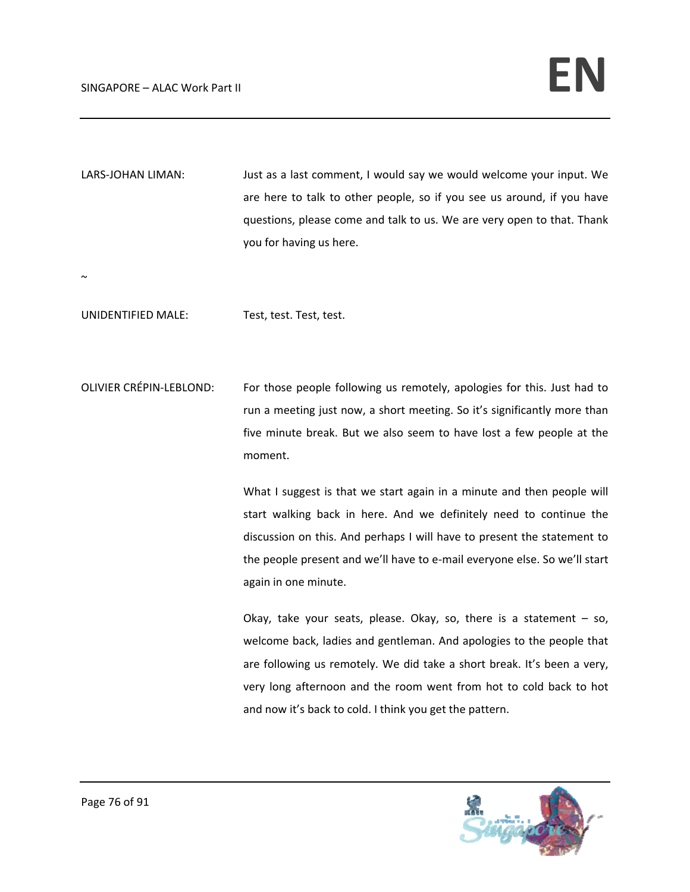LARS-JOHAN LIMAN: Just as a last comment, I would say we would welcome your input. We are here to talk to other people, so if you see us around, if you have questions, please come and talk to us. We are very open to that. Thank you for having us here.

~

UNIDENTIFIED MALE: Test, test. Test, test.

OLIVIER CRÉPIN-LEBLOND: For those people following us remotely, apologies for this. Just had to run a meeting just now, a short meeting. So it's significantly more than five minute break. But we also seem to have lost a few people at the moment.

What I suggest is that we start again in a minute and then people will start walking back in here. And we definitely need to continue the discussion on this. And perhaps I will have to present the statement to the people present and we'll have to e-mail everyone else. So we'll start again in one minute.

Okay, take your seats, please. Okay, so, there is a statement – so, welcome back, ladies and gentleman. And apologies to the people that are following us remotely. We did take a short break. It's been a very, very long afternoon and the room went from hot to cold back to hot and now it's back to cold. I think you get the pattern.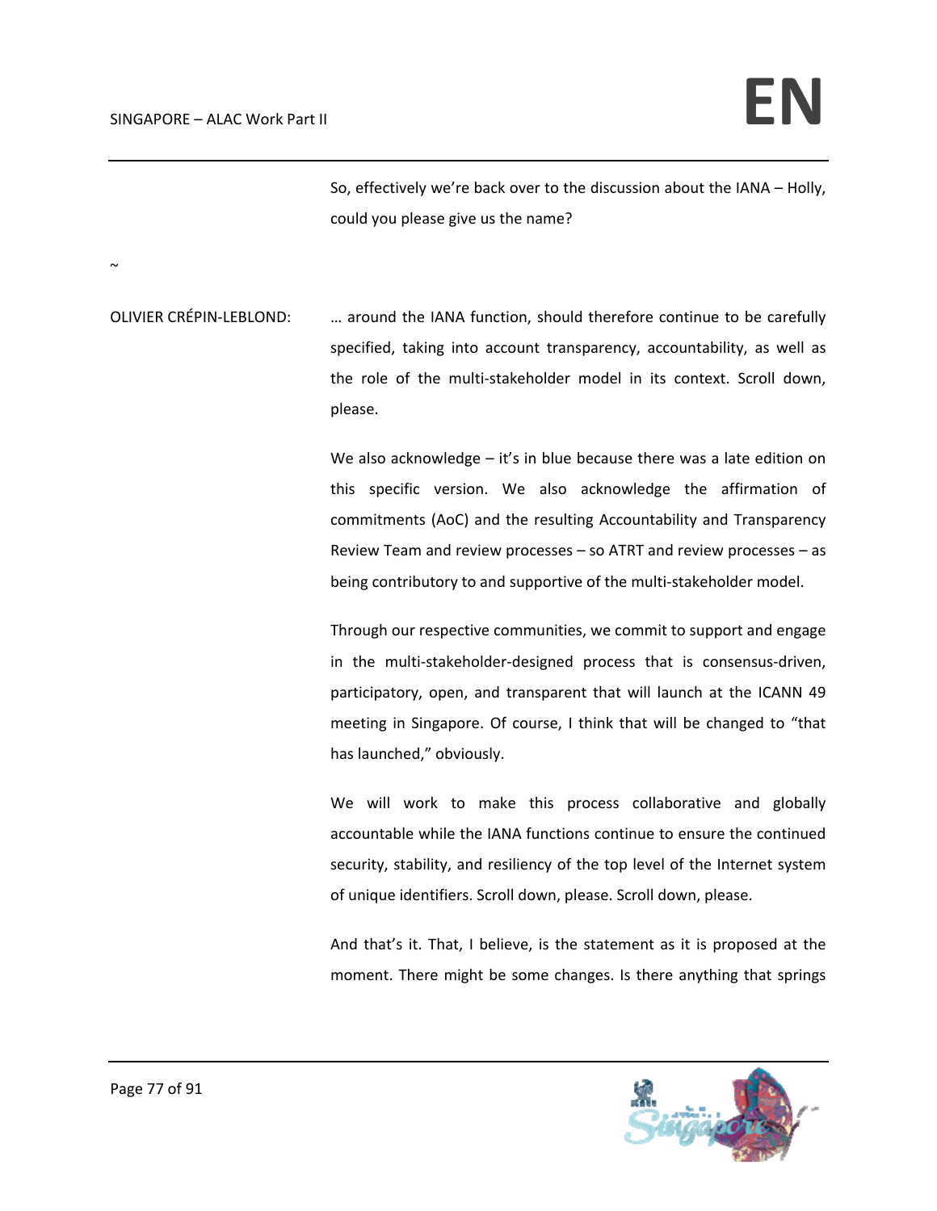So, effectively we're back over to the discussion about the IANA – Holly, could you please give us the name?

~

OLIVIER CRÉPIN-LEBLOND: … around the IANA function, should therefore continue to be carefully specified, taking into account transparency, accountability, as well as the role of the multi-stakeholder model in its context. Scroll down, please.

We also acknowledge – it's in blue because there was a late edition on this specific version. We also acknowledge the affirmation of commitments (AoC) and the resulting Accountability and Transparency Review Team and review processes – so ATRT and review processes – as being contributory to and supportive of the multi-stakeholder model.

Through our respective communities, we commit to support and engage in the multi-stakeholder-designed process that is consensus-driven, participatory, open, and transparent that will launch at the ICANN 49 meeting in Singapore. Of course, I think that will be changed to "that has launched," obviously.

We will work to make this process collaborative and globally accountable while the IANA functions continue to ensure the continued security, stability, and resiliency of the top level of the Internet system of unique identifiers. Scroll down, please. Scroll down, please.

And that's it. That, I believe, is the statement as it is proposed at the moment. There might be some changes. Is there anything that springs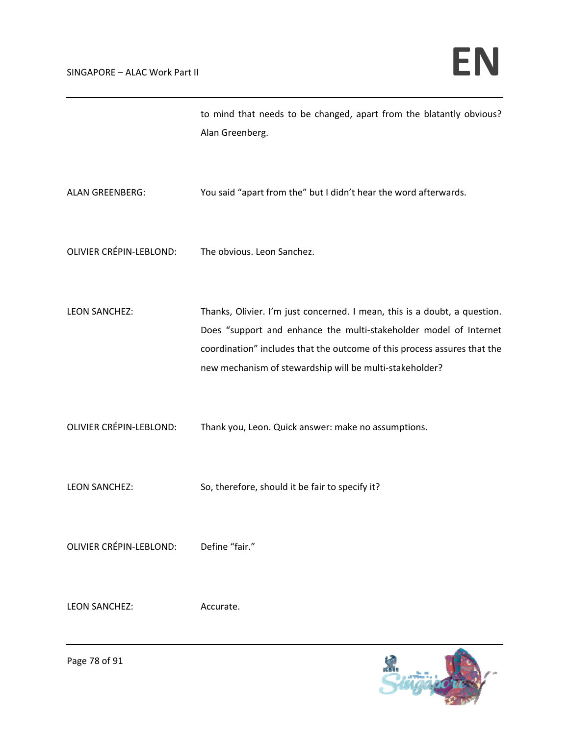to mind that needs to be changed, apart from the blatantly obvious? Alan Greenberg.

ALAN GREENBERG: You said "apart from the" but I didn't hear the word afterwards.

OLIVIER CRÉPIN-LEBLOND: The obvious. Leon Sanchez.

LEON SANCHEZ: Thanks, Olivier. I'm just concerned. I mean, this is a doubt, a question. Does "support and enhance the multi-stakeholder model of Internet coordination" includes that the outcome of this process assures that the new mechanism of stewardship will be multi-stakeholder?

OLIVIER CRÉPIN-LEBLOND: Thank you, Leon. Quick answer: make no assumptions.

LEON SANCHEZ: So, therefore, should it be fair to specify it?

OLIVIER CRÉPIN-LEBLOND: Define "fair."

LEON SANCHEZ: Accurate.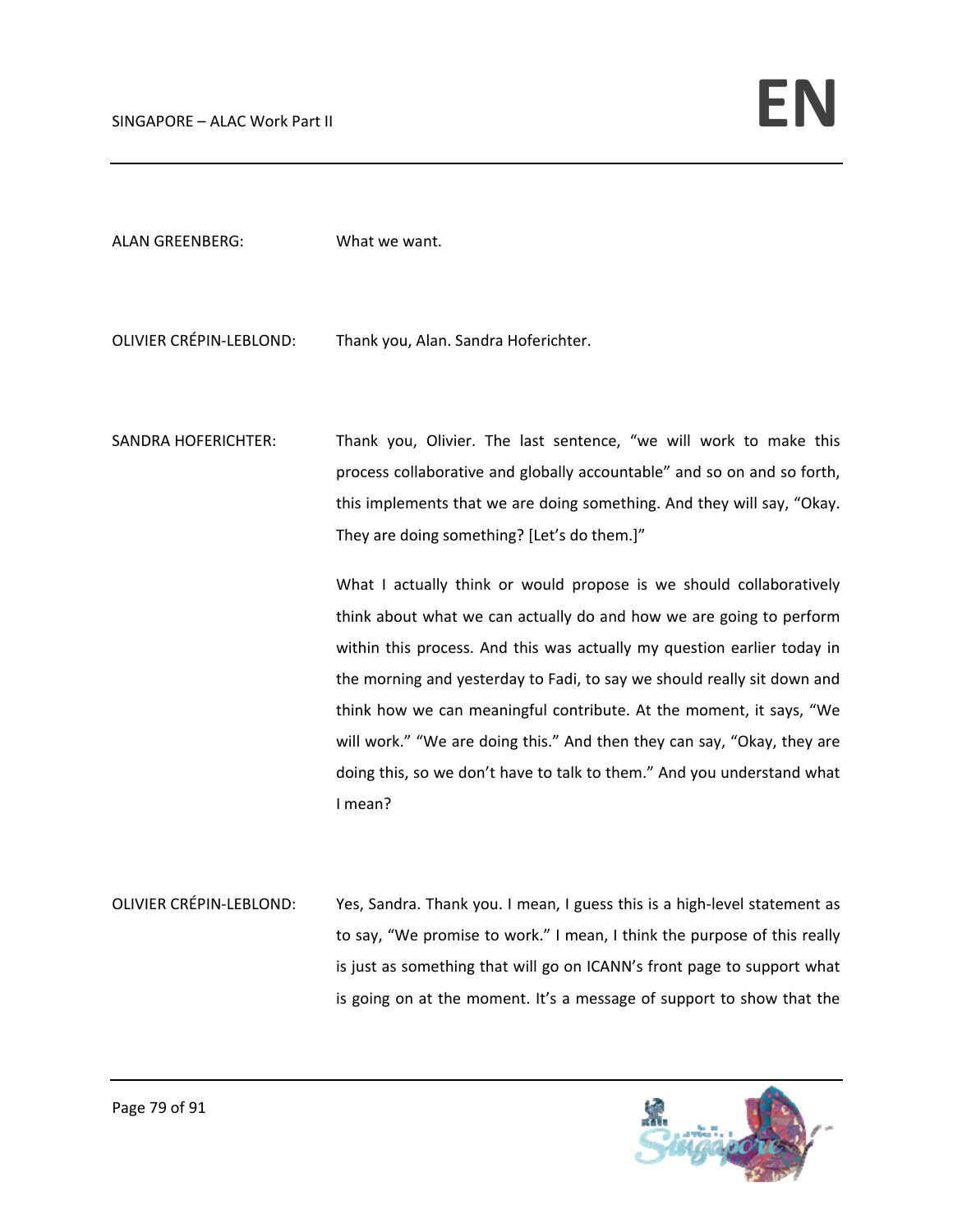ALAN GREENBERG: What we want.

OLIVIER CRÉPIN-LEBLOND: Thank you, Alan. Sandra Hoferichter.

SANDRA HOFERICHTER: Thank you, Olivier. The last sentence, "we will work to make this process collaborative and globally accountable" and so on and so forth, this implements that we are doing something. And they will say, "Okay. They are doing something? [Let's do them.]"

What I actually think or would propose is we should collaboratively think about what we can actually do and how we are going to perform within this process. And this was actually my question earlier today in the morning and yesterday to Fadi, to say we should really sit down and think how we can meaningful contribute. At the moment, it says, "We will work." "We are doing this." And then they can say, "Okay, they are doing this, so we don't have to talk to them." And you understand what I mean?

OLIVIER CRÉPIN-LEBLOND: Yes, Sandra. Thank you. I mean, I guess this is a high-level statement as to say, "We promise to work." I mean, I think the purpose of this really is just as something that will go on ICANN's front page to support what is going on at the moment. It's a message of support to show that the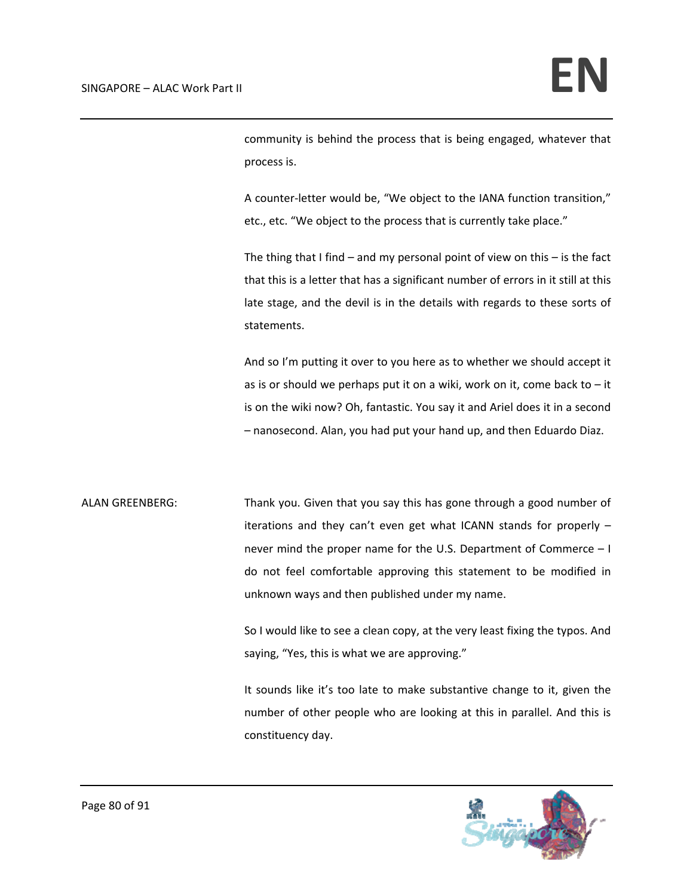community is behind the process that is being engaged, whatever that process is.

A counter-letter would be, "We object to the IANA function transition," etc., etc. "We object to the process that is currently take place."

The thing that I find – and my personal point of view on this – is the fact that this is a letter that has a significant number of errors in it still at this late stage, and the devil is in the details with regards to these sorts of statements.

And so I'm putting it over to you here as to whether we should accept it as is or should we perhaps put it on a wiki, work on it, come back to – it is on the wiki now? Oh, fantastic. You say it and Ariel does it in a second – nanosecond. Alan, you had put your hand up, and then Eduardo Diaz.

ALAN GREENBERG: Thank you. Given that you say this has gone through a good number of iterations and they can't even get what ICANN stands for properly – never mind the proper name for the U.S. Department of Commerce – I do not feel comfortable approving this statement to be modified in unknown ways and then published under my name.

So I would like to see a clean copy, at the very least fixing the typos. And saying, "Yes, this is what we are approving."

It sounds like it's too late to make substantive change to it, given the number of other people who are looking at this in parallel. And this is constituency day.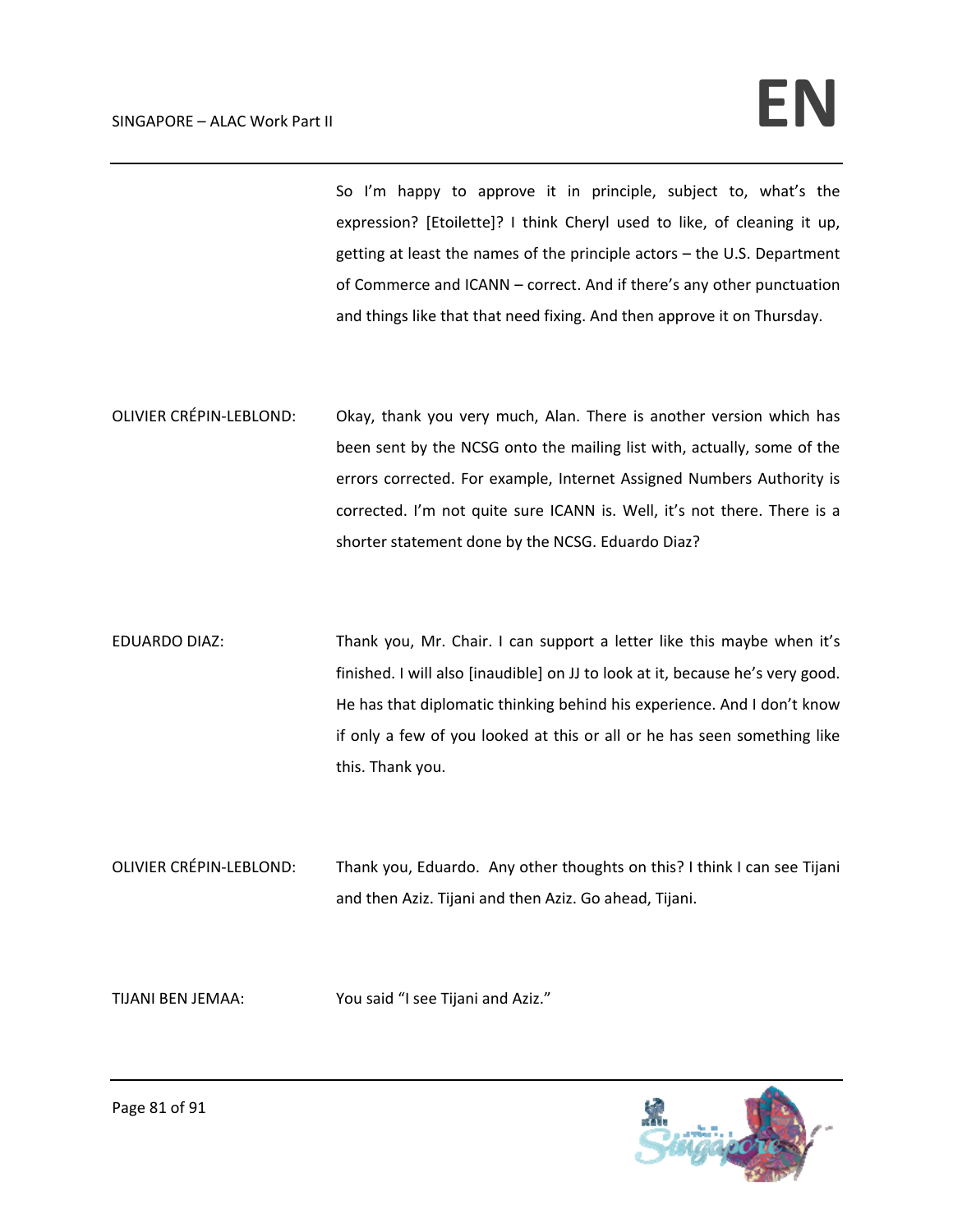So I'm happy to approve it in principle, subject to, what's the expression? [Etoilette]? I think Cheryl used to like, of cleaning it up, getting at least the names of the principle actors – the U.S. Department of Commerce and ICANN – correct. And if there's any other punctuation and things like that that need fixing. And then approve it on Thursday.

OLIVIER CRÉPIN-LEBLOND: Okay, thank you very much, Alan. There is another version which has been sent by the NCSG onto the mailing list with, actually, some of the errors corrected. For example, Internet Assigned Numbers Authority is corrected. I'm not quite sure ICANN is. Well, it's not there. There is a shorter statement done by the NCSG. Eduardo Diaz?

EDUARDO DIAZ: Thank you, Mr. Chair. I can support a letter like this maybe when it's finished. I will also [inaudible] on JJ to look at it, because he's very good. He has that diplomatic thinking behind his experience. And I don't know if only a few of you looked at this or all or he has seen something like this. Thank you.

OLIVIER CRÉPIN-LEBLOND: Thank you, Eduardo. Any other thoughts on this? I think I can see Tijani and then Aziz. Tijani and then Aziz. Go ahead, Tijani.

TIJANI BEN JEMAA: You said "I see Tijani and Aziz."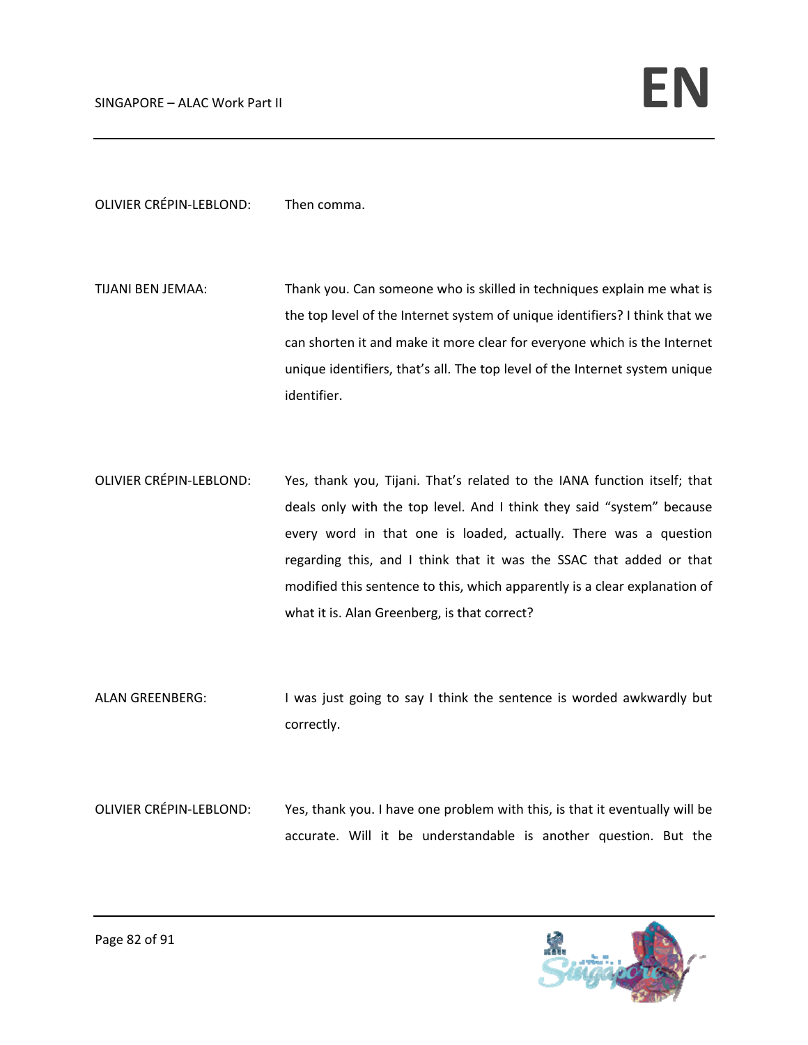OLIVIER CRÉPIN-LEBLOND: Then comma.

TIJANI BEN JEMAA: Thank you. Can someone who is skilled in techniques explain me what is the top level of the Internet system of unique identifiers? I think that we can shorten it and make it more clear for everyone which is the Internet unique identifiers, that's all. The top level of the Internet system unique identifier.

OLIVIER CRÉPIN-LEBLOND: Yes, thank you, Tijani. That's related to the IANA function itself; that deals only with the top level. And I think they said "system" because every word in that one is loaded, actually. There was a question regarding this, and I think that it was the SSAC that added or that modified this sentence to this, which apparently is a clear explanation of what it is. Alan Greenberg, is that correct?

ALAN GREENBERG: I was just going to say I think the sentence is worded awkwardly but correctly.

OLIVIER CRÉPIN-LEBLOND: Yes, thank you. I have one problem with this, is that it eventually will be accurate. Will it be understandable is another question. But the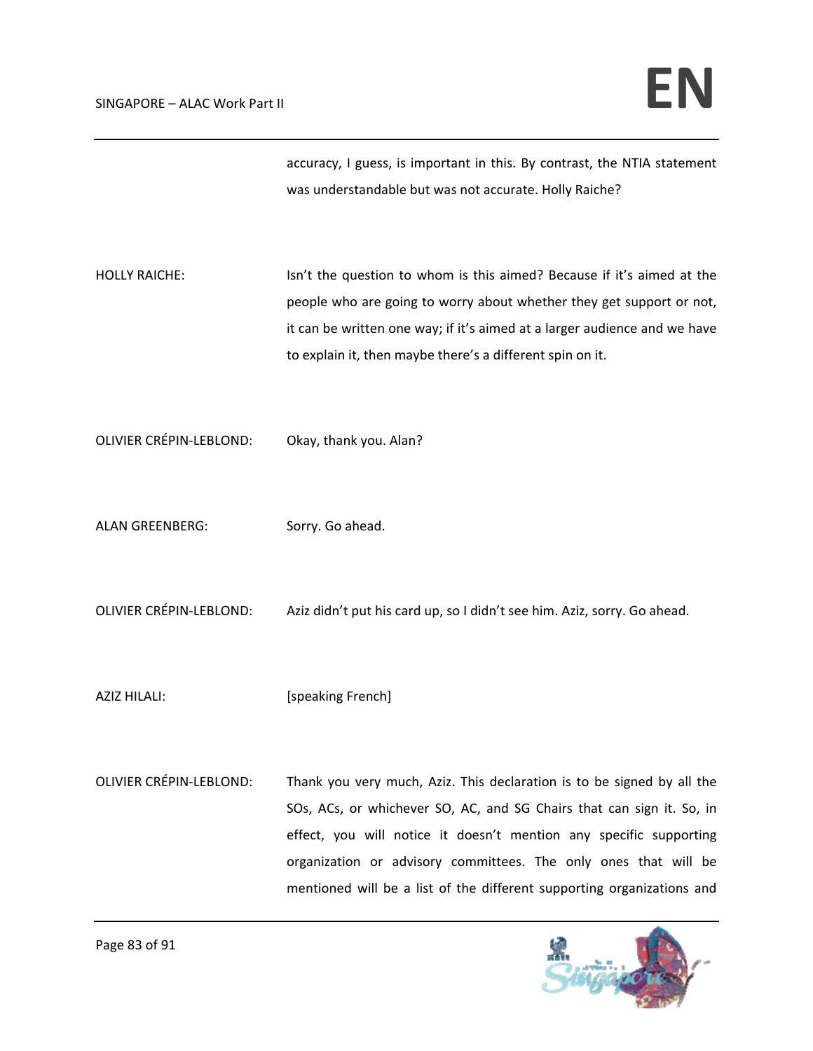accuracy, I guess, is important in this. By contrast, the NTIA statement was understandable but was not accurate. Holly Raiche?

HOLLY RAICHE: Isn't the question to whom is this aimed? Because if it's aimed at the people who are going to worry about whether they get support or not, it can be written one way; if it's aimed at a larger audience and we have to explain it, then maybe there's a different spin on it.

OLIVIER CRÉPIN-LEBLOND: Okay, thank you. Alan?

ALAN GREENBERG: Sorry. Go ahead.

OLIVIER CRÉPIN-LEBLOND: Aziz didn't put his card up, so I didn't see him. Aziz, sorry. Go ahead.

AZIZ HILALI: [speaking French]

OLIVIER CRÉPIN-LEBLOND: Thank you very much, Aziz. This declaration is to be signed by all the SOs, ACs, or whichever SO, AC, and SG Chairs that can sign it. So, in effect, you will notice it doesn't mention any specific supporting organization or advisory committees. The only ones that will be mentioned will be a list of the different supporting organizations and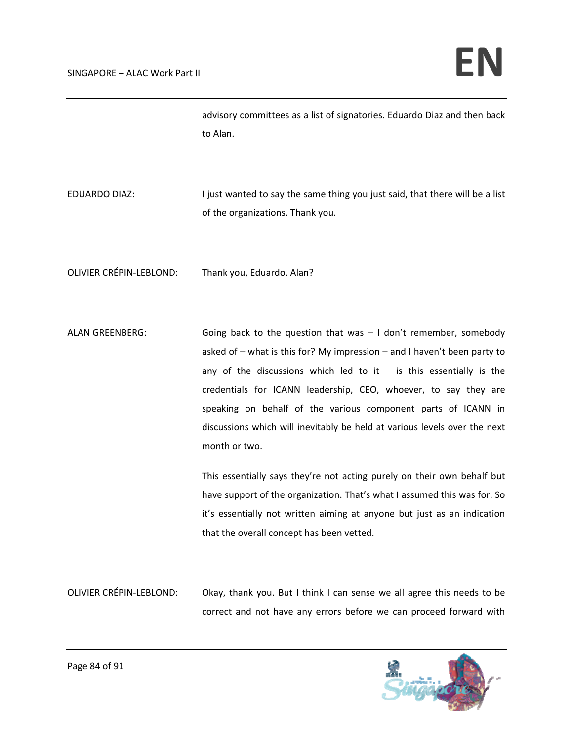advisory committees as a list of signatories. Eduardo Diaz and then back to Alan.

EDUARDO DIAZ: I just wanted to say the same thing you just said, that there will be a list of the organizations. Thank you.

OLIVIER CRÉPIN-LEBLOND: Thank you, Eduardo. Alan?

ALAN GREENBERG: Going back to the question that was – I don't remember, somebody asked of – what is this for? My impression – and I haven't been party to any of the discussions which led to it – is this essentially is the credentials for ICANN leadership, CEO, whoever, to say they are speaking on behalf of the various component parts of ICANN in discussions which will inevitably be held at various levels over the next month or two.

This essentially says they're not acting purely on their own behalf but have support of the organization. That's what I assumed this was for. So it's essentially not written aiming at anyone but just as an indication that the overall concept has been vetted.

OLIVIER CRÉPIN-LEBLOND: Okay, thank you. But I think I can sense we all agree this needs to be correct and not have any errors before we can proceed forward with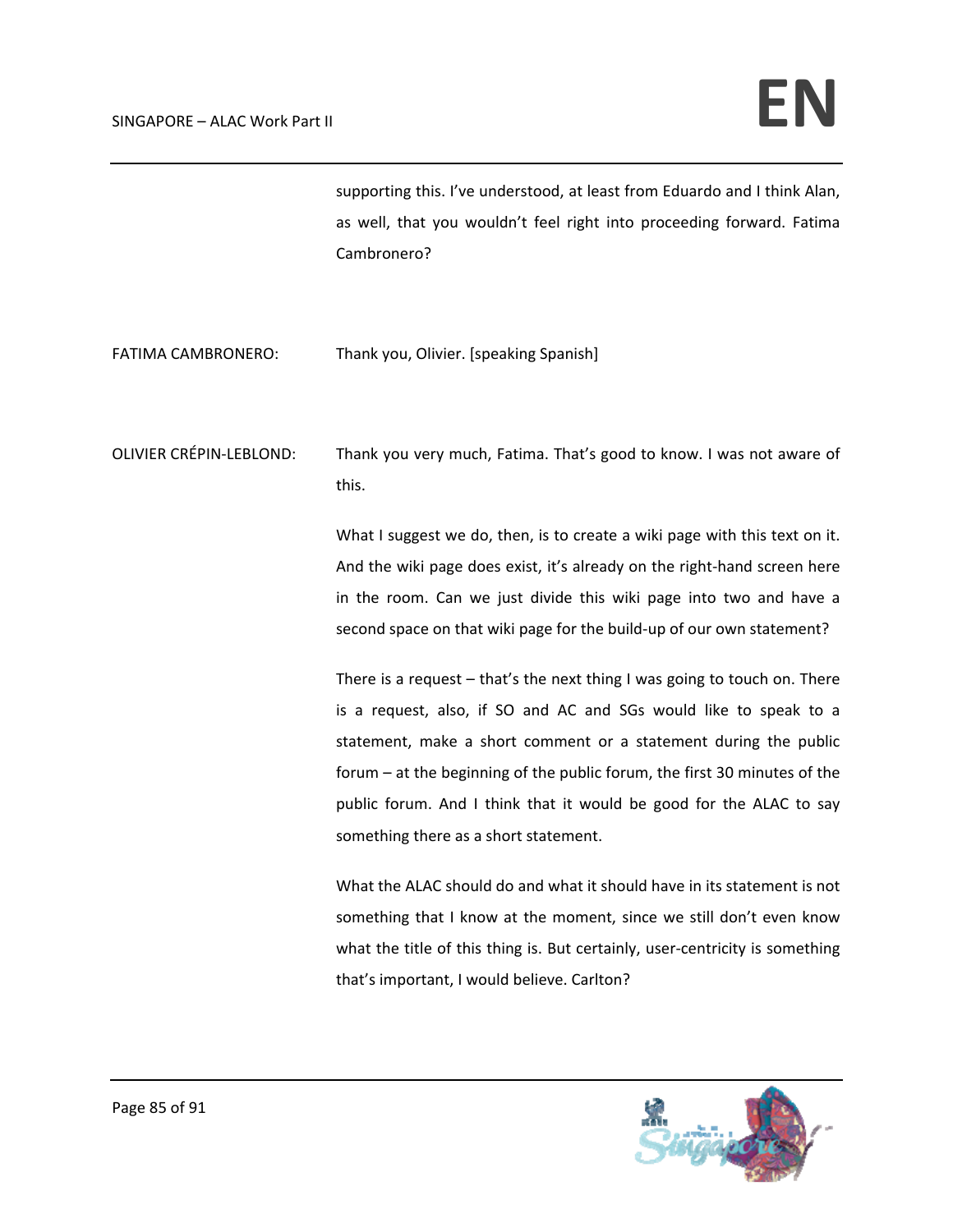supporting this. I've understood, at least from Eduardo and I think Alan, as well, that you wouldn't feel right into proceeding forward. Fatima Cambronero?

FATIMA CAMBRONERO: Thank you, Olivier. [speaking Spanish]

OLIVIER CRÉPIN-LEBLOND: Thank you very much, Fatima. That's good to know. I was not aware of this.

What I suggest we do, then, is to create a wiki page with this text on it. And the wiki page does exist, it's already on the right-hand screen here in the room. Can we just divide this wiki page into two and have a second space on that wiki page for the build-up of our own statement?

There is a request – that's the next thing I was going to touch on. There is a request, also, if SO and AC and SGs would like to speak to a statement, make a short comment or a statement during the public forum – at the beginning of the public forum, the first 30 minutes of the public forum. And I think that it would be good for the ALAC to say something there as a short statement.

What the ALAC should do and what it should have in its statement is not something that I know at the moment, since we still don't even know what the title of this thing is. But certainly, user-centricity is something that's important, I would believe. Carlton?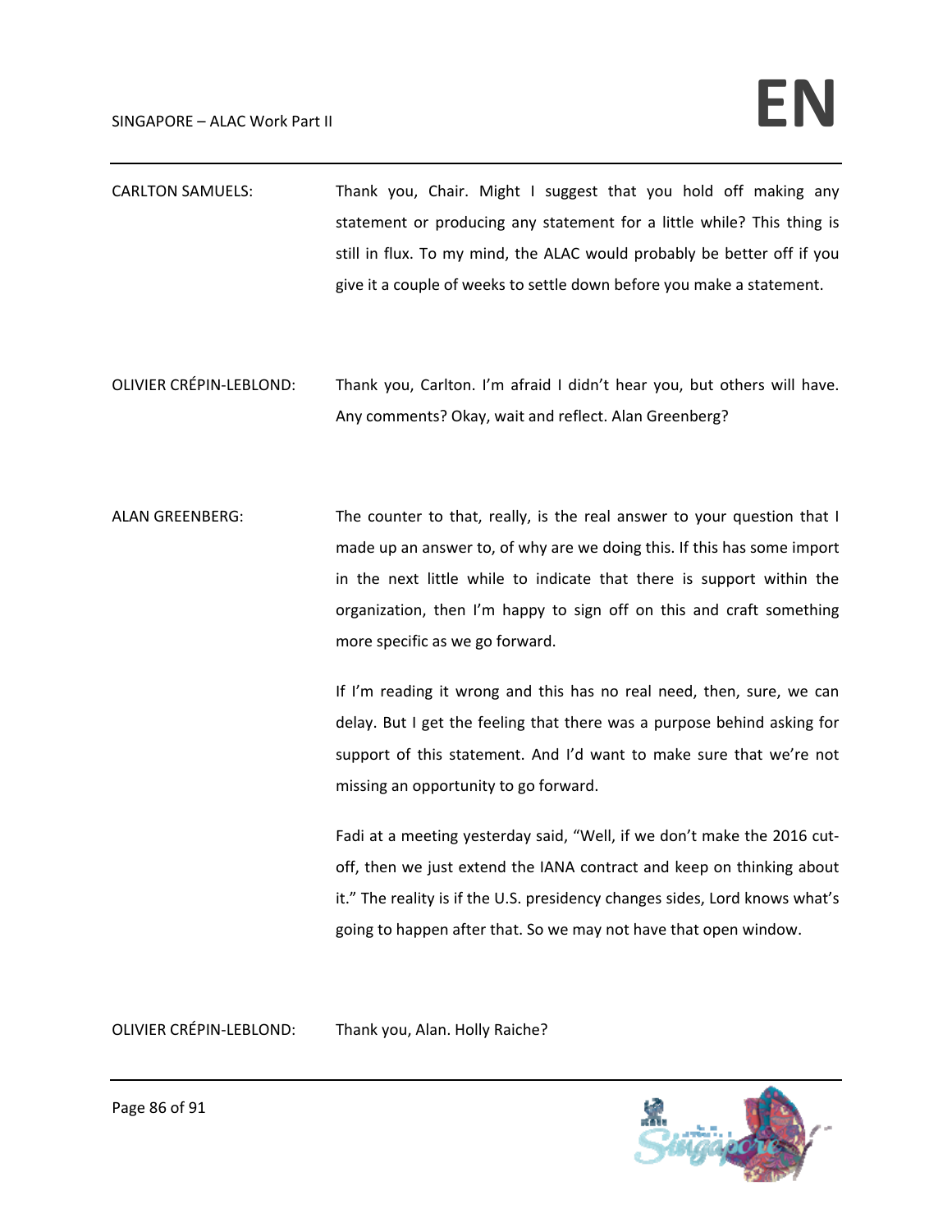CARLTON SAMUELS: Thank you, Chair. Might I suggest that you hold off making any statement or producing any statement for a little while? This thing is still in flux. To my mind, the ALAC would probably be better off if you give it a couple of weeks to settle down before you make a statement.

OLIVIER CRÉPIN-LEBLOND: Thank you, Carlton. I'm afraid I didn't hear you, but others will have. Any comments? Okay, wait and reflect. Alan Greenberg?

ALAN GREENBERG: The counter to that, really, is the real answer to your question that I made up an answer to, of why are we doing this. If this has some import in the next little while to indicate that there is support within the organization, then I'm happy to sign off on this and craft something more specific as we go forward.

If I'm reading it wrong and this has no real need, then, sure, we can delay. But I get the feeling that there was a purpose behind asking for support of this statement. And I'd want to make sure that we're not missing an opportunity to go forward.

Fadi at a meeting yesterday said, "Well, if we don't make the 2016 cut-off, then we just extend the IANA contract and keep on thinking about it." The reality is if the U.S. presidency changes sides, Lord knows what's going to happen after that. So we may not have that open window.

OLIVIER CRÉPIN-LEBLOND: Thank you, Alan. Holly Raiche?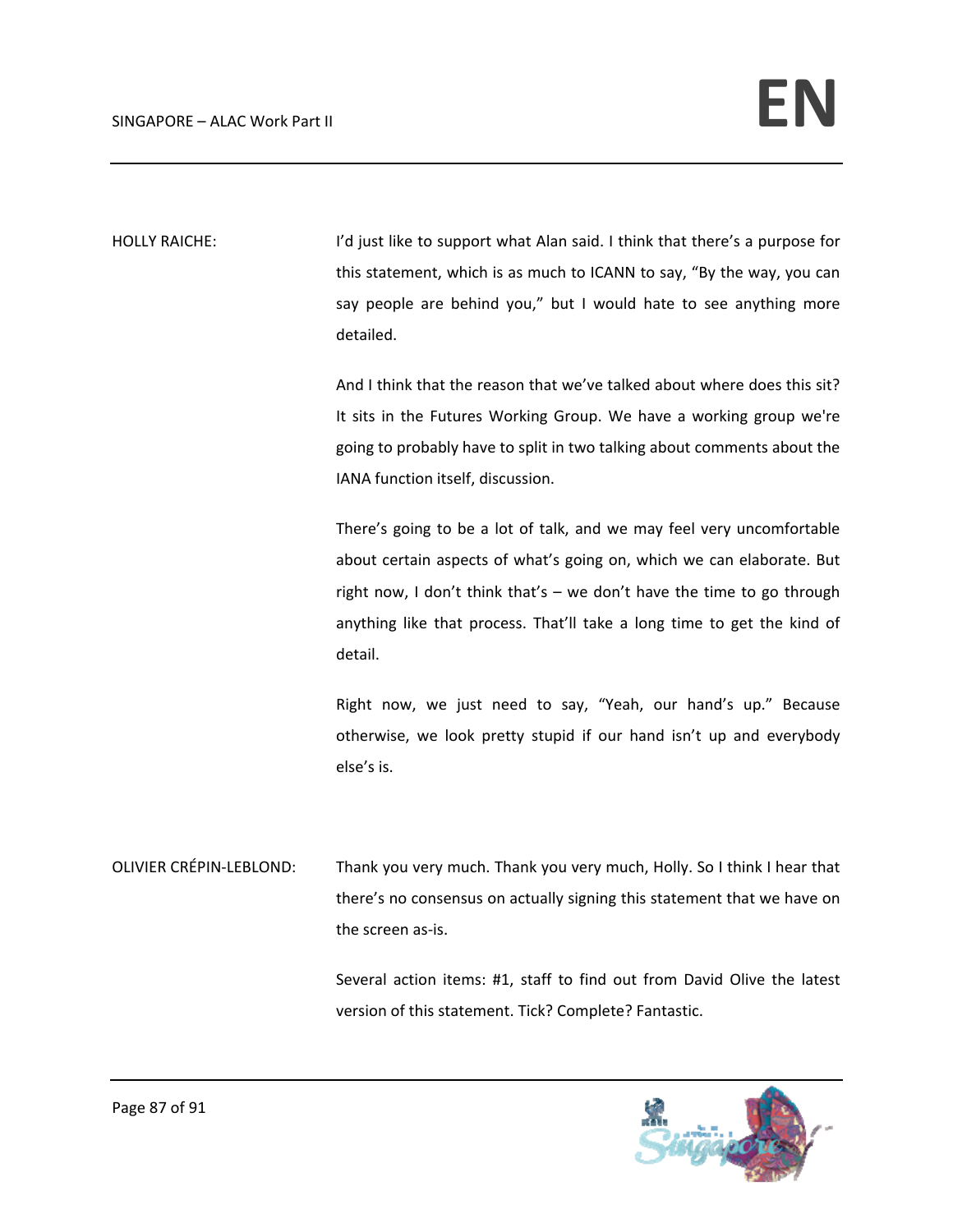HOLLY RAICHE: I'd just like to support what Alan said. I think that there's a purpose for this statement, which is as much to ICANN to say, "By the way, you can say people are behind you," but I would hate to see anything more detailed.

And I think that the reason that we've talked about where does this sit? It sits in the Futures Working Group. We have a working group we're going to probably have to split in two talking about comments about the IANA function itself, discussion.

There's going to be a lot of talk, and we may feel very uncomfortable about certain aspects of what's going on, which we can elaborate. But right now, I don't think that's – we don't have the time to go through anything like that process. That'll take a long time to get the kind of detail.

Right now, we just need to say, "Yeah, our hand's up." Because otherwise, we look pretty stupid if our hand isn't up and everybody else's is.

OLIVIER CRÉPIN-LEBLOND: Thank you very much. Thank you very much, Holly. So I think I hear that there's no consensus on actually signing this statement that we have on the screen as-is.

Several action items: #1, staff to find out from David Olive the latest version of this statement. Tick? Complete? Fantastic.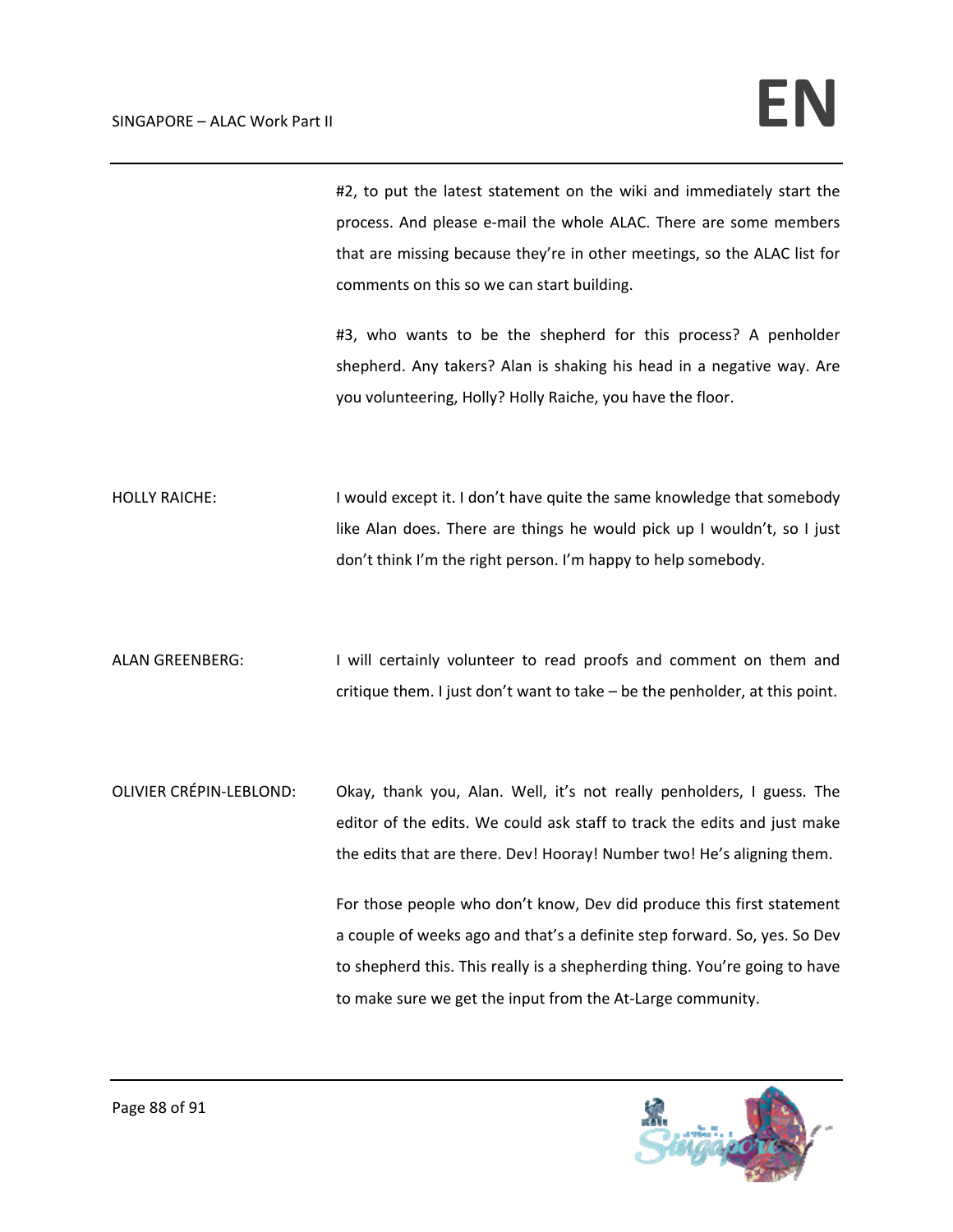#2, to put the latest statement on the wiki and immediately start the process. And please e-mail the whole ALAC. There are some members that are missing because they're in other meetings, so the ALAC list for comments on this so we can start building.

#3, who wants to be the shepherd for this process? A penholder shepherd. Any takers? Alan is shaking his head in a negative way. Are you volunteering, Holly? Holly Raiche, you have the floor.

HOLLY RAICHE: I would except it. I don't have quite the same knowledge that somebody like Alan does. There are things he would pick up I wouldn't, so I just don't think I'm the right person. I'm happy to help somebody.

ALAN GREENBERG: I will certainly volunteer to read proofs and comment on them and critique them. I just don't want to take – be the penholder, at this point.

OLIVIER CRÉPIN-LEBLOND: Okay, thank you, Alan. Well, it's not really penholders, I guess. The editor of the edits. We could ask staff to track the edits and just make the edits that are there. Dev! Hooray! Number two! He's aligning them.

For those people who don't know, Dev did produce this first statement a couple of weeks ago and that's a definite step forward. So, yes. So Dev to shepherd this. This really is a shepherding thing. You're going to have to make sure we get the input from the At-Large community.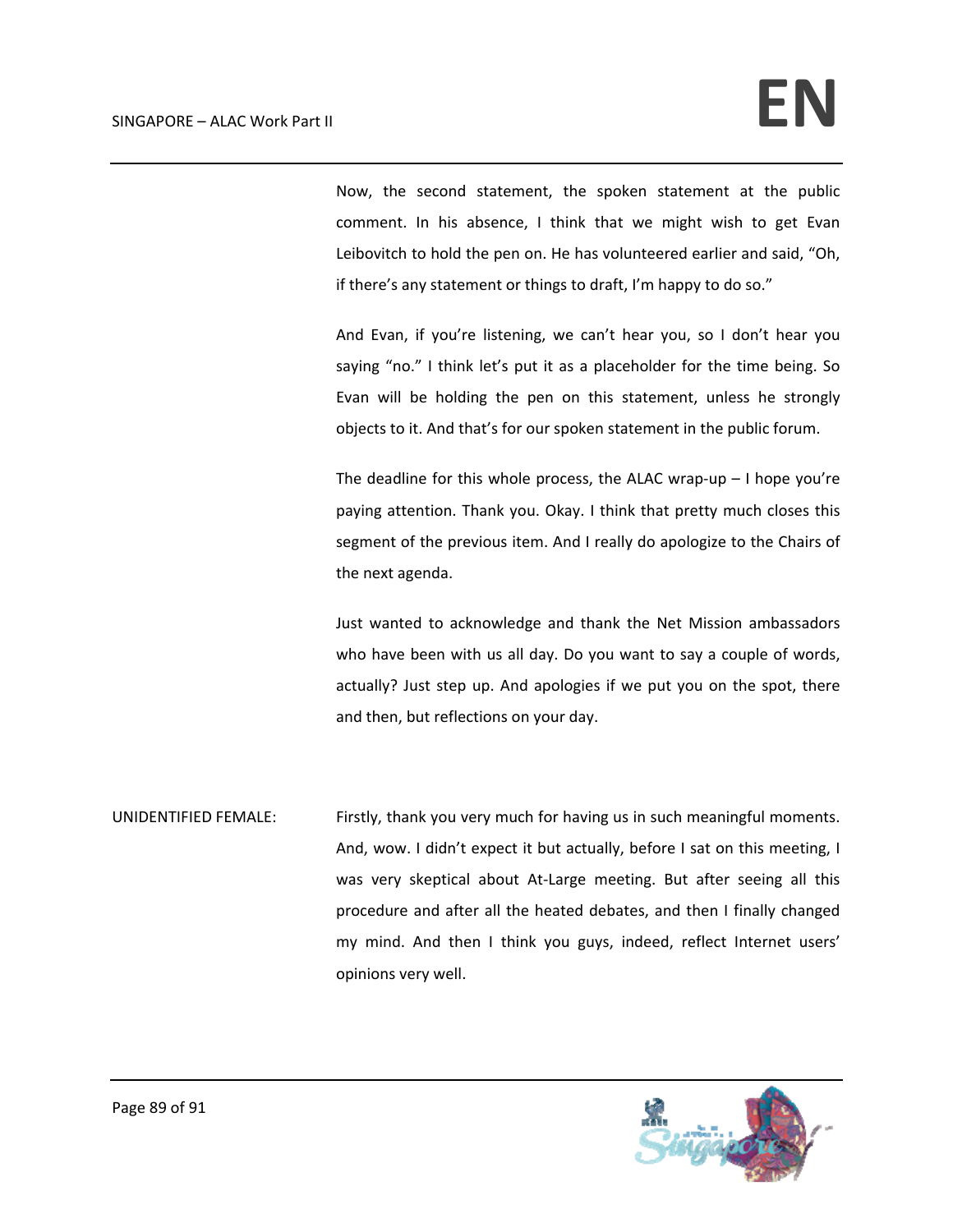Now, the second statement, the spoken statement at the public comment. In his absence, I think that we might wish to get Evan Leibovitch to hold the pen on. He has volunteered earlier and said, "Oh, if there's any statement or things to draft, I'm happy to do so."

And Evan, if you're listening, we can't hear you, so I don't hear you saying "no." I think let's put it as a placeholder for the time being. So Evan will be holding the pen on this statement, unless he strongly objects to it. And that's for our spoken statement in the public forum.

The deadline for this whole process, the ALAC wrap-up – I hope you're paying attention. Thank you. Okay. I think that pretty much closes this segment of the previous item. And I really do apologize to the Chairs of the next agenda.

Just wanted to acknowledge and thank the Net Mission ambassadors who have been with us all day. Do you want to say a couple of words, actually? Just step up. And apologies if we put you on the spot, there and then, but reflections on your day.

UNIDENTIFIED FEMALE: Firstly, thank you very much for having us in such meaningful moments. And, wow. I didn't expect it but actually, before I sat on this meeting, I was very skeptical about At-Large meeting. But after seeing all this procedure and after all the heated debates, and then I finally changed my mind. And then I think you guys, indeed, reflect Internet users' opinions very well.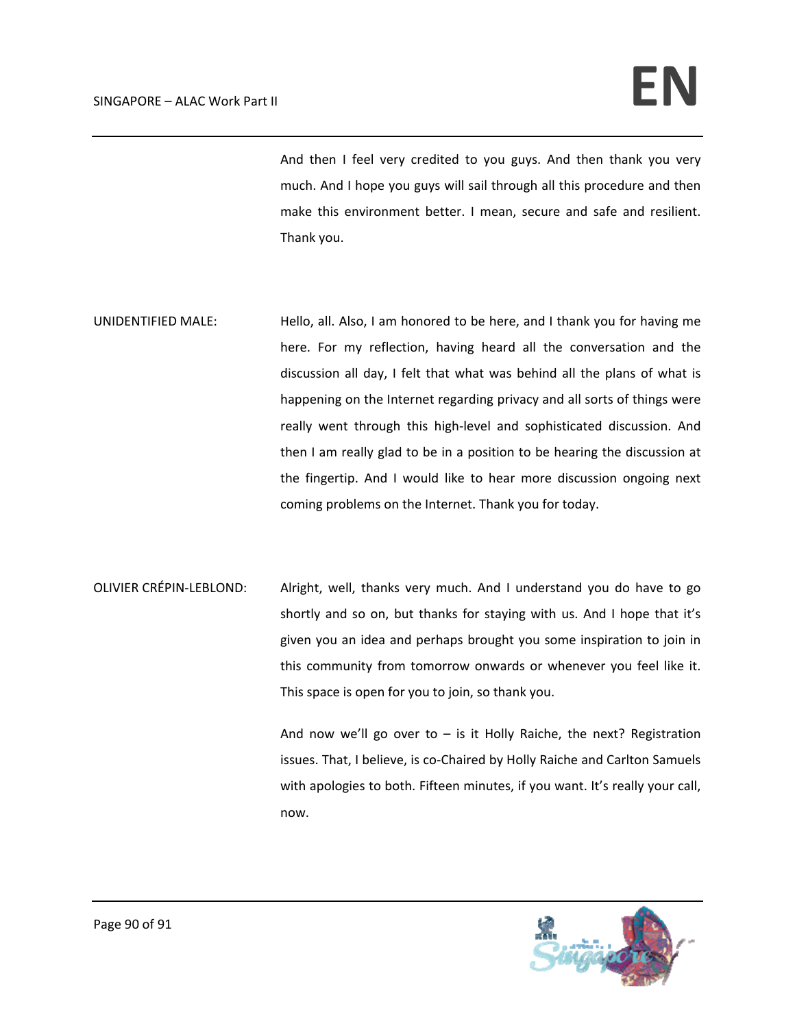And then I feel very credited to you guys. And then thank you very much. And I hope you guys will sail through all this procedure and then make this environment better. I mean, secure and safe and resilient. Thank you.

UNIDENTIFIED MALE: Hello, all. Also, I am honored to be here, and I thank you for having me here. For my reflection, having heard all the conversation and the discussion all day, I felt that what was behind all the plans of what is happening on the Internet regarding privacy and all sorts of things were really went through this high-level and sophisticated discussion. And then I am really glad to be in a position to be hearing the discussion at the fingertip. And I would like to hear more discussion ongoing next coming problems on the Internet. Thank you for today.

OLIVIER CRÉPIN-LEBLOND: Alright, well, thanks very much. And I understand you do have to go shortly and so on, but thanks for staying with us. And I hope that it's given you an idea and perhaps brought you some inspiration to join in this community from tomorrow onwards or whenever you feel like it. This space is open for you to join, so thank you.

And now we'll go over to – is it Holly Raiche, the next? Registration issues. That, I believe, is co-Chaired by Holly Raiche and Carlton Samuels with apologies to both. Fifteen minutes, if you want. It's really your call, now.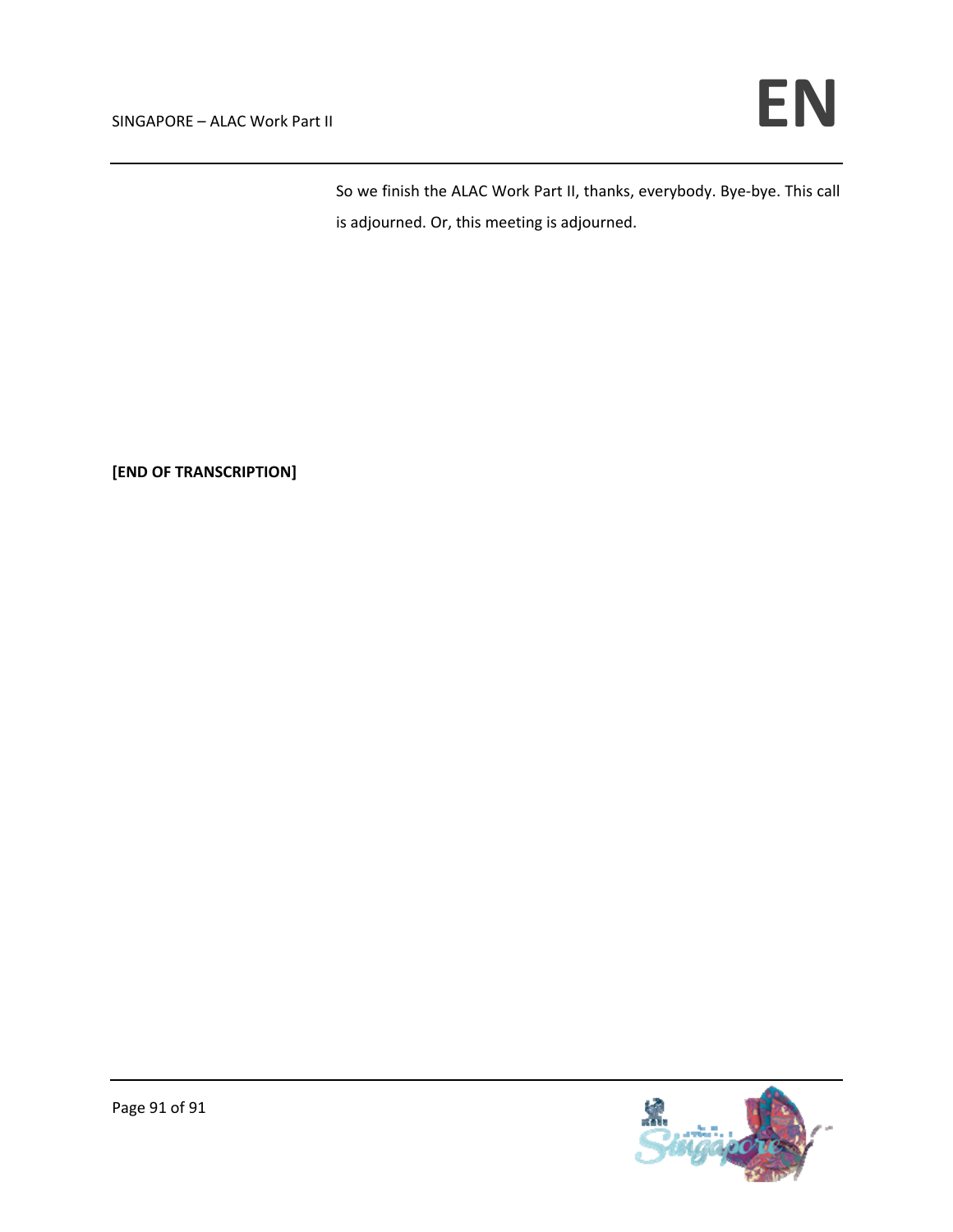So we finish the ALAC Work Part II, thanks, everybody. Bye-bye. This call is adjourned. Or, this meeting is adjourned.

**[END OF TRANSCRIPTION]**